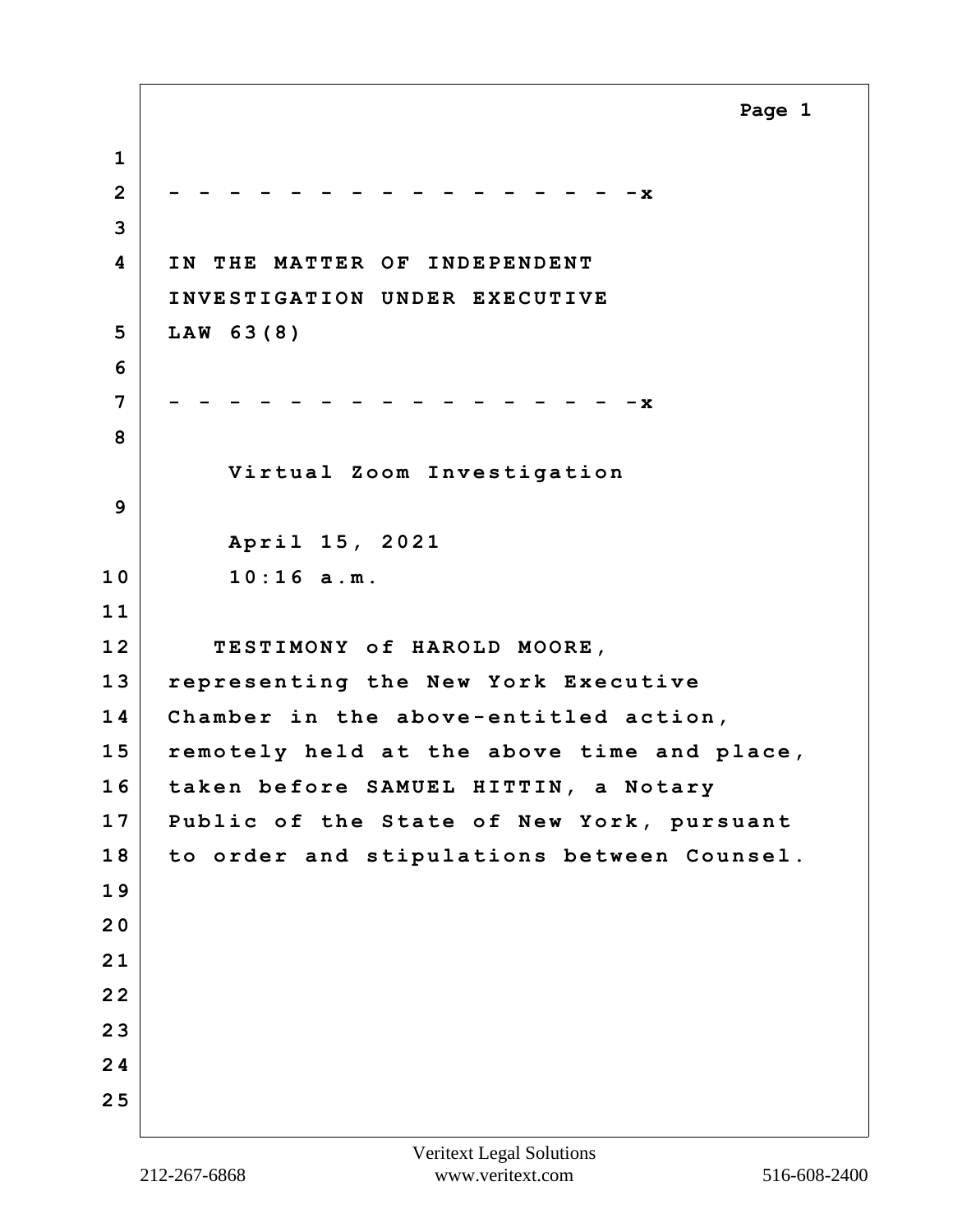- - - - - - - - - - - - - - - - - -x

IN THE MATTER OF INDEPENDENT INVESTIGATION UNDER EXECUTIVE LAW 63(8)

- - - - - - - - - - - - - - - - - -x

Virtual Zoom Investigation

April 15, 2021

10:16 a.m.

TESTIMONY of HAROLD MOORE, representing the New York Executive Chamber in the above-entitled action, remotely held at the above time and place, taken before SAMUEL HITTIN, a Notary Public of the State of New York, pursuant to order and stipulations between Counsel.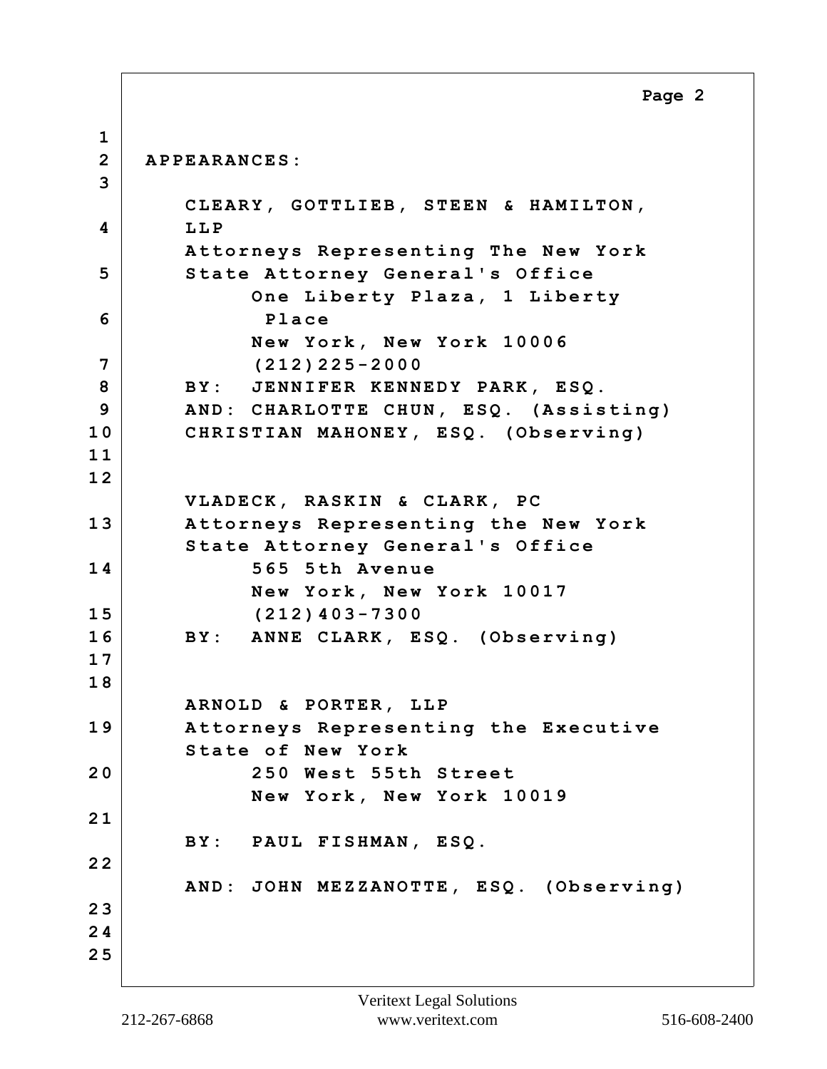APPEARANCES:

CLEARY, GOTTLIEB, STEEN & HAMILTON, LLP
Attorneys Representing The New York State Attorney General's Office
One Liberty Plaza, 1 Liberty Place
New York, New York 10006
(212)225-2000
BY: JENNIFER KENNEDY PARK, ESQ.
AND: CHARLOTTE CHUN, ESQ. (Assisting)
CHRISTIAN MAHONEY, ESQ. (Observing)

VLADECK, RASKIN & CLARK, PC
Attorneys Representing the New York State Attorney General's Office
565 5th Avenue
New York, New York 10017
(212)403-7300
BY: ANNE CLARK, ESQ. (Observing)

ARNOLD & PORTER, LLP
Attorneys Representing the Executive State of New York
250 West 55th Street
New York, New York 10019

BY: PAUL FISHMAN, ESQ.

AND: JOHN MEZZANOTTE, ESQ. (Observing)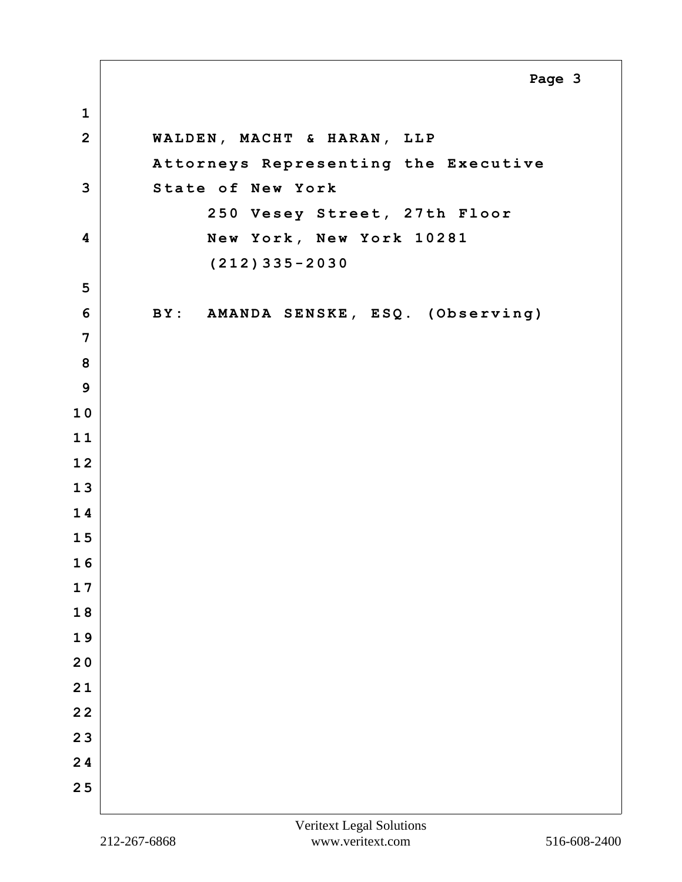WALDEN, MACHT & HARAN, LLP
Attorneys Representing the Executive
State of New York
250 Vesey Street, 27th Floor
New York, New York 10281
(212)335-2030

BY: AMANDA SENSKE, ESQ. (Observing)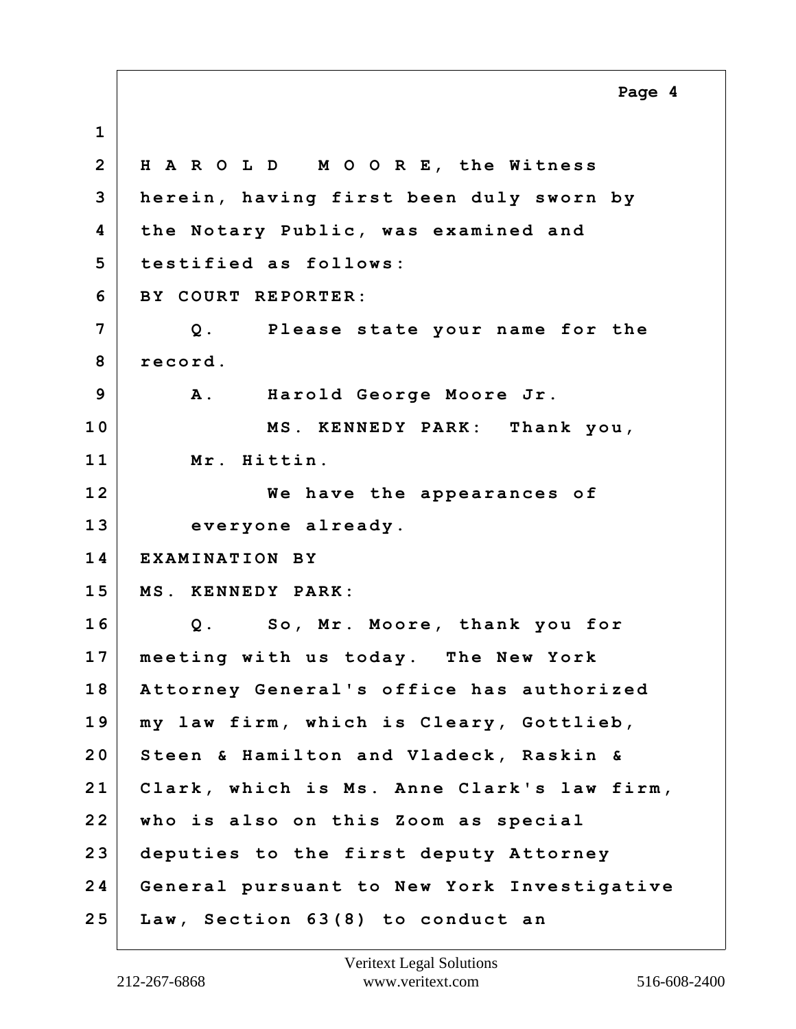H A R O L D   M O O R E, the Witness herein, having first been duly sworn by the Notary Public, was examined and testified as follows:

BY COURT REPORTER:

Q. Please state your name for the record.

A. Harold George Moore Jr.

MS. KENNEDY PARK: Thank you, Mr. Hittin.

We have the appearances of everyone already.

EXAMINATION BY

MS. KENNEDY PARK:

Q. So, Mr. Moore, thank you for meeting with us today. The New York Attorney General's office has authorized my law firm, which is Cleary, Gottlieb, Steen & Hamilton and Vladeck, Raskin & Clark, which is Ms. Anne Clark's law firm, who is also on this Zoom as special deputies to the first deputy Attorney General pursuant to New York Investigative Law, Section 63(8) to conduct an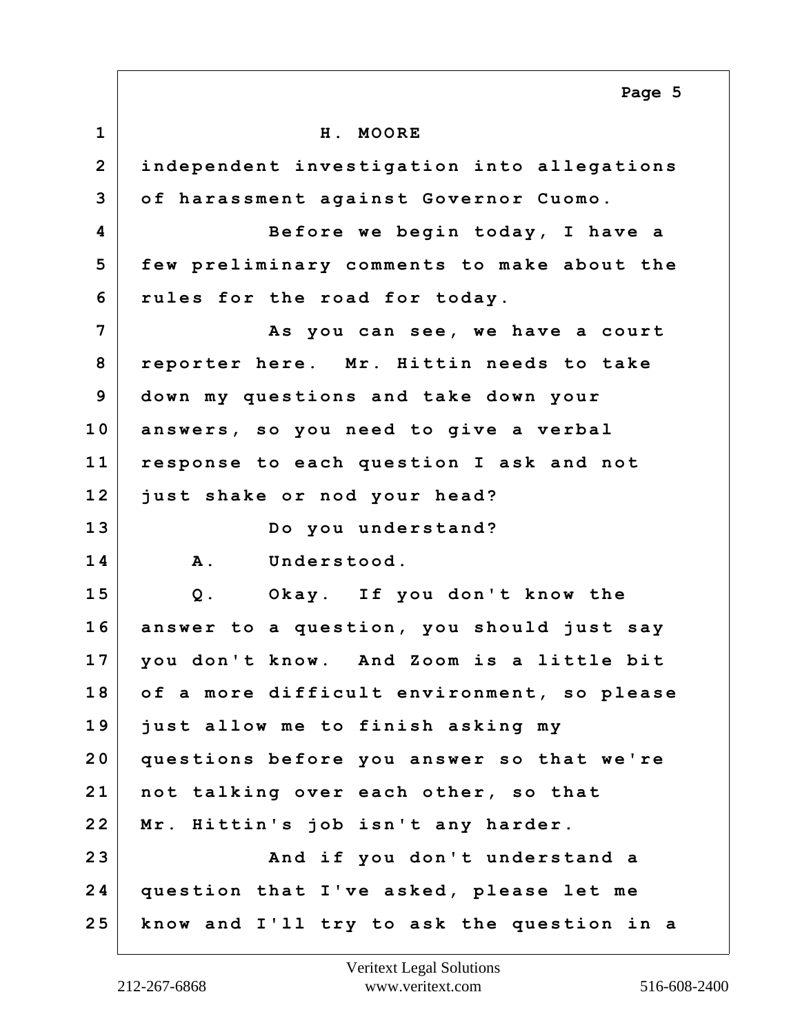H. MOORE

independent investigation into allegations of harassment against Governor Cuomo.

Before we begin today, I have a few preliminary comments to make about the rules for the road for today.

As you can see, we have a court reporter here. Mr. Hittin needs to take down my questions and take down your answers, so you need to give a verbal response to each question I ask and not just shake or nod your head?

Do you understand?

A. Understood.

Q. Okay. If you don't know the answer to a question, you should just say you don't know. And Zoom is a little bit of a more difficult environment, so please just allow me to finish asking my questions before you answer so that we're not talking over each other, so that Mr. Hittin's job isn't any harder.

And if you don't understand a question that I've asked, please let me know and I'll try to ask the question in a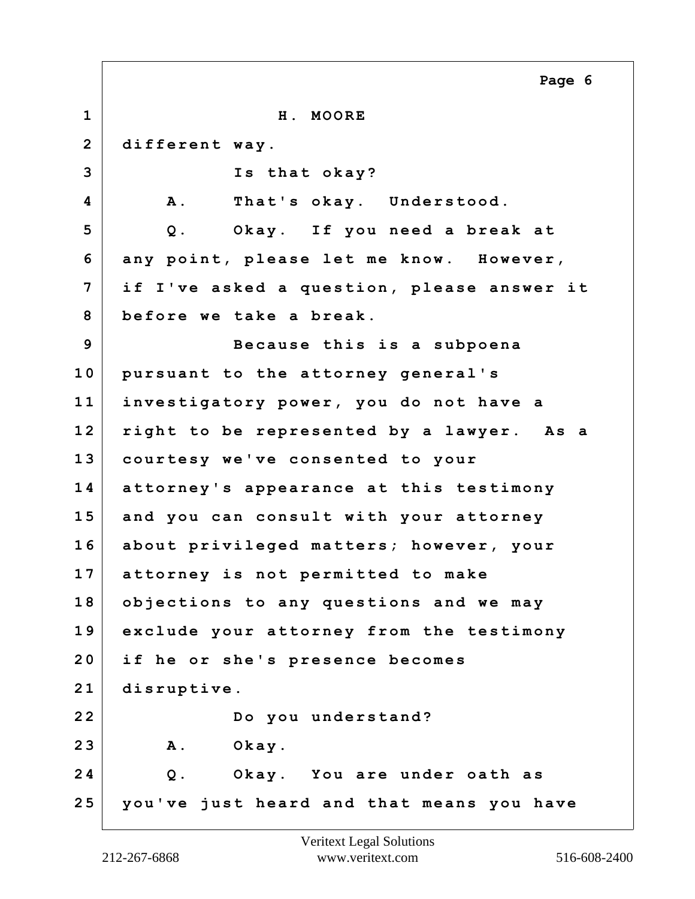H. MOORE

different way.

Is that okay?

A. That's okay. Understood.

Q. Okay. If you need a break at any point, please let me know. However, if I've asked a question, please answer it before we take a break.

Because this is a subpoena pursuant to the attorney general's investigatory power, you do not have a right to be represented by a lawyer. As a courtesy we've consented to your attorney's appearance at this testimony and you can consult with your attorney about privileged matters; however, your attorney is not permitted to make objections to any questions and we may exclude your attorney from the testimony if he or she's presence becomes disruptive.

Do you understand?

A. Okay.

Q. Okay. You are under oath as you've just heard and that means you have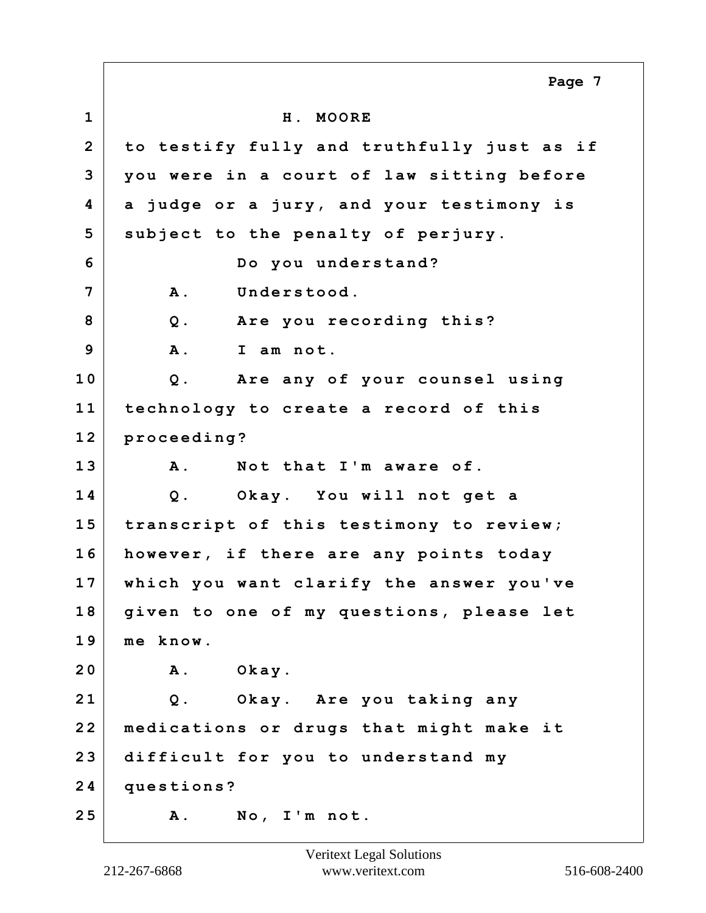H. MOORE

to testify fully and truthfully just as if you were in a court of law sitting before a judge or a jury, and your testimony is subject to the penalty of perjury.

Do you understand?

A. Understood.

Q. Are you recording this?

A. I am not.

Q. Are any of your counsel using technology to create a record of this proceeding?

A. Not that I'm aware of.

Q. Okay. You will not get a transcript of this testimony to review; however, if there are any points today which you want clarify the answer you've given to one of my questions, please let me know.

A. Okay.

Q. Okay. Are you taking any medications or drugs that might make it difficult for you to understand my questions?

A. No, I'm not.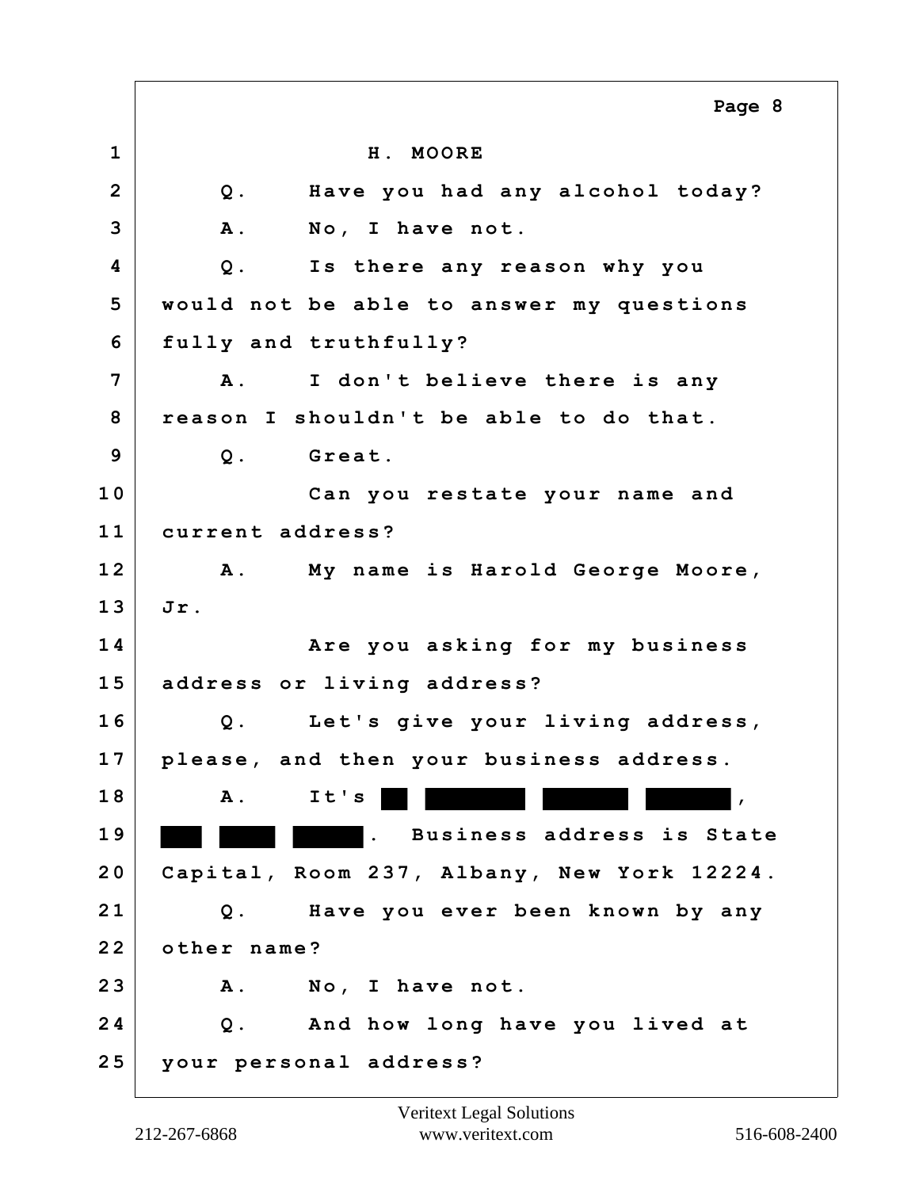H. MOORE

Q. Have you had any alcohol today?

A. No, I have not.

Q. Is there any reason why you would not be able to answer my questions fully and truthfully?

A. I don't believe there is any reason I shouldn't be able to do that.

Q. Great.

Can you restate your name and current address?

A. My name is Harold George Moore, Jr.

Are you asking for my business address or living address?

Q. Let's give your living address, please, and then your business address.

A. It's ██ ████████ ███████ ███████, ███ ████ █████. Business address is State Capital, Room 237, Albany, New York 12224.

Q. Have you ever been known by any other name?

A. No, I have not.

Q. And how long have you lived at your personal address?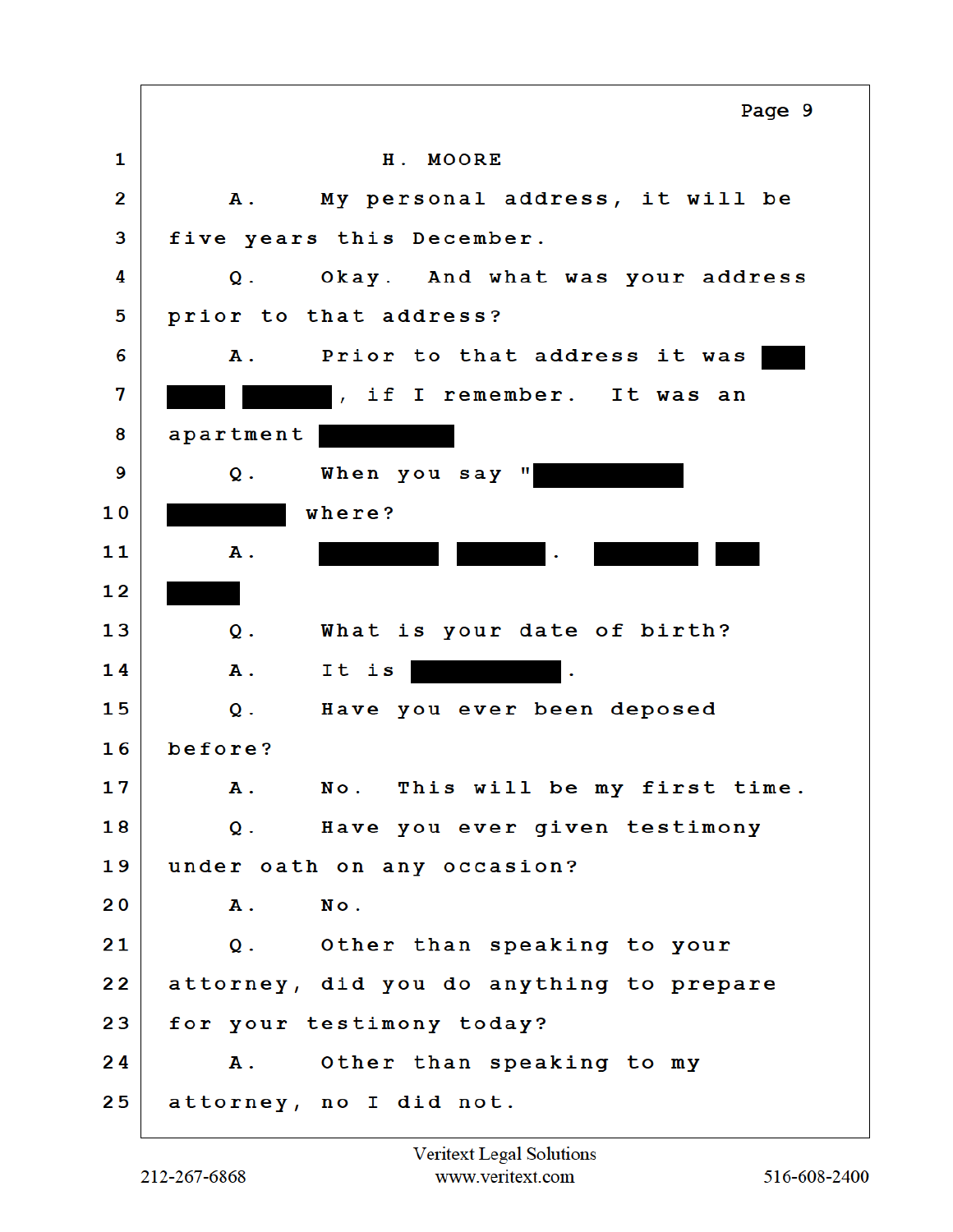H. MOORE

A. My personal address, it will be five years this December.

Q. Okay. And what was your address prior to that address?

A. Prior to that address it was [REDACTED] [REDACTED] [REDACTED], if I remember. It was an apartment [REDACTED]

Q. When you say "[REDACTED] [REDACTED] where?

A. [REDACTED] [REDACTED]. [REDACTED] [REDACTED] [REDACTED]

Q. What is your date of birth?

A. It is [REDACTED].

Q. Have you ever been deposed before?

A. No. This will be my first time.

Q. Have you ever given testimony under oath on any occasion?

A. No.

Q. Other than speaking to your attorney, did you do anything to prepare for your testimony today?

A. Other than speaking to my attorney, no I did not.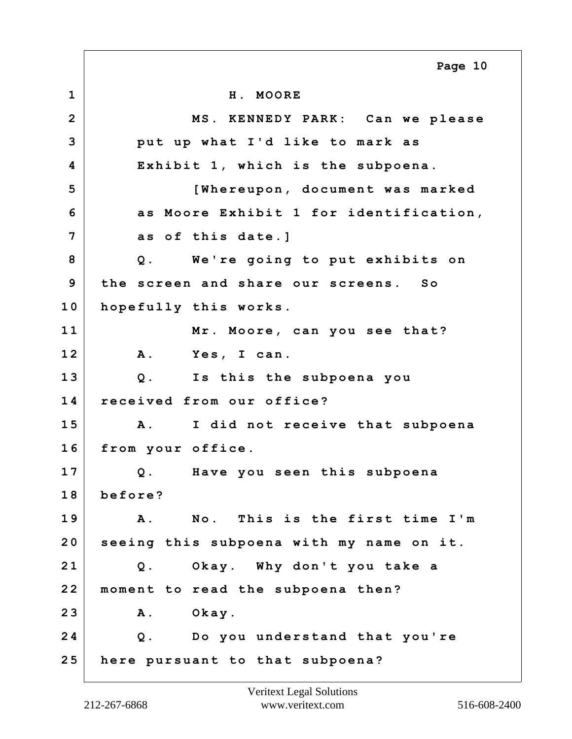H. MOORE

MS. KENNEDY PARK: Can we please put up what I'd like to mark as Exhibit 1, which is the subpoena.

[Whereupon, document was marked as Moore Exhibit 1 for identification, as of this date.]

Q. We're going to put exhibits on the screen and share our screens. So hopefully this works.

Mr. Moore, can you see that?

A. Yes, I can.

Q. Is this the subpoena you received from our office?

A. I did not receive that subpoena from your office.

Q. Have you seen this subpoena before?

A. No. This is the first time I'm seeing this subpoena with my name on it.

Q. Okay. Why don't you take a moment to read the subpoena then?

A. Okay.

Q. Do you understand that you're here pursuant to that subpoena?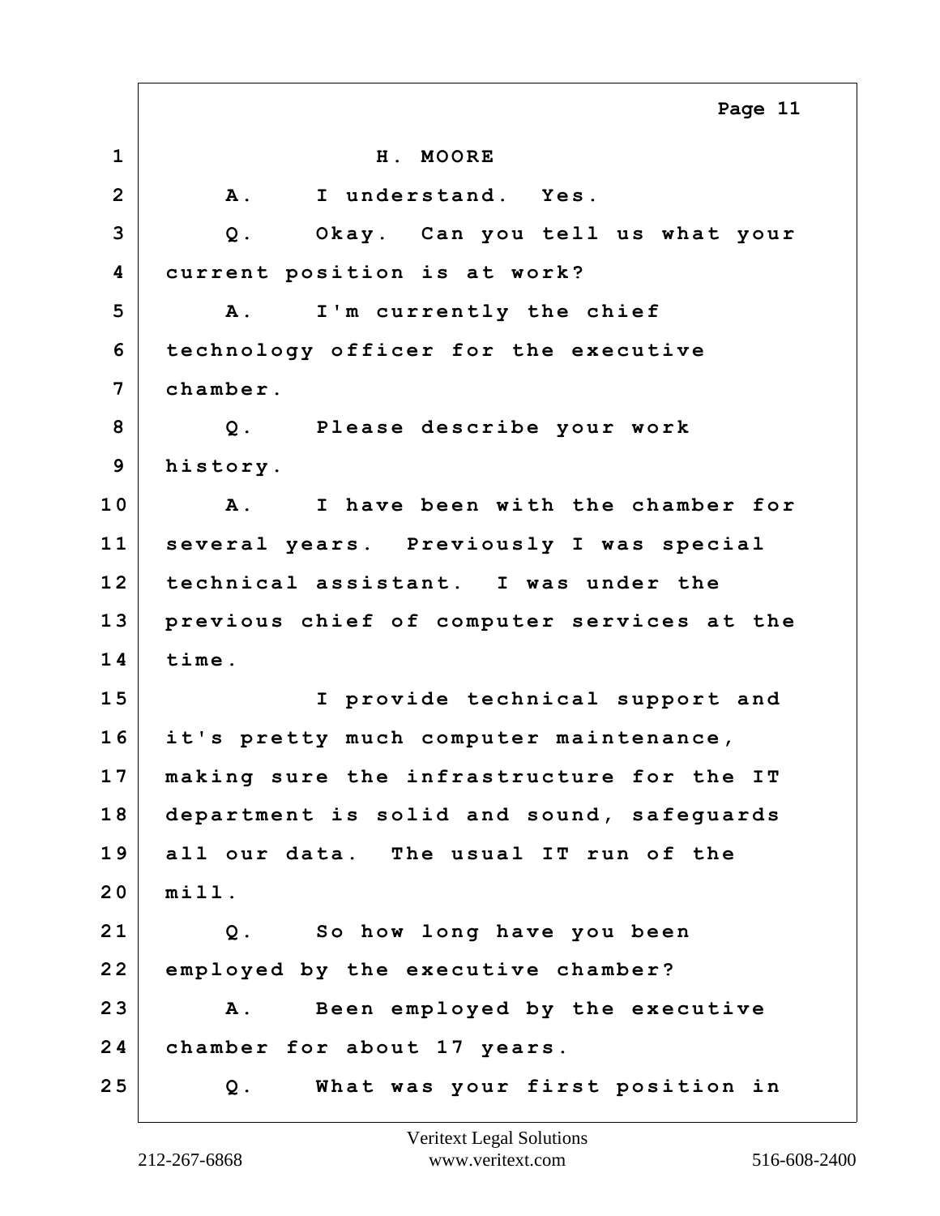H. MOORE

A. I understand. Yes.

Q. Okay. Can you tell us what your current position is at work?

A. I'm currently the chief technology officer for the executive chamber.

Q. Please describe your work history.

A. I have been with the chamber for several years. Previously I was special technical assistant. I was under the previous chief of computer services at the time.

I provide technical support and it's pretty much computer maintenance, making sure the infrastructure for the IT department is solid and sound, safeguards all our data. The usual IT run of the mill.

Q. So how long have you been employed by the executive chamber?

A. Been employed by the executive chamber for about 17 years.

Q. What was your first position in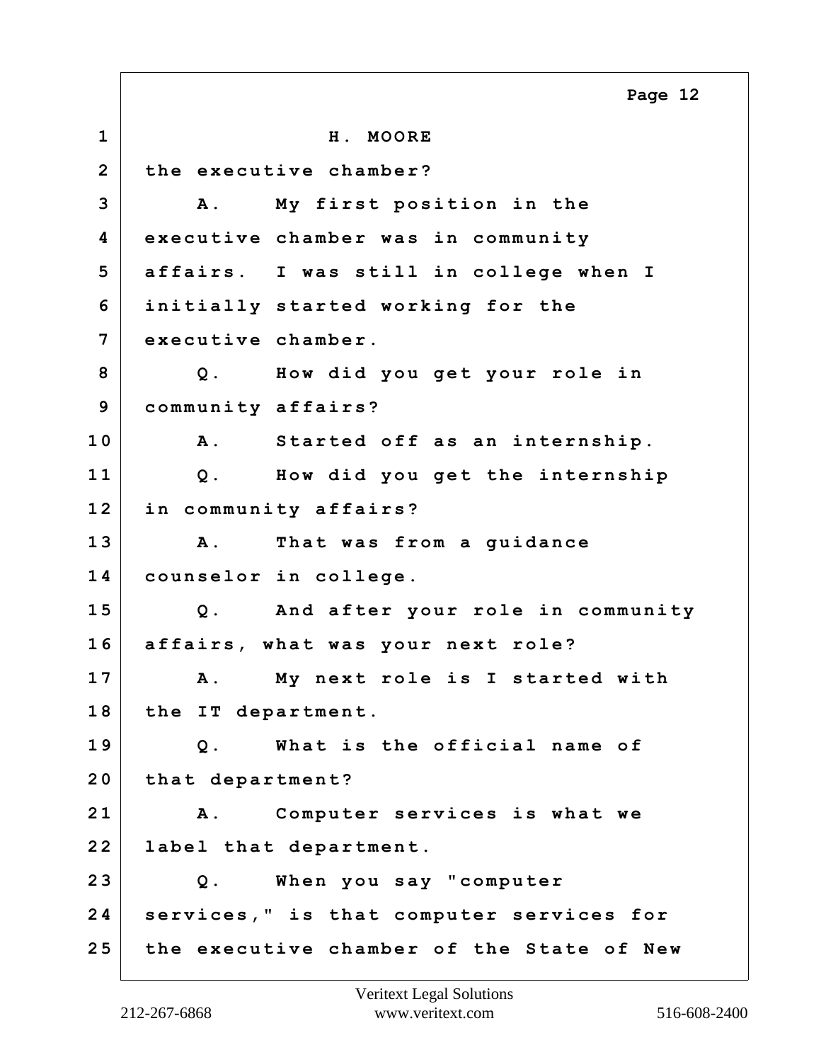H. MOORE

the executive chamber?

A. My first position in the executive chamber was in community affairs. I was still in college when I initially started working for the executive chamber.

Q. How did you get your role in community affairs?

A. Started off as an internship.

Q. How did you get the internship in community affairs?

A. That was from a guidance counselor in college.

Q. And after your role in community affairs, what was your next role?

A. My next role is I started with the IT department.

Q. What is the official name of that department?

A. Computer services is what we label that department.

Q. When you say "computer services," is that computer services for the executive chamber of the State of New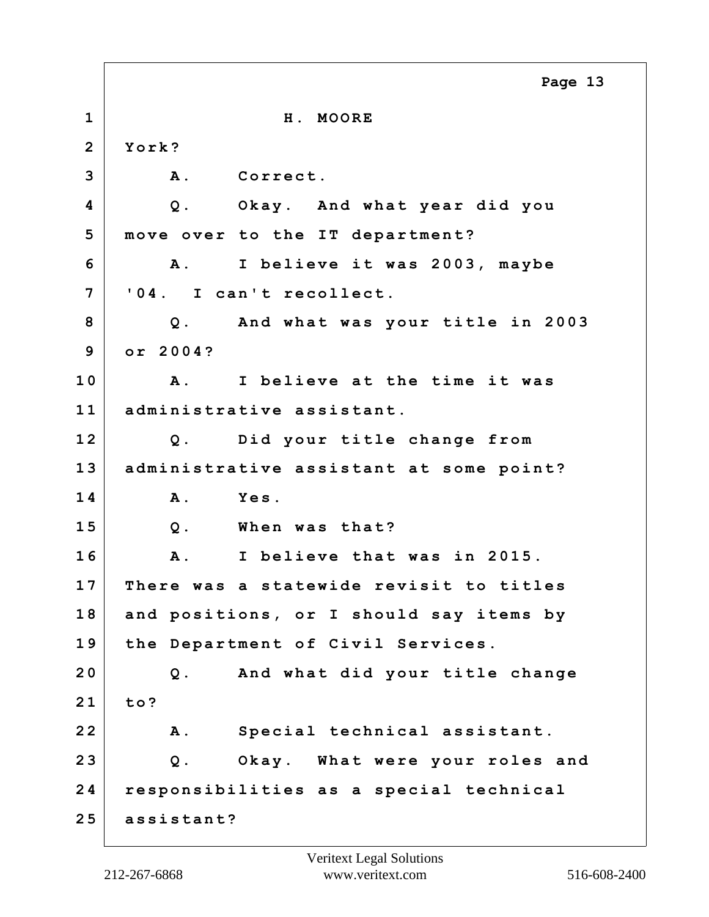H. MOORE

York?

A. Correct.

Q. Okay. And what year did you move over to the IT department?

A. I believe it was 2003, maybe '04. I can't recollect.

Q. And what was your title in 2003 or 2004?

A. I believe at the time it was administrative assistant.

Q. Did your title change from administrative assistant at some point?

A. Yes.

Q. When was that?

A. I believe that was in 2015. There was a statewide revisit to titles and positions, or I should say items by the Department of Civil Services.

Q. And what did your title change to?

A. Special technical assistant.

Q. Okay. What were your roles and responsibilities as a special technical assistant?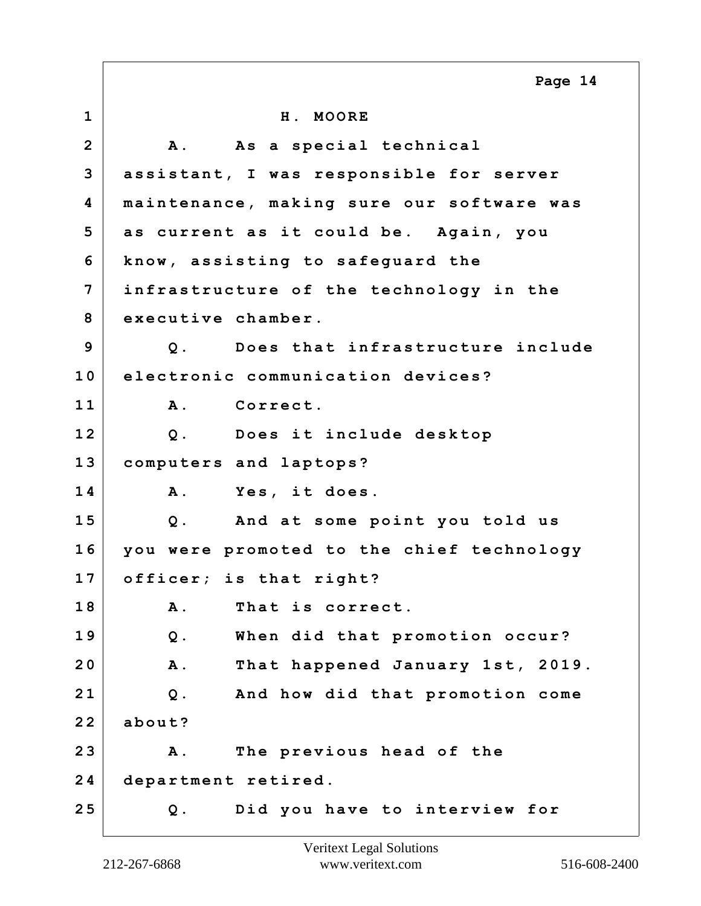H. MOORE

A. As a special technical assistant, I was responsible for server maintenance, making sure our software was as current as it could be. Again, you know, assisting to safeguard the infrastructure of the technology in the executive chamber.

Q. Does that infrastructure include electronic communication devices?

A. Correct.

Q. Does it include desktop computers and laptops?

A. Yes, it does.

Q. And at some point you told us you were promoted to the chief technology officer; is that right?

A. That is correct.

Q. When did that promotion occur?

A. That happened January 1st, 2019.

Q. And how did that promotion come about?

A. The previous head of the department retired.

Q. Did you have to interview for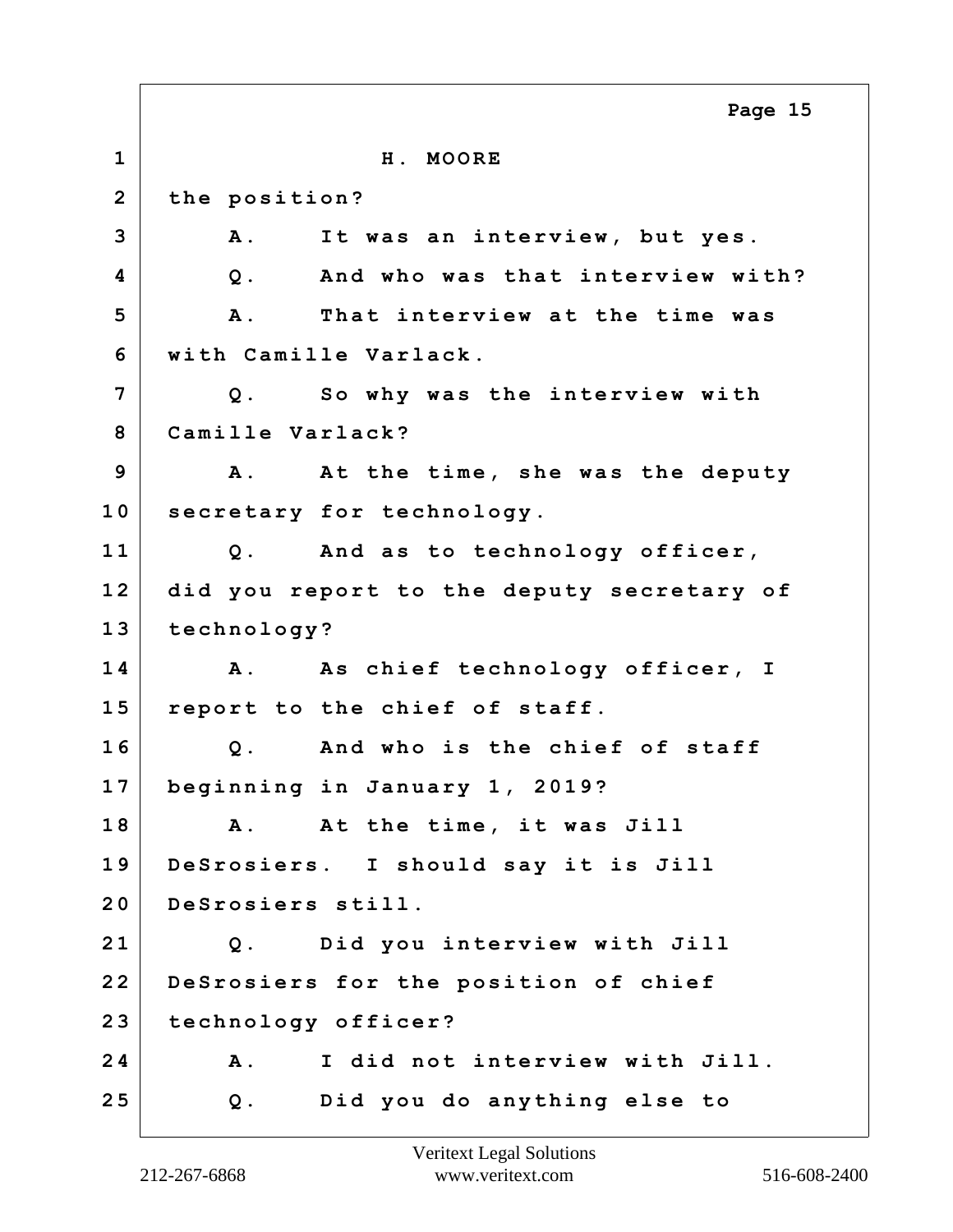H. MOORE

the position?

A. It was an interview, but yes.

Q. And who was that interview with?

A. That interview at the time was with Camille Varlack.

Q. So why was the interview with Camille Varlack?

A. At the time, she was the deputy secretary for technology.

Q. And as to technology officer, did you report to the deputy secretary of technology?

A. As chief technology officer, I report to the chief of staff.

Q. And who is the chief of staff beginning in January 1, 2019?

A. At the time, it was Jill DeSrosiers. I should say it is Jill DeSrosiers still.

Q. Did you interview with Jill DeSrosiers for the position of chief technology officer?

A. I did not interview with Jill.

Q. Did you do anything else to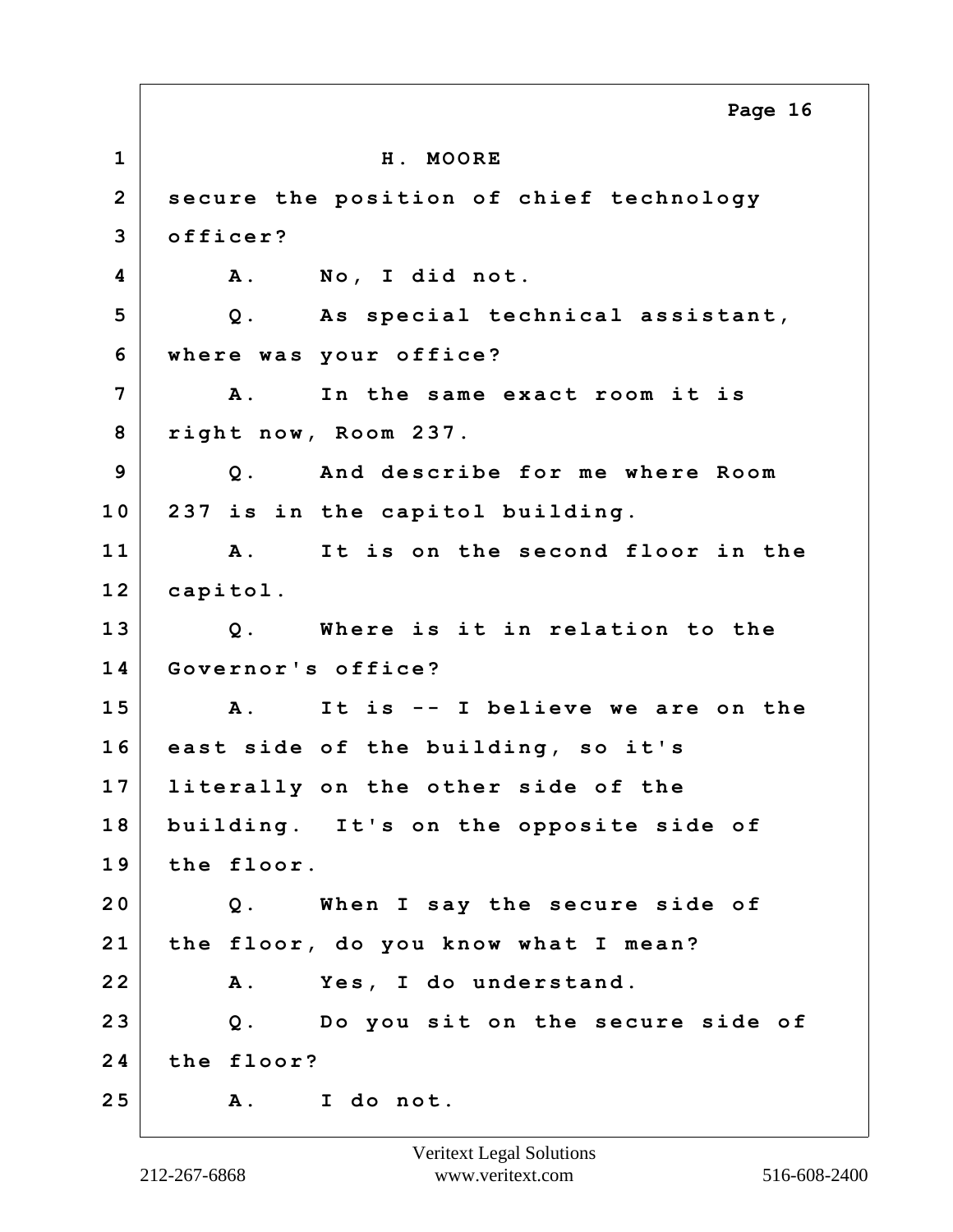H. MOORE

secure the position of chief technology officer?

A. No, I did not.

Q. As special technical assistant, where was your office?

A. In the same exact room it is right now, Room 237.

Q. And describe for me where Room 237 is in the capitol building.

A. It is on the second floor in the capitol.

Q. Where is it in relation to the Governor's office?

A. It is -- I believe we are on the east side of the building, so it's literally on the other side of the building. It's on the opposite side of the floor.

Q. When I say the secure side of the floor, do you know what I mean?

A. Yes, I do understand.

Q. Do you sit on the secure side of the floor?

A. I do not.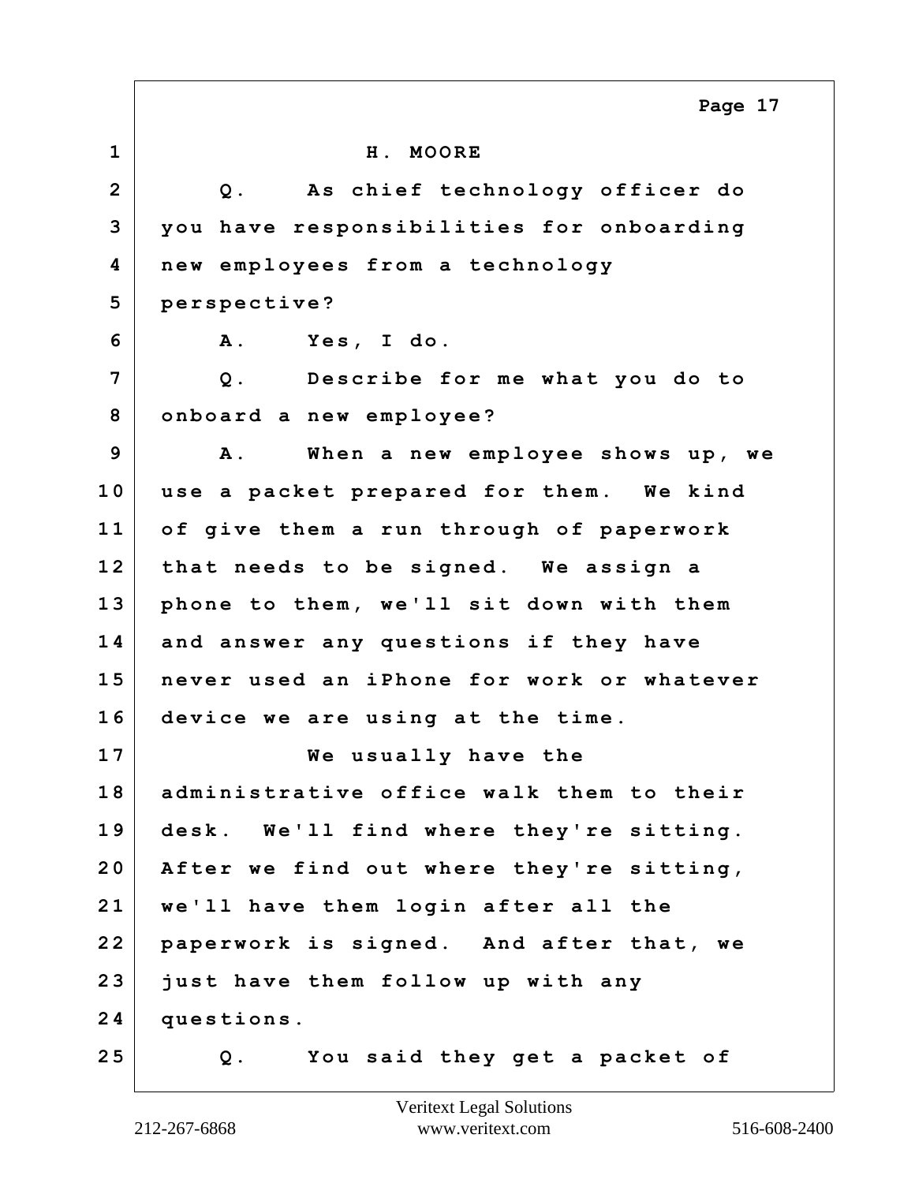H. MOORE

Q. As chief technology officer do you have responsibilities for onboarding new employees from a technology perspective?

A. Yes, I do.

Q. Describe for me what you do to onboard a new employee?

A. When a new employee shows up, we use a packet prepared for them. We kind of give them a run through of paperwork that needs to be signed. We assign a phone to them, we'll sit down with them and answer any questions if they have never used an iPhone for work or whatever device we are using at the time.

We usually have the administrative office walk them to their desk. We'll find where they're sitting. After we find out where they're sitting, we'll have them login after all the paperwork is signed. And after that, we just have them follow up with any questions.

Q. You said they get a packet of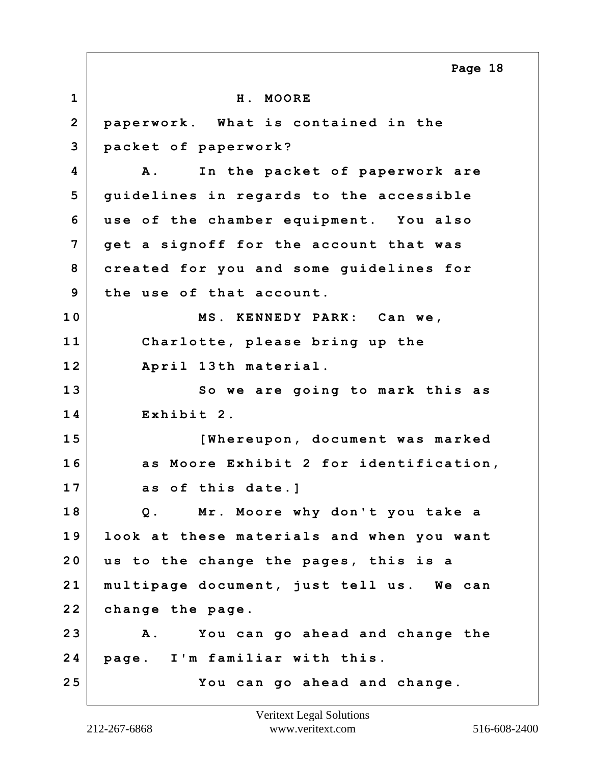H. MOORE

paperwork. What is contained in the packet of paperwork?

A. In the packet of paperwork are guidelines in regards to the accessible use of the chamber equipment. You also get a signoff for the account that was created for you and some guidelines for the use of that account.

MS. KENNEDY PARK: Can we, Charlotte, please bring up the April 13th material.

So we are going to mark this as Exhibit 2.

[Whereupon, document was marked as Moore Exhibit 2 for identification, as of this date.]

Q. Mr. Moore why don't you take a look at these materials and when you want us to the change the pages, this is a multipage document, just tell us. We can change the page.

A. You can go ahead and change the page. I'm familiar with this.

You can go ahead and change.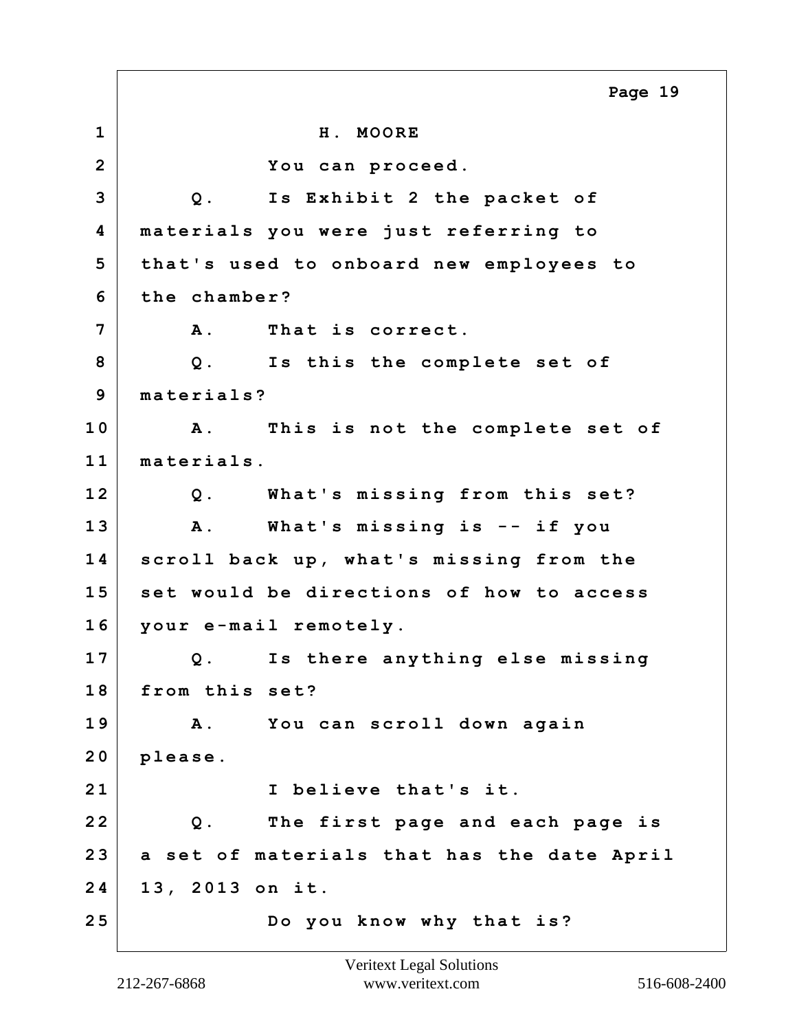1 H. MOORE

2 You can proceed.

3 Q. Is Exhibit 2 the packet of

4 materials you were just referring to

5 that's used to onboard new employees to

6 the chamber?

7 A. That is correct.

8 Q. Is this the complete set of

9 materials?

10 A. This is not the complete set of

11 materials.

12 Q. What's missing from this set?

13 A. What's missing is -- if you

14 scroll back up, what's missing from the

15 set would be directions of how to access

16 your e-mail remotely.

17 Q. Is there anything else missing

18 from this set?

19 A. You can scroll down again

20 please.

21 I believe that's it.

22 Q. The first page and each page is

23 a set of materials that has the date April

24 13, 2013 on it.

25 Do you know why that is?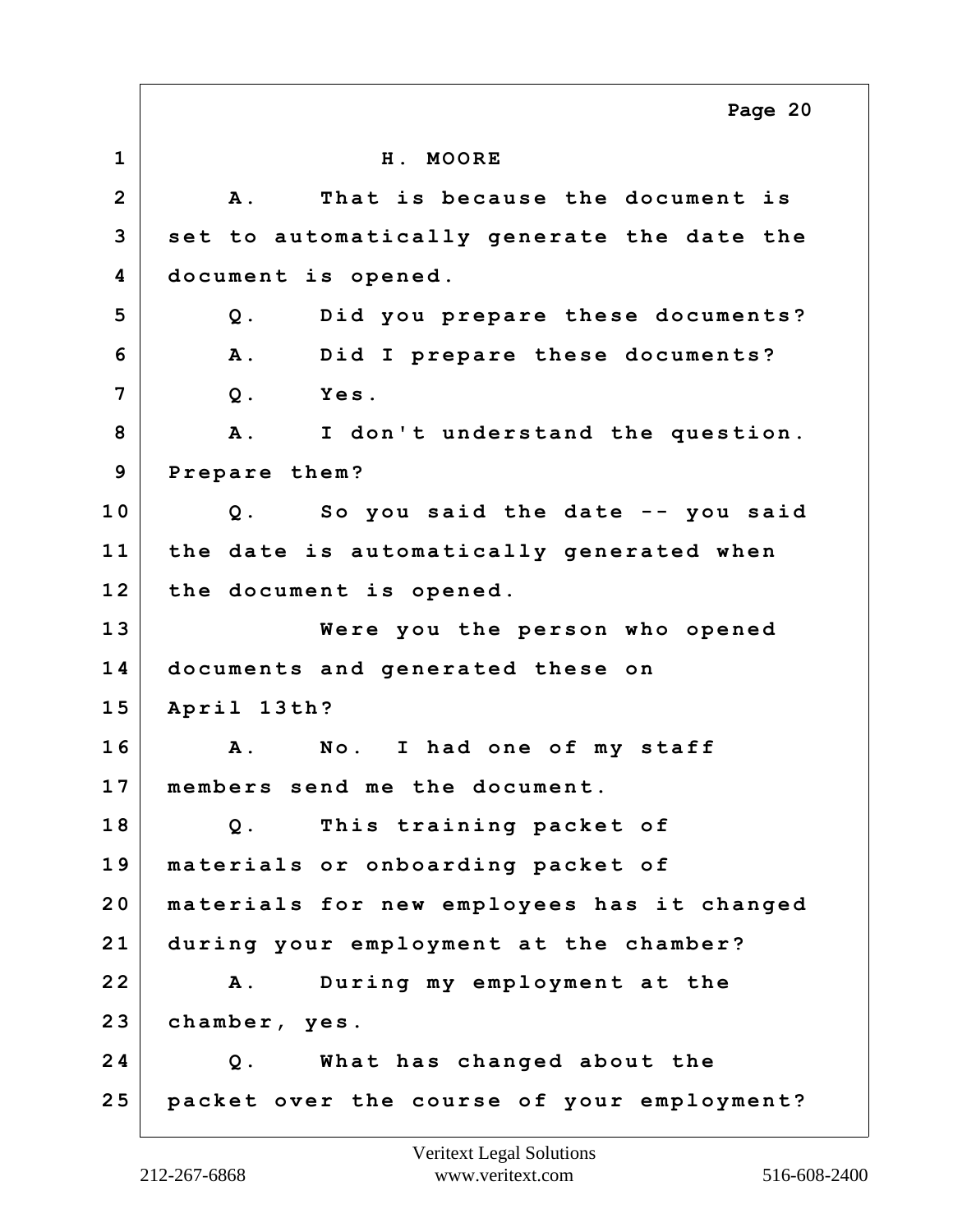H. MOORE

A. That is because the document is set to automatically generate the date the document is opened.

Q. Did you prepare these documents?

A. Did I prepare these documents?

Q. Yes.

A. I don't understand the question. Prepare them?

Q. So you said the date -- you said the date is automatically generated when the document is opened.

Were you the person who opened documents and generated these on April 13th?

A. No. I had one of my staff members send me the document.

Q. This training packet of materials or onboarding packet of materials for new employees has it changed during your employment at the chamber?

A. During my employment at the chamber, yes.

Q. What has changed about the packet over the course of your employment?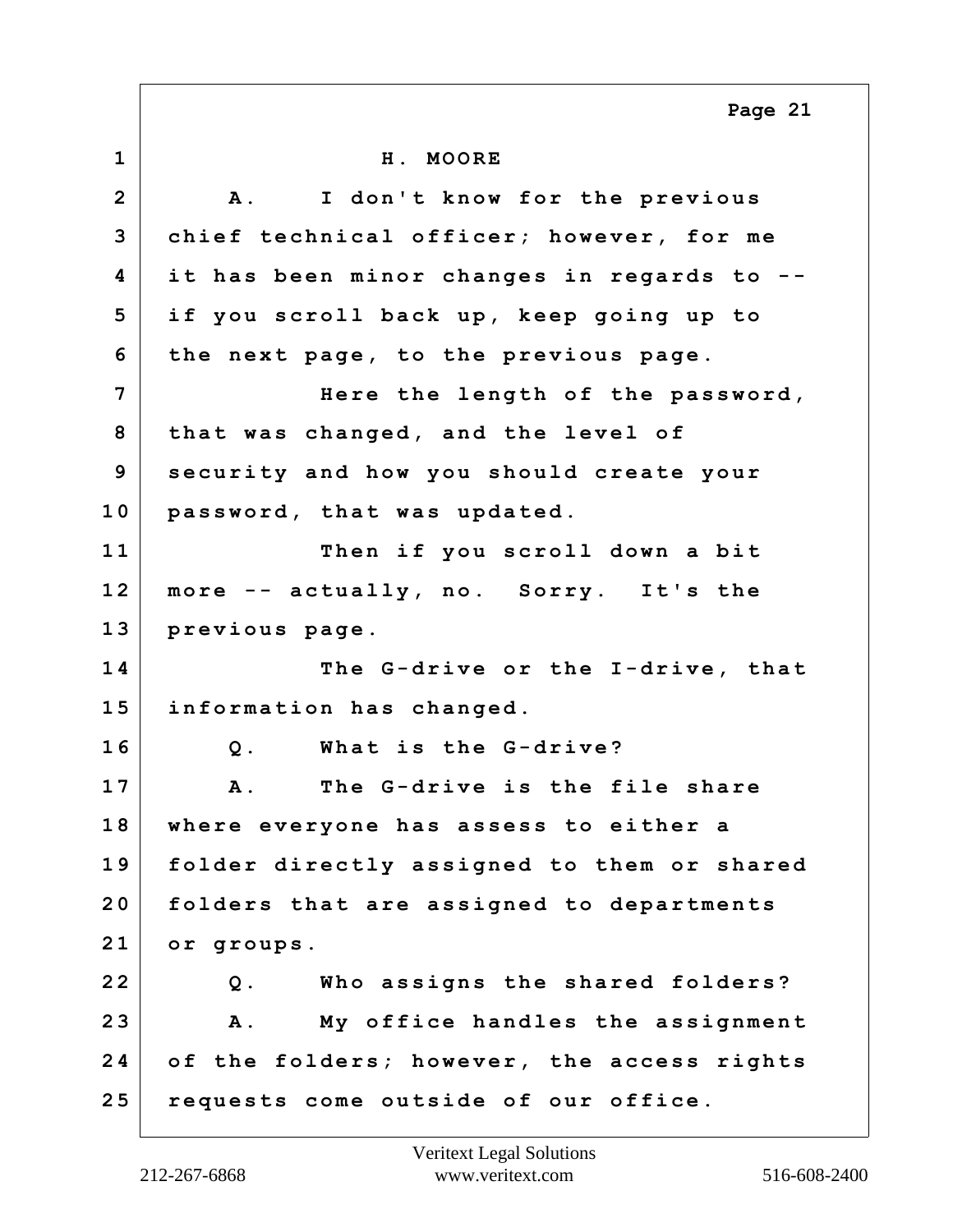H. MOORE

A. I don't know for the previous chief technical officer; however, for me it has been minor changes in regards to -- if you scroll back up, keep going up to the next page, to the previous page.

Here the length of the password, that was changed, and the level of security and how you should create your password, that was updated.

Then if you scroll down a bit more -- actually, no. Sorry. It's the previous page.

The G-drive or the I-drive, that information has changed.

Q. What is the G-drive?

A. The G-drive is the file share where everyone has assess to either a folder directly assigned to them or shared folders that are assigned to departments or groups.

Q. Who assigns the shared folders?

A. My office handles the assignment of the folders; however, the access rights requests come outside of our office.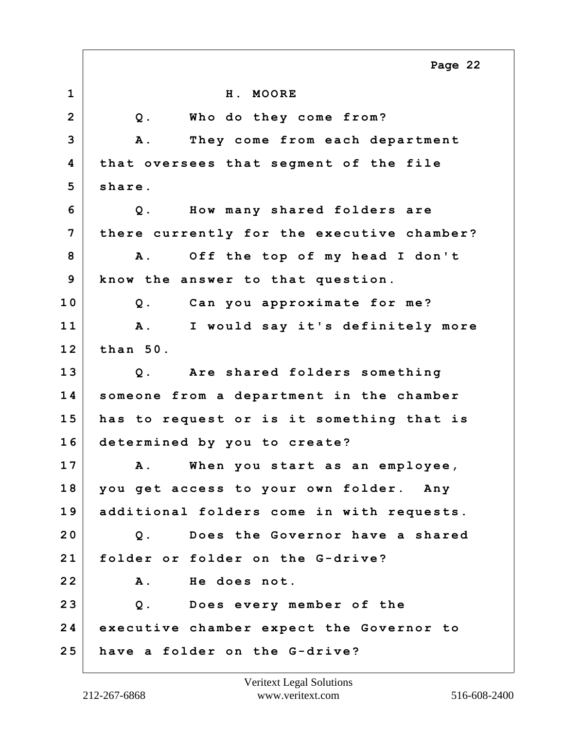1 H. MOORE

2 Q. Who do they come from?

3 A. They come from each department

4 that oversees that segment of the file

5 share.

6 Q. How many shared folders are

7 there currently for the executive chamber?

8 A. Off the top of my head I don't

9 know the answer to that question.

10 Q. Can you approximate for me?

11 A. I would say it's definitely more

12 than 50.

13 Q. Are shared folders something

14 someone from a department in the chamber

15 has to request or is it something that is

16 determined by you to create?

17 A. When you start as an employee,

18 you get access to your own folder. Any

19 additional folders come in with requests.

20 Q. Does the Governor have a shared

21 folder or folder on the G-drive?

22 A. He does not.

23 Q. Does every member of the

24 executive chamber expect the Governor to

25 have a folder on the G-drive?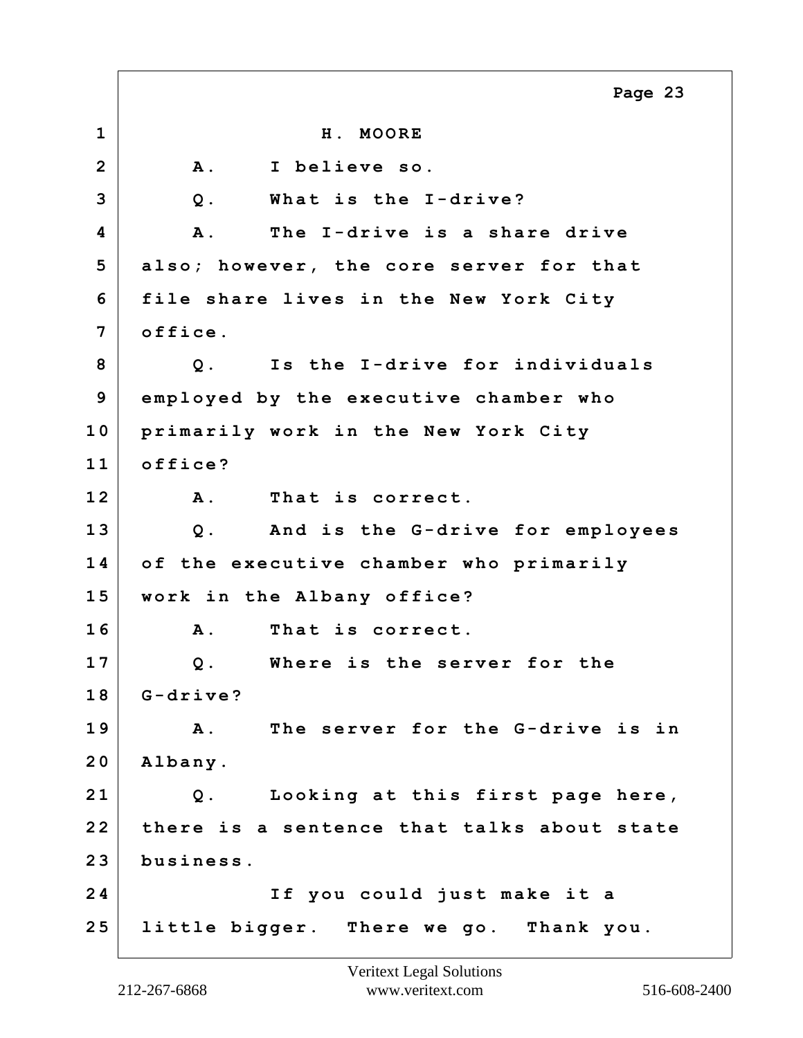H. MOORE

A. I believe so.

Q. What is the I-drive?

A. The I-drive is a share drive also; however, the core server for that file share lives in the New York City office.

Q. Is the I-drive for individuals employed by the executive chamber who primarily work in the New York City office?

A. That is correct.

Q. And is the G-drive for employees of the executive chamber who primarily work in the Albany office?

A. That is correct.

Q. Where is the server for the G-drive?

A. The server for the G-drive is in Albany.

Q. Looking at this first page here, there is a sentence that talks about state business.

If you could just make it a little bigger. There we go. Thank you.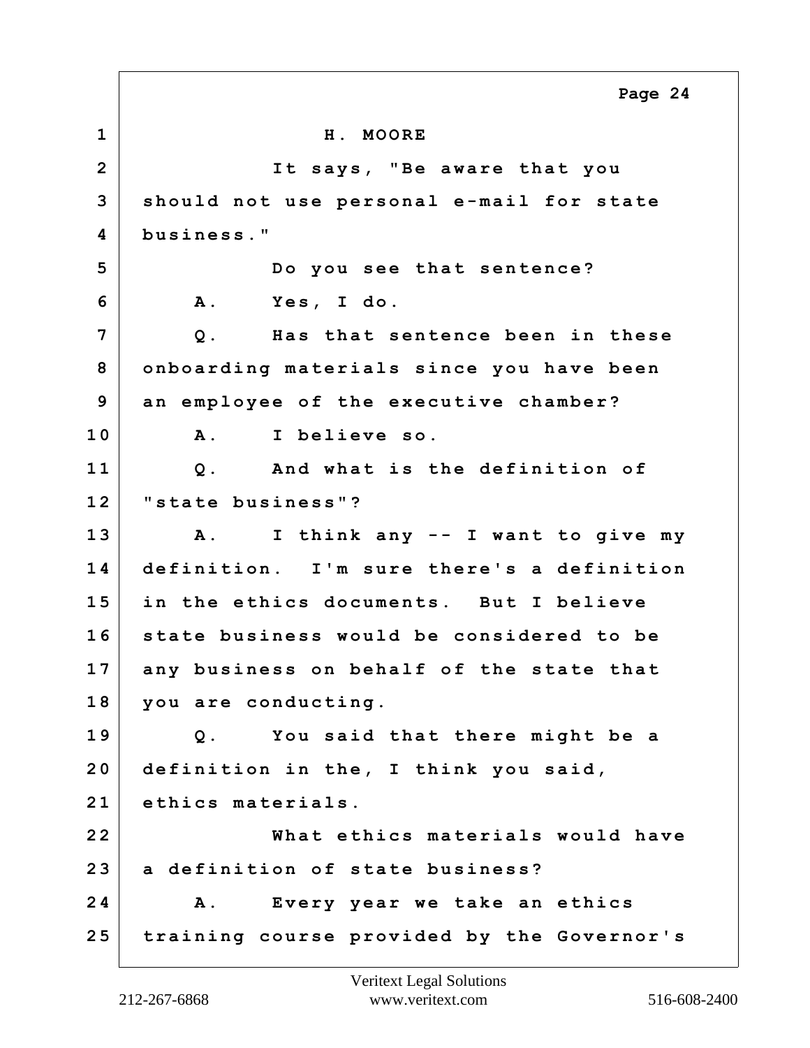H. MOORE

It says, "Be aware that you should not use personal e-mail for state business."

Do you see that sentence?

A. Yes, I do.

Q. Has that sentence been in these onboarding materials since you have been an employee of the executive chamber?

A. I believe so.

Q. And what is the definition of "state business"?

A. I think any -- I want to give my definition. I'm sure there's a definition in the ethics documents. But I believe state business would be considered to be any business on behalf of the state that you are conducting.

Q. You said that there might be a definition in the, I think you said, ethics materials.

What ethics materials would have a definition of state business?

A. Every year we take an ethics training course provided by the Governor's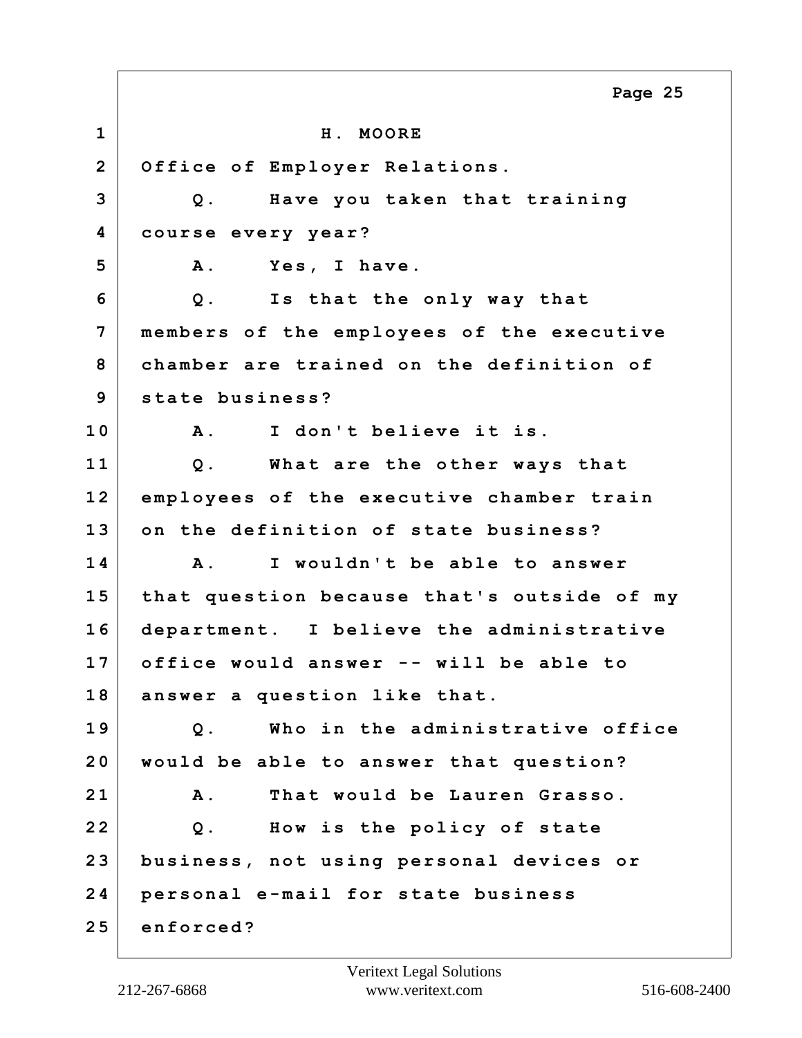H. MOORE

Office of Employer Relations.

Q. Have you taken that training course every year?

A. Yes, I have.

Q. Is that the only way that members of the employees of the executive chamber are trained on the definition of state business?

A. I don't believe it is.

Q. What are the other ways that employees of the executive chamber train on the definition of state business?

A. I wouldn't be able to answer that question because that's outside of my department. I believe the administrative office would answer -- will be able to answer a question like that.

Q. Who in the administrative office would be able to answer that question?

A. That would be Lauren Grasso.

Q. How is the policy of state business, not using personal devices or personal e-mail for state business enforced?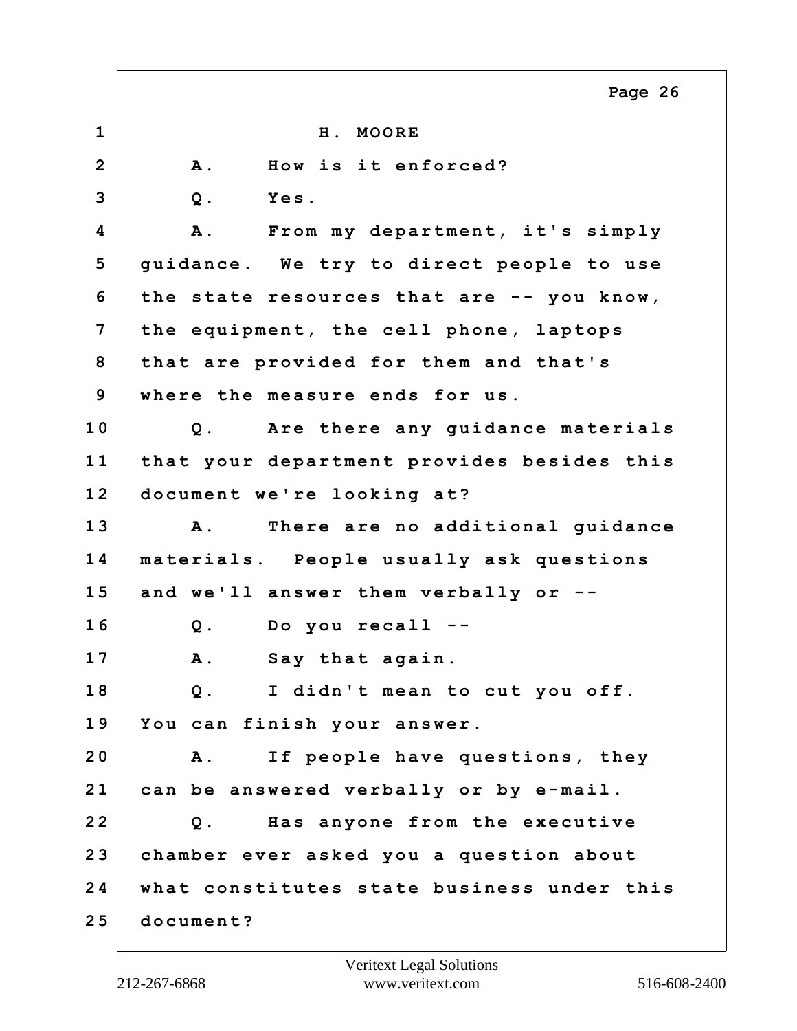H. MOORE

A. How is it enforced?

Q. Yes.

A. From my department, it's simply guidance. We try to direct people to use the state resources that are -- you know, the equipment, the cell phone, laptops that are provided for them and that's where the measure ends for us.

Q. Are there any guidance materials that your department provides besides this document we're looking at?

A. There are no additional guidance materials. People usually ask questions and we'll answer them verbally or --

Q. Do you recall --

A. Say that again.

Q. I didn't mean to cut you off. You can finish your answer.

A. If people have questions, they can be answered verbally or by e-mail.

Q. Has anyone from the executive chamber ever asked you a question about what constitutes state business under this document?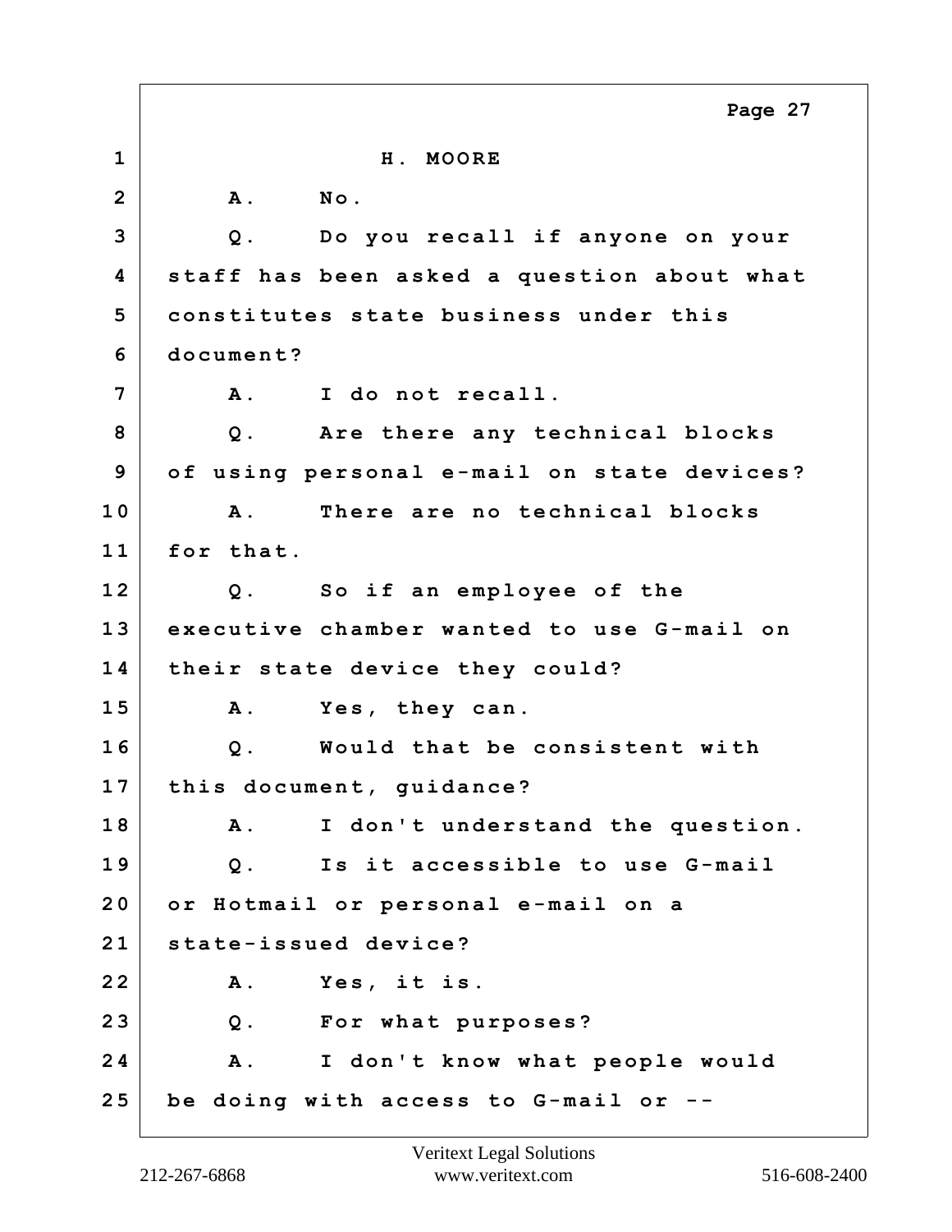H. MOORE

A. No.

Q. Do you recall if anyone on your staff has been asked a question about what constitutes state business under this document?

A. I do not recall.

Q. Are there any technical blocks of using personal e-mail on state devices?

A. There are no technical blocks for that.

Q. So if an employee of the executive chamber wanted to use G-mail on their state device they could?

A. Yes, they can.

Q. Would that be consistent with this document, guidance?

A. I don't understand the question.

Q. Is it accessible to use G-mail or Hotmail or personal e-mail on a state-issued device?

A. Yes, it is.

Q. For what purposes?

A. I don't know what people would be doing with access to G-mail or --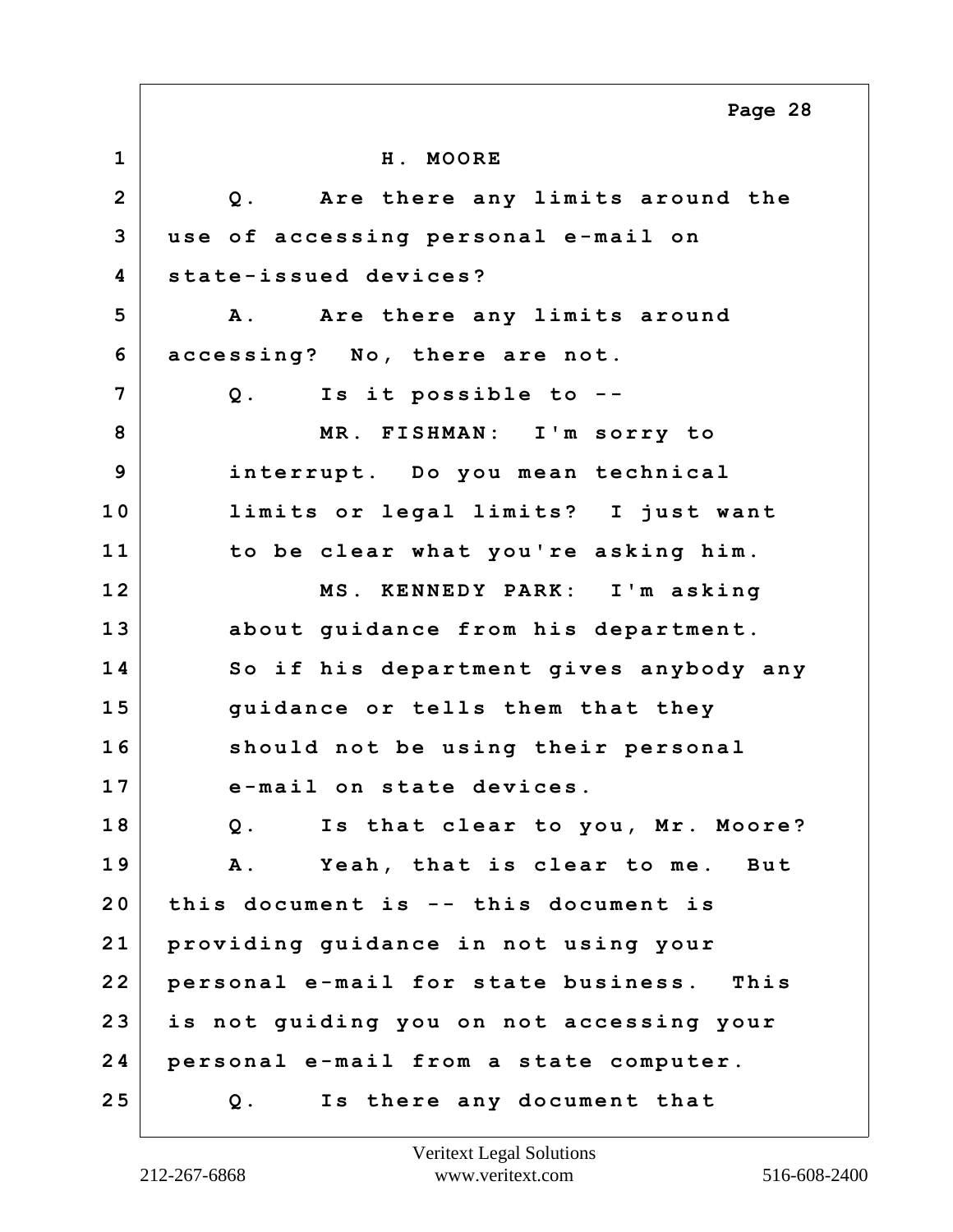H. MOORE

Q. Are there any limits around the use of accessing personal e-mail on state-issued devices?

A. Are there any limits around accessing? No, there are not.

Q. Is it possible to --

MR. FISHMAN: I'm sorry to interrupt. Do you mean technical limits or legal limits? I just want to be clear what you're asking him.

MS. KENNEDY PARK: I'm asking about guidance from his department. So if his department gives anybody any guidance or tells them that they should not be using their personal e-mail on state devices.

Q. Is that clear to you, Mr. Moore?

A. Yeah, that is clear to me. But this document is -- this document is providing guidance in not using your personal e-mail for state business. This is not guiding you on not accessing your personal e-mail from a state computer.

Q. Is there any document that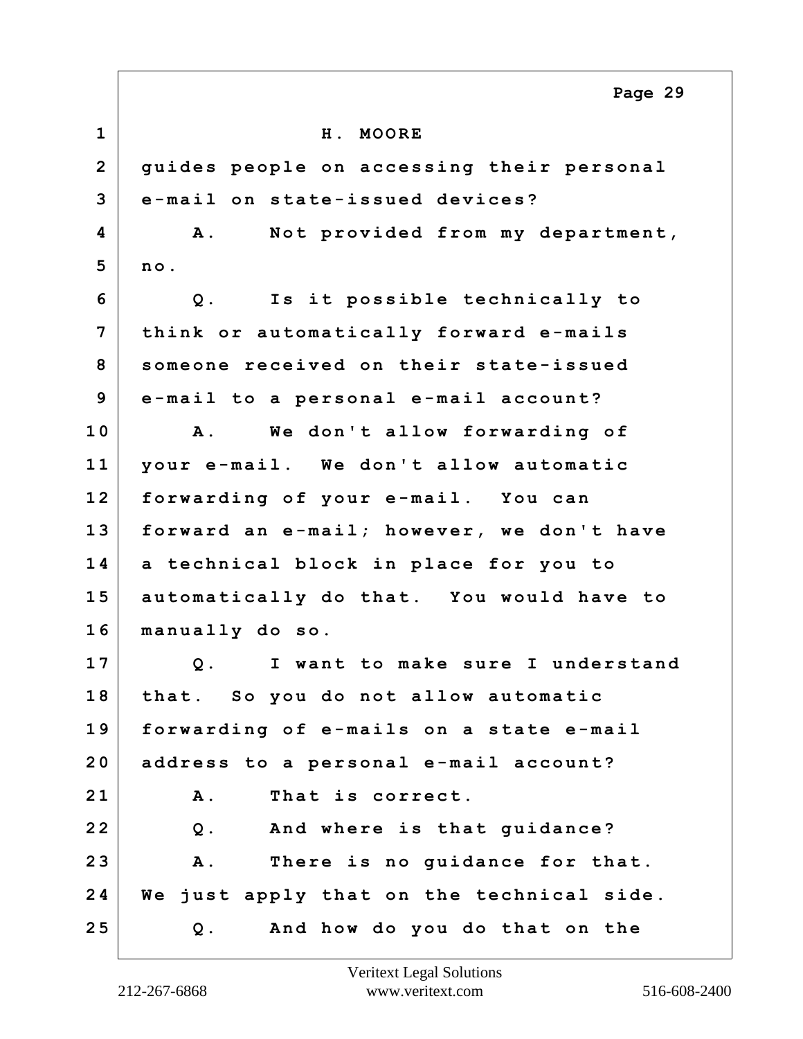H. MOORE

guides people on accessing their personal e-mail on state-issued devices?

A. Not provided from my department, no.

Q. Is it possible technically to think or automatically forward e-mails someone received on their state-issued e-mail to a personal e-mail account?

A. We don't allow forwarding of your e-mail. We don't allow automatic forwarding of your e-mail. You can forward an e-mail; however, we don't have a technical block in place for you to automatically do that. You would have to manually do so.

Q. I want to make sure I understand that. So you do not allow automatic forwarding of e-mails on a state e-mail address to a personal e-mail account?

A. That is correct.

Q. And where is that guidance?

A. There is no guidance for that. We just apply that on the technical side.

Q. And how do you do that on the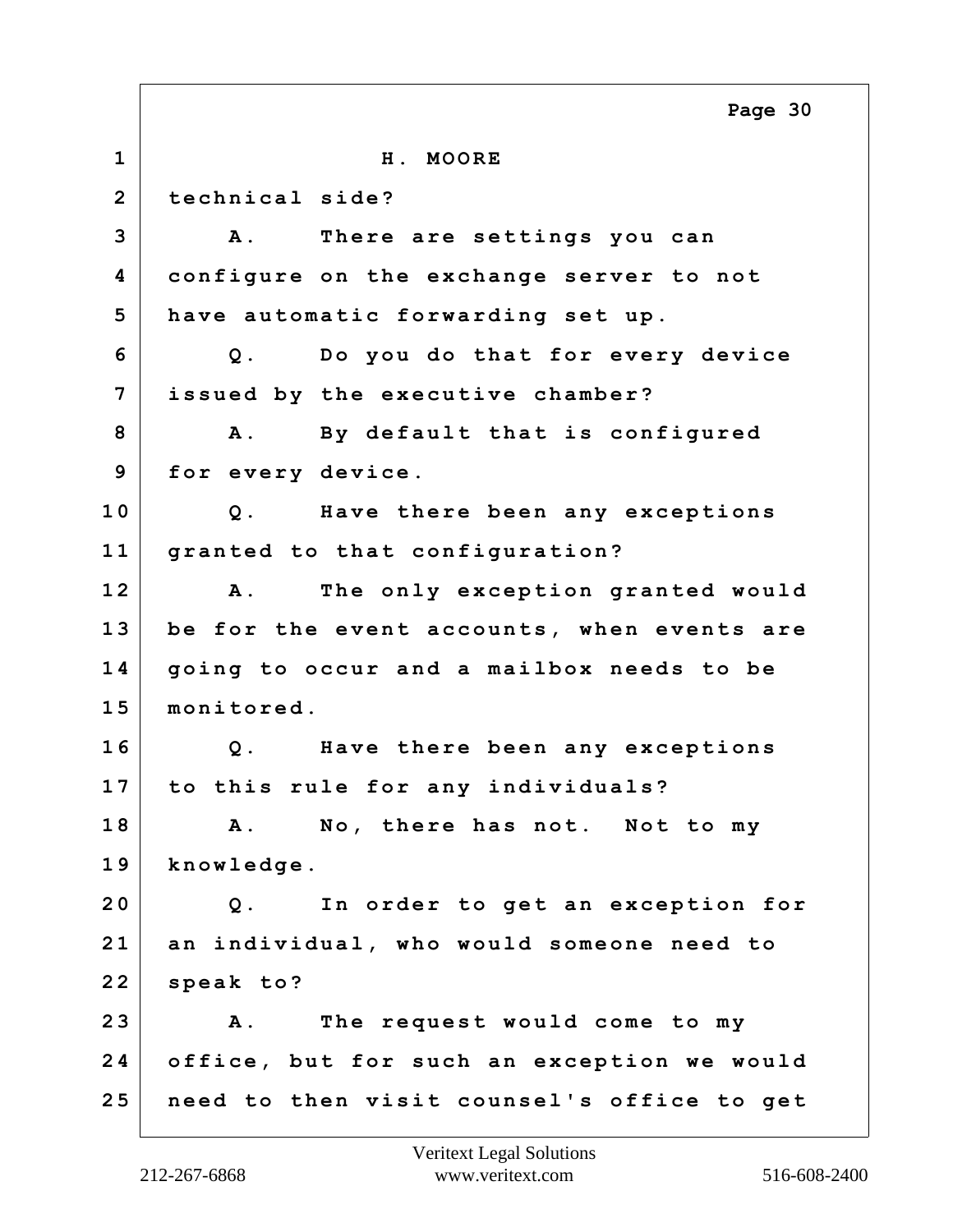H. MOORE

technical side?

A. There are settings you can configure on the exchange server to not have automatic forwarding set up.

Q. Do you do that for every device issued by the executive chamber?

A. By default that is configured for every device.

Q. Have there been any exceptions granted to that configuration?

A. The only exception granted would be for the event accounts, when events are going to occur and a mailbox needs to be monitored.

Q. Have there been any exceptions to this rule for any individuals?

A. No, there has not. Not to my knowledge.

Q. In order to get an exception for an individual, who would someone need to speak to?

A. The request would come to my office, but for such an exception we would need to then visit counsel's office to get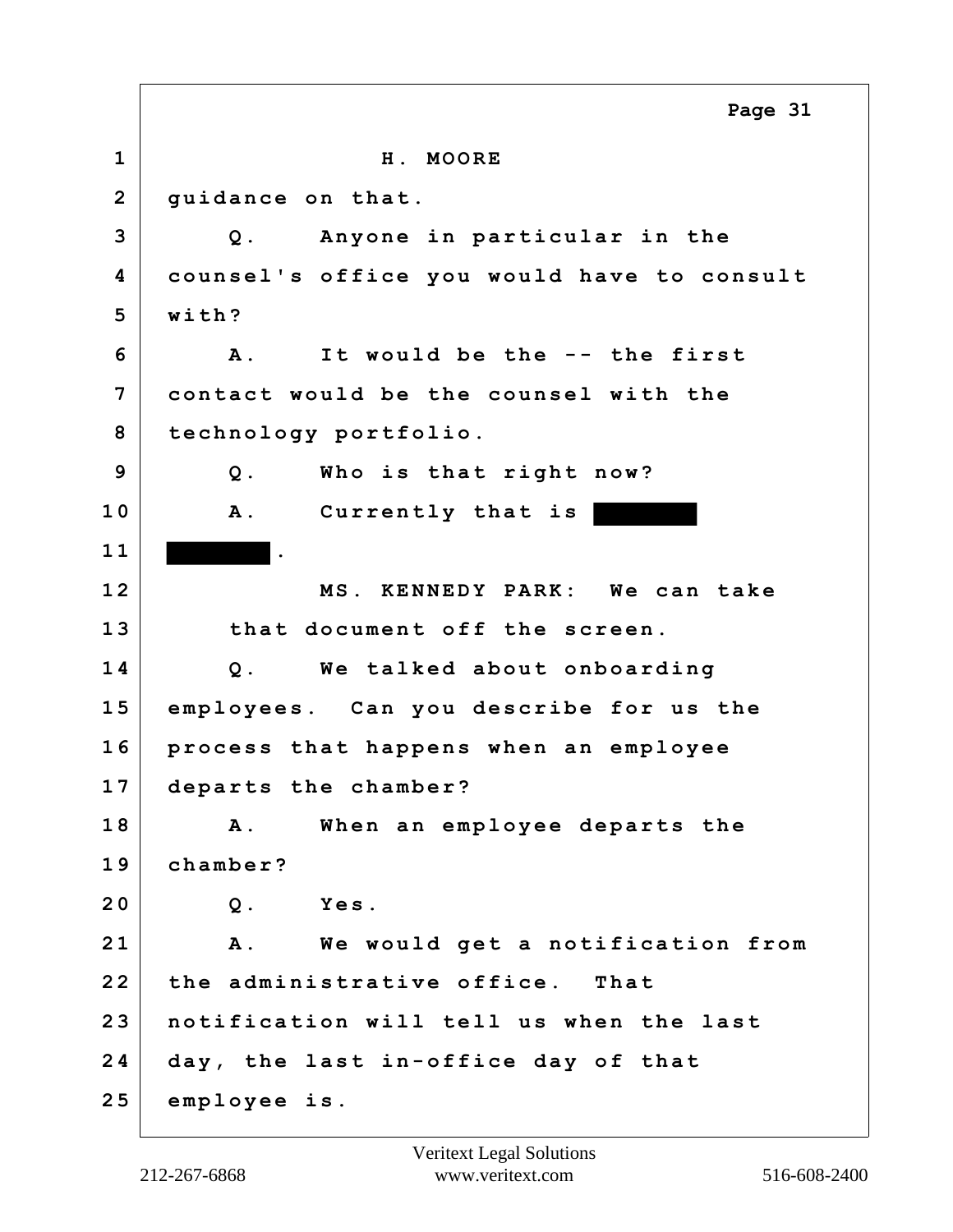H. MOORE

guidance on that.

Q. Anyone in particular in the counsel's office you would have to consult with?

A. It would be the -- the first contact would be the counsel with the technology portfolio.

Q. Who is that right now?

A. Currently that is ████████ ████████.

MS. KENNEDY PARK: We can take that document off the screen.

Q. We talked about onboarding employees. Can you describe for us the process that happens when an employee departs the chamber?

A. When an employee departs the chamber?

Q. Yes.

A. We would get a notification from the administrative office. That notification will tell us when the last day, the last in-office day of that employee is.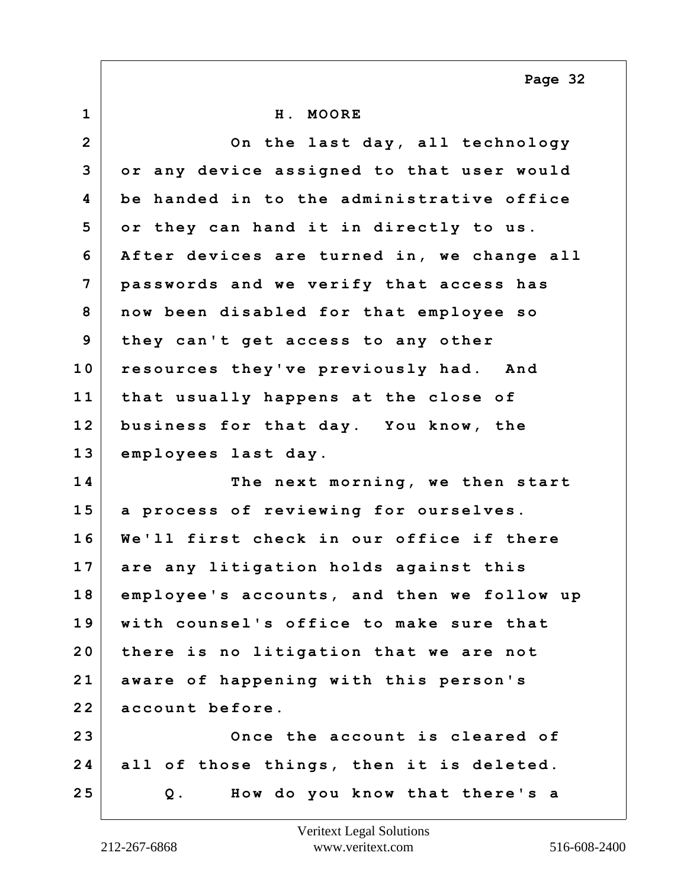H. MOORE

On the last day, all technology or any device assigned to that user would be handed in to the administrative office or they can hand it in directly to us. After devices are turned in, we change all passwords and we verify that access has now been disabled for that employee so they can't get access to any other resources they've previously had. And that usually happens at the close of business for that day. You know, the employees last day.

The next morning, we then start a process of reviewing for ourselves. We'll first check in our office if there are any litigation holds against this employee's accounts, and then we follow up with counsel's office to make sure that there is no litigation that we are not aware of happening with this person's account before.

Once the account is cleared of all of those things, then it is deleted.

Q. How do you know that there's a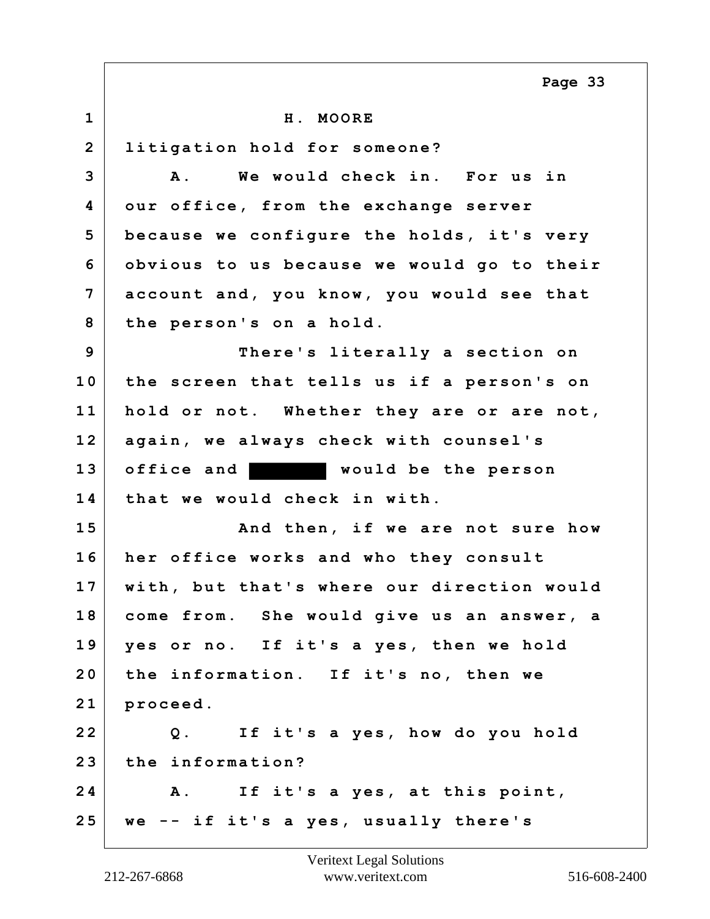H. MOORE

litigation hold for someone?

A. We would check in. For us in our office, from the exchange server because we configure the holds, it's very obvious to us because we would go to their account and, you know, you would see that the person's on a hold.

There's literally a section on the screen that tells us if a person's on hold or not. Whether they are or are not, again, we always check with counsel's office and ████████ would be the person that we would check in with.

And then, if we are not sure how her office works and who they consult with, but that's where our direction would come from. She would give us an answer, a yes or no. If it's a yes, then we hold the information. If it's no, then we proceed.

Q. If it's a yes, how do you hold the information?

A. If it's a yes, at this point, we -- if it's a yes, usually there's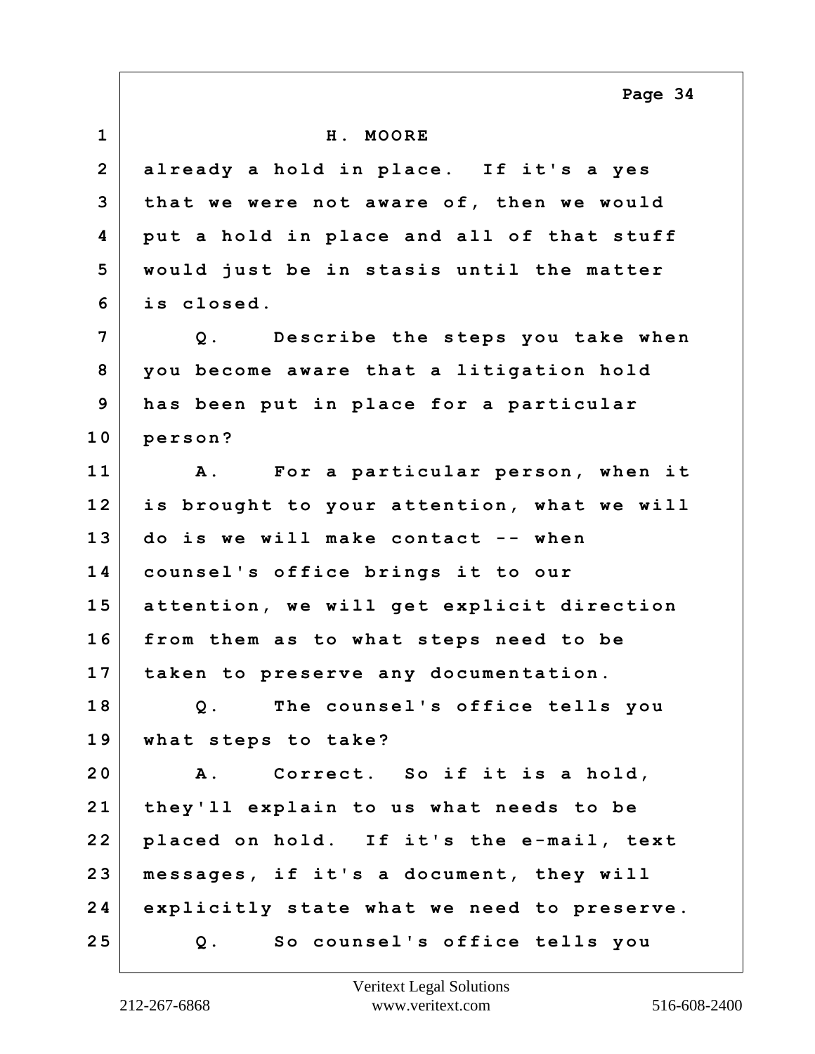H. MOORE

already a hold in place. If it's a yes that we were not aware of, then we would put a hold in place and all of that stuff would just be in stasis until the matter is closed.

Q. Describe the steps you take when you become aware that a litigation hold has been put in place for a particular person?

A. For a particular person, when it is brought to your attention, what we will do is we will make contact -- when counsel's office brings it to our attention, we will get explicit direction from them as to what steps need to be taken to preserve any documentation.

Q. The counsel's office tells you what steps to take?

A. Correct. So if it is a hold, they'll explain to us what needs to be placed on hold. If it's the e-mail, text messages, if it's a document, they will explicitly state what we need to preserve.

Q. So counsel's office tells you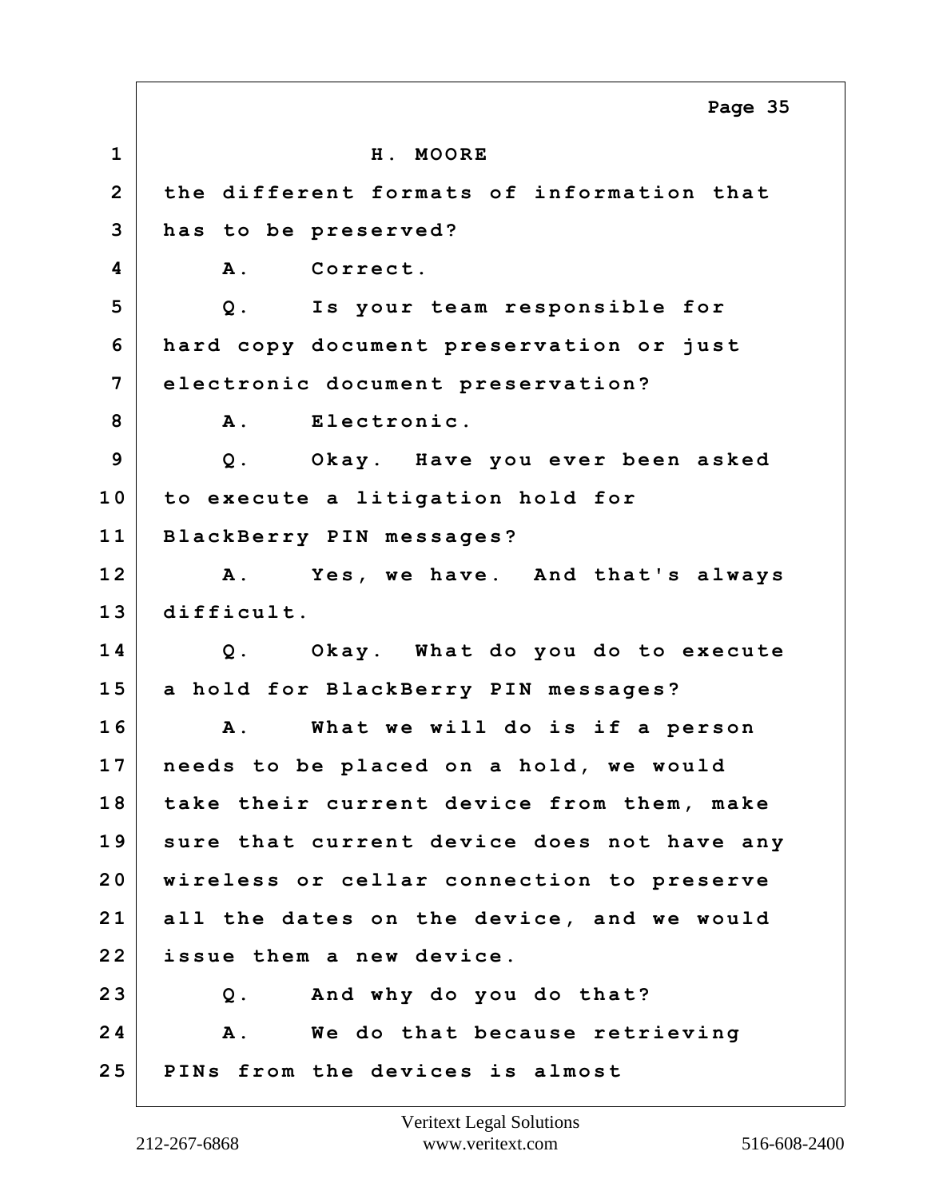H. MOORE

the different formats of information that has to be preserved?

A. Correct.

Q. Is your team responsible for hard copy document preservation or just electronic document preservation?

A. Electronic.

Q. Okay. Have you ever been asked to execute a litigation hold for BlackBerry PIN messages?

A. Yes, we have. And that's always difficult.

Q. Okay. What do you do to execute a hold for BlackBerry PIN messages?

A. What we will do is if a person needs to be placed on a hold, we would take their current device from them, make sure that current device does not have any wireless or cellar connection to preserve all the dates on the device, and we would issue them a new device.

Q. And why do you do that?

A. We do that because retrieving PINs from the devices is almost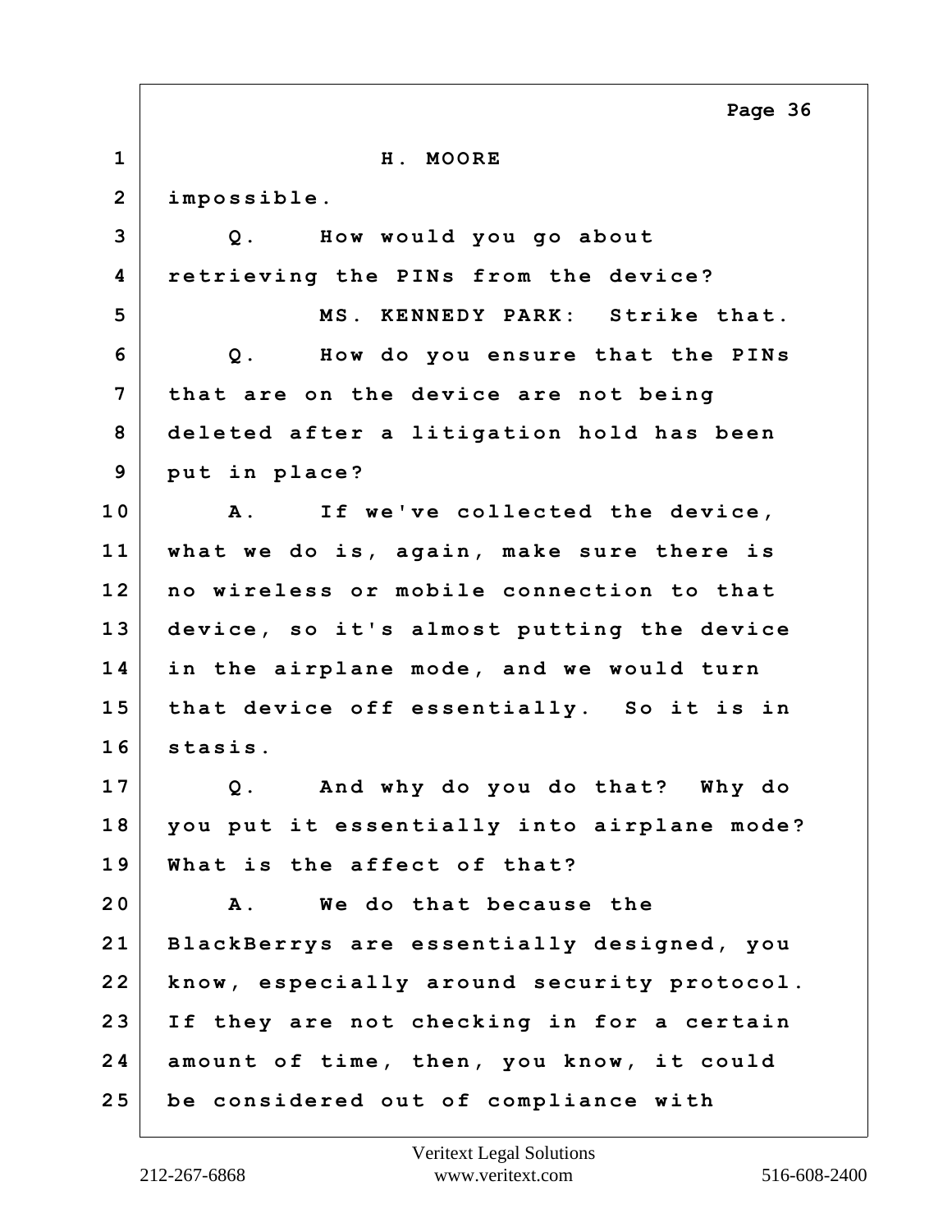H. MOORE

impossible.

Q. How would you go about retrieving the PINs from the device?

MS. KENNEDY PARK: Strike that.

Q. How do you ensure that the PINs that are on the device are not being deleted after a litigation hold has been put in place?

A. If we've collected the device, what we do is, again, make sure there is no wireless or mobile connection to that device, so it's almost putting the device in the airplane mode, and we would turn that device off essentially. So it is in stasis.

Q. And why do you do that? Why do you put it essentially into airplane mode? What is the affect of that?

A. We do that because the BlackBerrys are essentially designed, you know, especially around security protocol. If they are not checking in for a certain amount of time, then, you know, it could be considered out of compliance with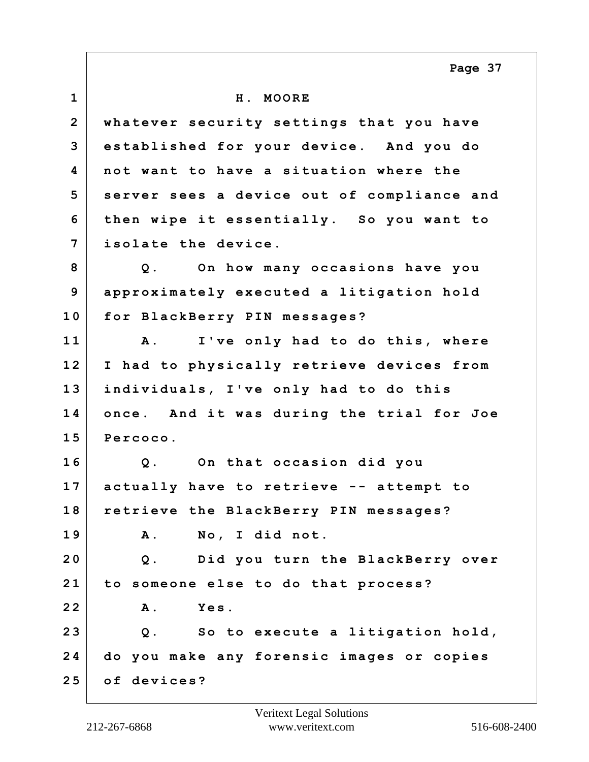H. MOORE

whatever security settings that you have established for your device. And you do not want to have a situation where the server sees a device out of compliance and then wipe it essentially. So you want to isolate the device.

Q. On how many occasions have you approximately executed a litigation hold for BlackBerry PIN messages?

A. I've only had to do this, where I had to physically retrieve devices from individuals, I've only had to do this once. And it was during the trial for Joe Percoco.

Q. On that occasion did you actually have to retrieve -- attempt to retrieve the BlackBerry PIN messages?

A. No, I did not.

Q. Did you turn the BlackBerry over to someone else to do that process?

A. Yes.

Q. So to execute a litigation hold, do you make any forensic images or copies of devices?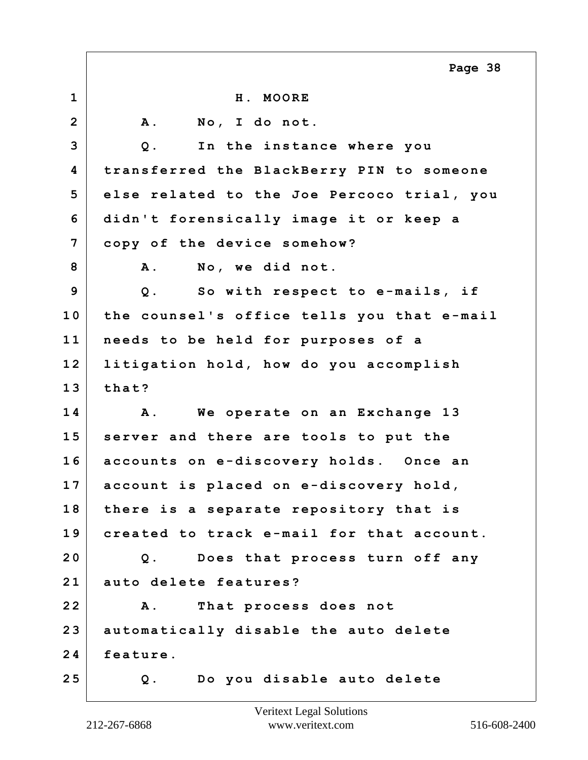H. MOORE

A. No, I do not.

Q. In the instance where you transferred the BlackBerry PIN to someone else related to the Joe Percoco trial, you didn't forensically image it or keep a copy of the device somehow?

A. No, we did not.

Q. So with respect to e-mails, if the counsel's office tells you that e-mail needs to be held for purposes of a litigation hold, how do you accomplish that?

A. We operate on an Exchange 13 server and there are tools to put the accounts on e-discovery holds. Once an account is placed on e-discovery hold, there is a separate repository that is created to track e-mail for that account.

Q. Does that process turn off any auto delete features?

A. That process does not automatically disable the auto delete feature.

Q. Do you disable auto delete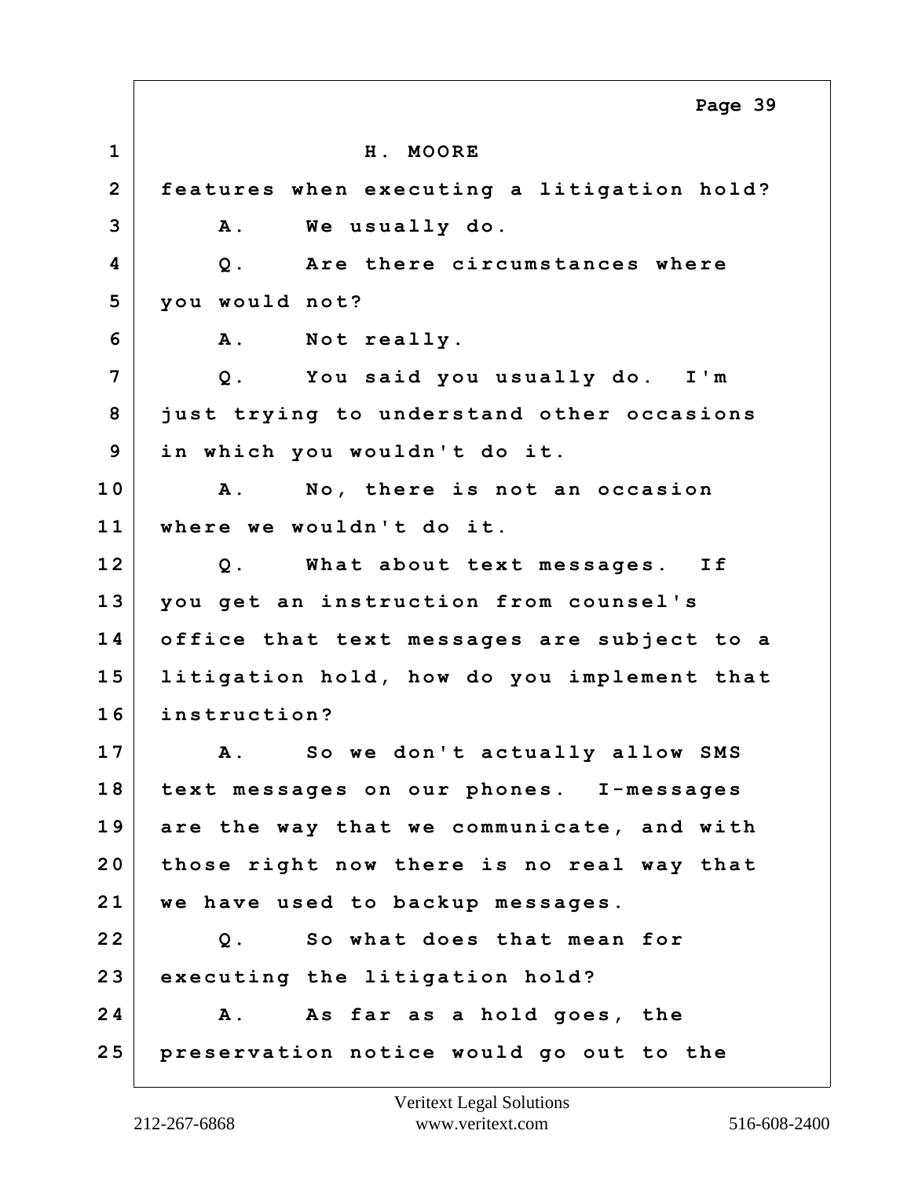H. MOORE

features when executing a litigation hold?

A. We usually do.

Q. Are there circumstances where you would not?

A. Not really.

Q. You said you usually do. I'm just trying to understand other occasions in which you wouldn't do it.

A. No, there is not an occasion where we wouldn't do it.

Q. What about text messages. If you get an instruction from counsel's office that text messages are subject to a litigation hold, how do you implement that instruction?

A. So we don't actually allow SMS text messages on our phones. I-messages are the way that we communicate, and with those right now there is no real way that we have used to backup messages.

Q. So what does that mean for executing the litigation hold?

A. As far as a hold goes, the preservation notice would go out to the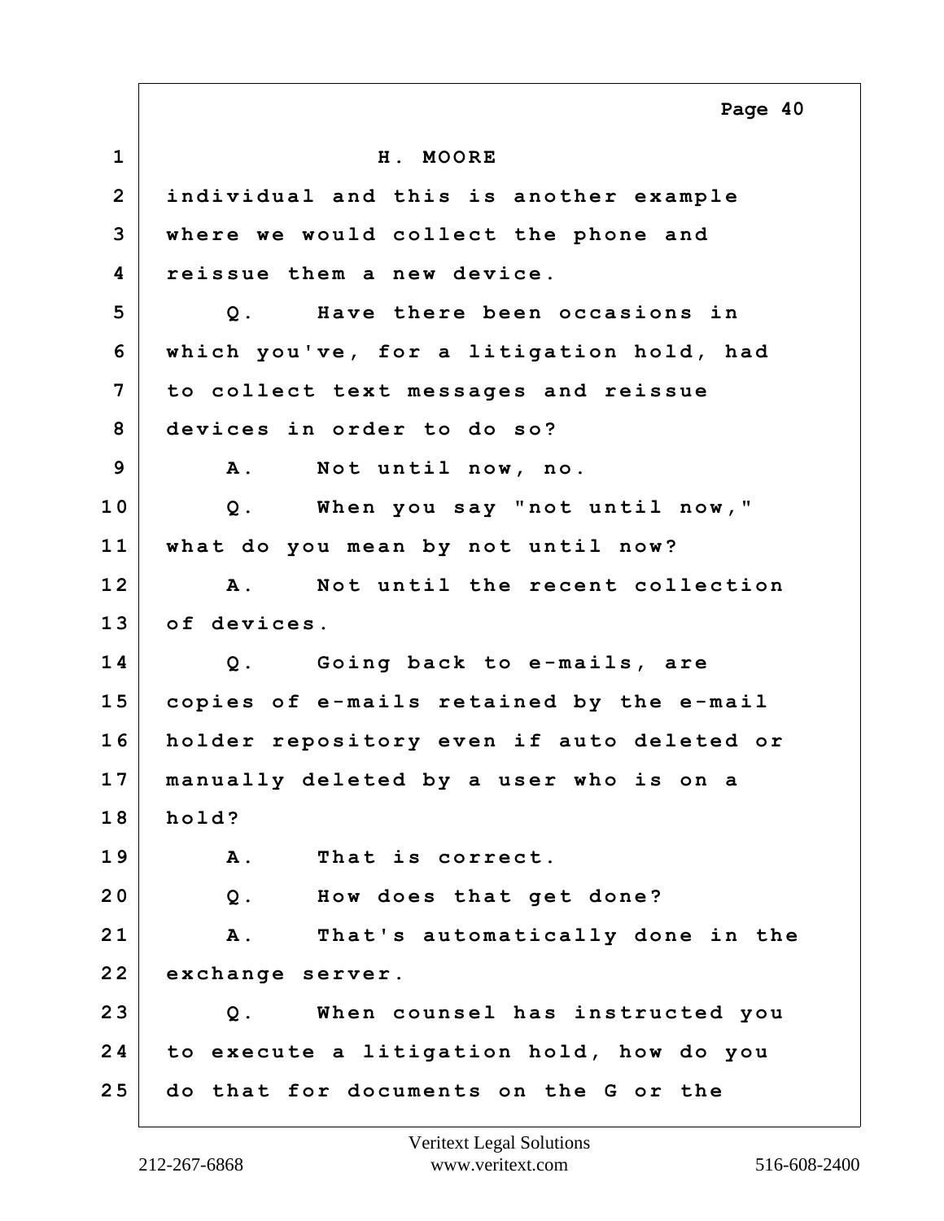H. MOORE

individual and this is another example where we would collect the phone and reissue them a new device.

Q. Have there been occasions in which you've, for a litigation hold, had to collect text messages and reissue devices in order to do so?

A. Not until now, no.

Q. When you say "not until now," what do you mean by not until now?

A. Not until the recent collection of devices.

Q. Going back to e-mails, are copies of e-mails retained by the e-mail holder repository even if auto deleted or manually deleted by a user who is on a hold?

A. That is correct.

Q. How does that get done?

A. That's automatically done in the exchange server.

Q. When counsel has instructed you to execute a litigation hold, how do you do that for documents on the G or the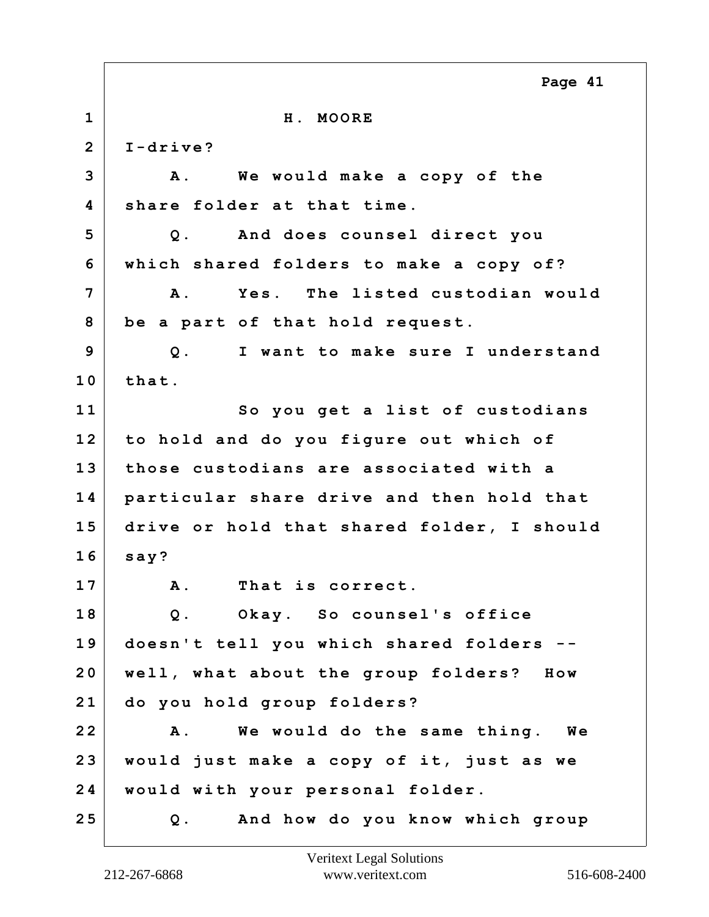H. MOORE

I-drive?

A. We would make a copy of the share folder at that time.

Q. And does counsel direct you which shared folders to make a copy of?

A. Yes. The listed custodian would be a part of that hold request.

Q. I want to make sure I understand that.

So you get a list of custodians to hold and do you figure out which of those custodians are associated with a particular share drive and then hold that drive or hold that shared folder, I should say?

A. That is correct.

Q. Okay. So counsel's office doesn't tell you which shared folders -- well, what about the group folders? How do you hold group folders?

A. We would do the same thing. We would just make a copy of it, just as we would with your personal folder.

Q. And how do you know which group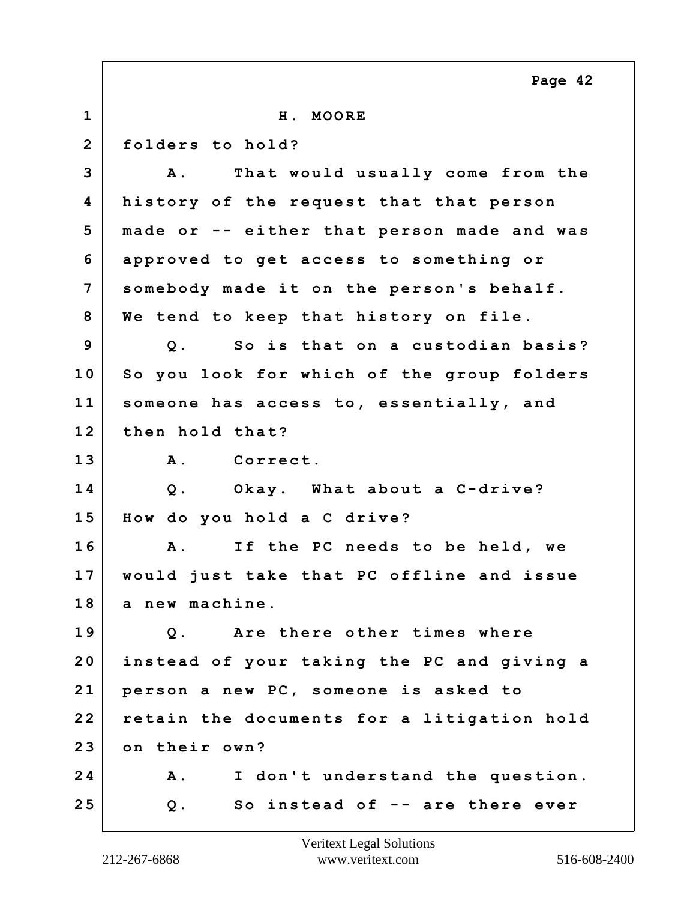H. MOORE

folders to hold?

A. That would usually come from the history of the request that that person made or -- either that person made and was approved to get access to something or somebody made it on the person's behalf. We tend to keep that history on file.

Q. So is that on a custodian basis? So you look for which of the group folders someone has access to, essentially, and then hold that?

A. Correct.

Q. Okay. What about a C-drive? How do you hold a C drive?

A. If the PC needs to be held, we would just take that PC offline and issue a new machine.

Q. Are there other times where instead of your taking the PC and giving a person a new PC, someone is asked to retain the documents for a litigation hold on their own?

A. I don't understand the question.

Q. So instead of -- are there ever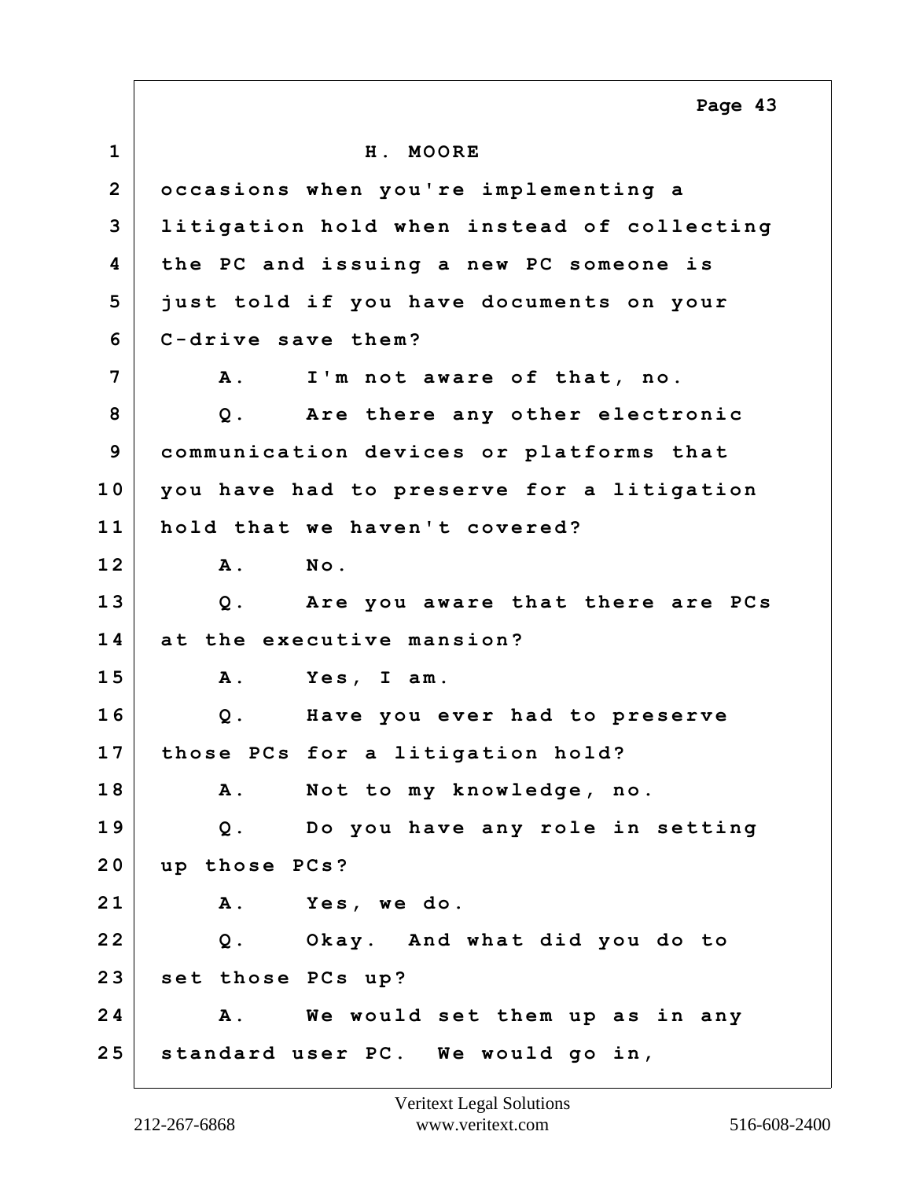H. MOORE

occasions when you're implementing a litigation hold when instead of collecting the PC and issuing a new PC someone is just told if you have documents on your C-drive save them?

A. I'm not aware of that, no.

Q. Are there any other electronic communication devices or platforms that you have had to preserve for a litigation hold that we haven't covered?

A. No.

Q. Are you aware that there are PCs at the executive mansion?

A. Yes, I am.

Q. Have you ever had to preserve those PCs for a litigation hold?

A. Not to my knowledge, no.

Q. Do you have any role in setting up those PCs?

A. Yes, we do.

Q. Okay. And what did you do to set those PCs up?

A. We would set them up as in any standard user PC. We would go in,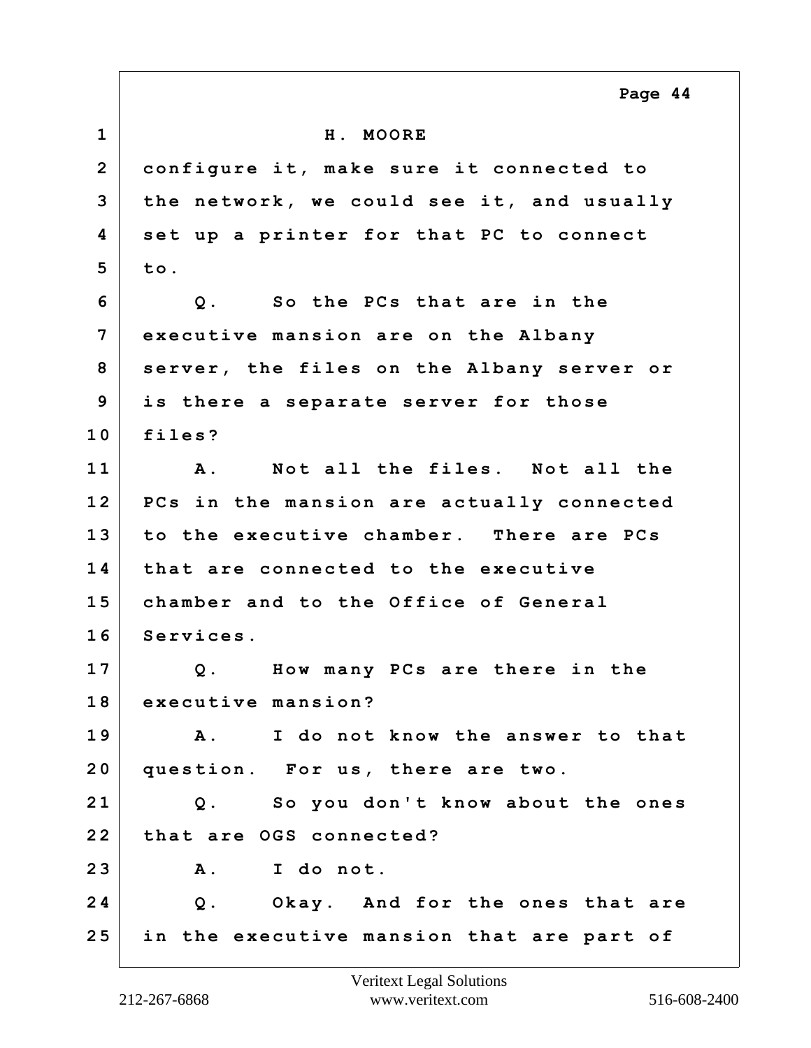H. MOORE

configure it, make sure it connected to the network, we could see it, and usually set up a printer for that PC to connect to.

Q. So the PCs that are in the executive mansion are on the Albany server, the files on the Albany server or is there a separate server for those files?

A. Not all the files. Not all the PCs in the mansion are actually connected to the executive chamber. There are PCs that are connected to the executive chamber and to the Office of General Services.

Q. How many PCs are there in the executive mansion?

A. I do not know the answer to that question. For us, there are two.

Q. So you don't know about the ones that are OGS connected?

A. I do not.

Q. Okay. And for the ones that are in the executive mansion that are part of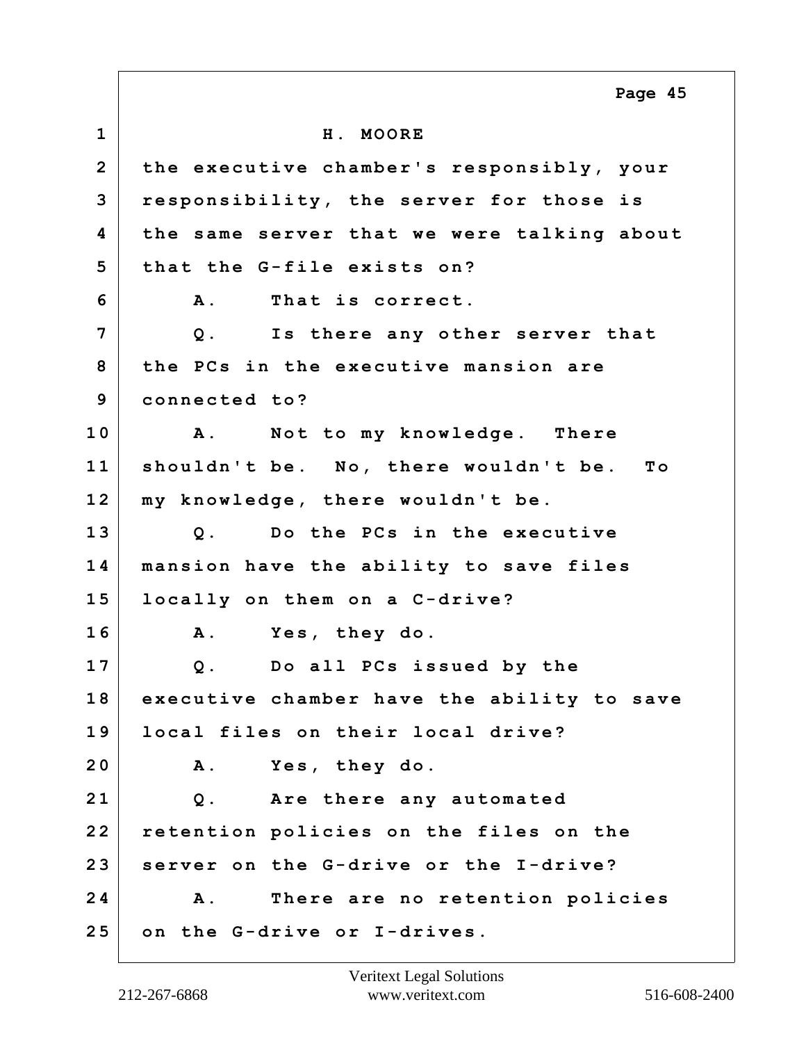H. MOORE

the executive chamber's responsibly, your responsibility, the server for those is the same server that we were talking about that the G-file exists on?

A. That is correct.

Q. Is there any other server that the PCs in the executive mansion are connected to?

A. Not to my knowledge. There shouldn't be. No, there wouldn't be. To my knowledge, there wouldn't be.

Q. Do the PCs in the executive mansion have the ability to save files locally on them on a C-drive?

A. Yes, they do.

Q. Do all PCs issued by the executive chamber have the ability to save local files on their local drive?

A. Yes, they do.

Q. Are there any automated retention policies on the files on the server on the G-drive or the I-drive?

A. There are no retention policies on the G-drive or I-drives.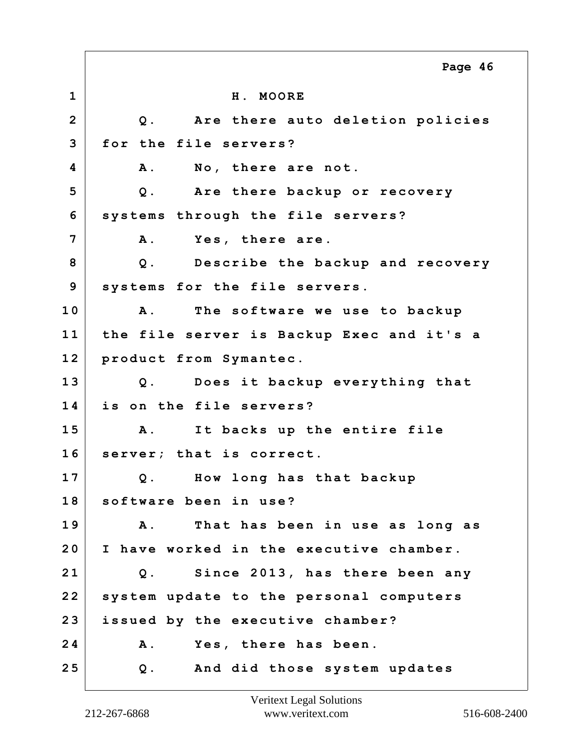H. MOORE

Q. Are there auto deletion policies for the file servers?

A. No, there are not.

Q. Are there backup or recovery systems through the file servers?

A. Yes, there are.

Q. Describe the backup and recovery systems for the file servers.

A. The software we use to backup the file server is Backup Exec and it's a product from Symantec.

Q. Does it backup everything that is on the file servers?

A. It backs up the entire file server; that is correct.

Q. How long has that backup software been in use?

A. That has been in use as long as I have worked in the executive chamber.

Q. Since 2013, has there been any system update to the personal computers issued by the executive chamber?

A. Yes, there has been.

Q. And did those system updates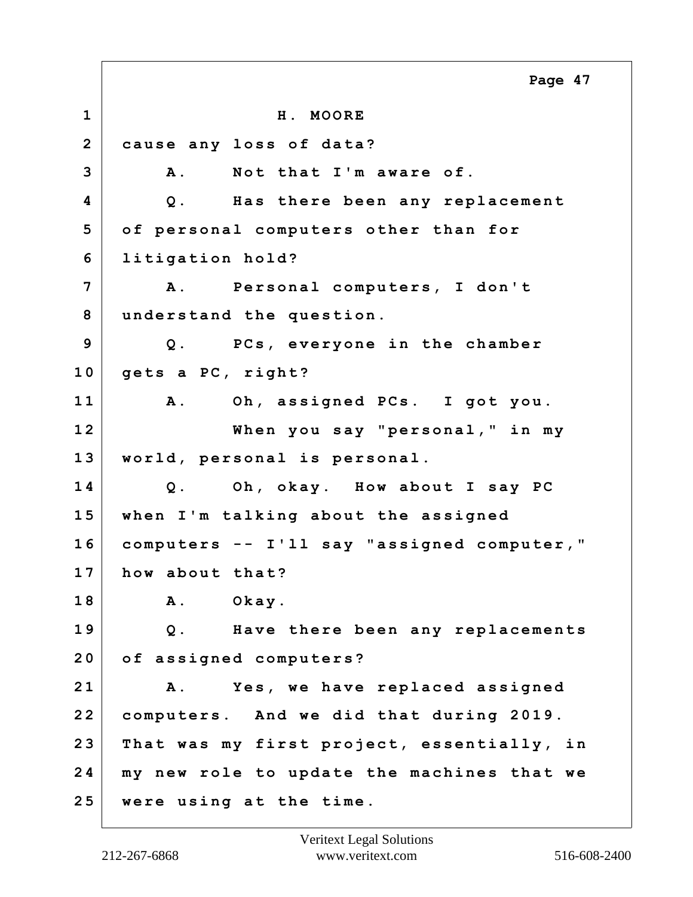H. MOORE

cause any loss of data?

A. Not that I'm aware of.

Q. Has there been any replacement of personal computers other than for litigation hold?

A. Personal computers, I don't understand the question.

Q. PCs, everyone in the chamber gets a PC, right?

A. Oh, assigned PCs. I got you.

When you say "personal," in my world, personal is personal.

Q. Oh, okay. How about I say PC when I'm talking about the assigned computers -- I'll say "assigned computer," how about that?

A. Okay.

Q. Have there been any replacements of assigned computers?

A. Yes, we have replaced assigned computers. And we did that during 2019. That was my first project, essentially, in my new role to update the machines that we were using at the time.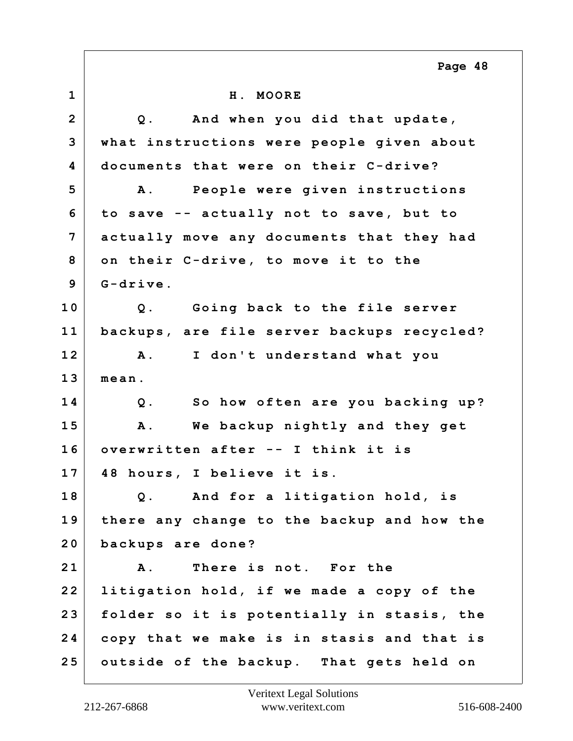H. MOORE

Q. And when you did that update, what instructions were people given about documents that were on their C-drive?

A. People were given instructions to save -- actually not to save, but to actually move any documents that they had on their C-drive, to move it to the G-drive.

Q. Going back to the file server backups, are file server backups recycled?

A. I don't understand what you mean.

Q. So how often are you backing up?

A. We backup nightly and they get overwritten after -- I think it is 48 hours, I believe it is.

Q. And for a litigation hold, is there any change to the backup and how the backups are done?

A. There is not. For the litigation hold, if we made a copy of the folder so it is potentially in stasis, the copy that we make is in stasis and that is outside of the backup. That gets held on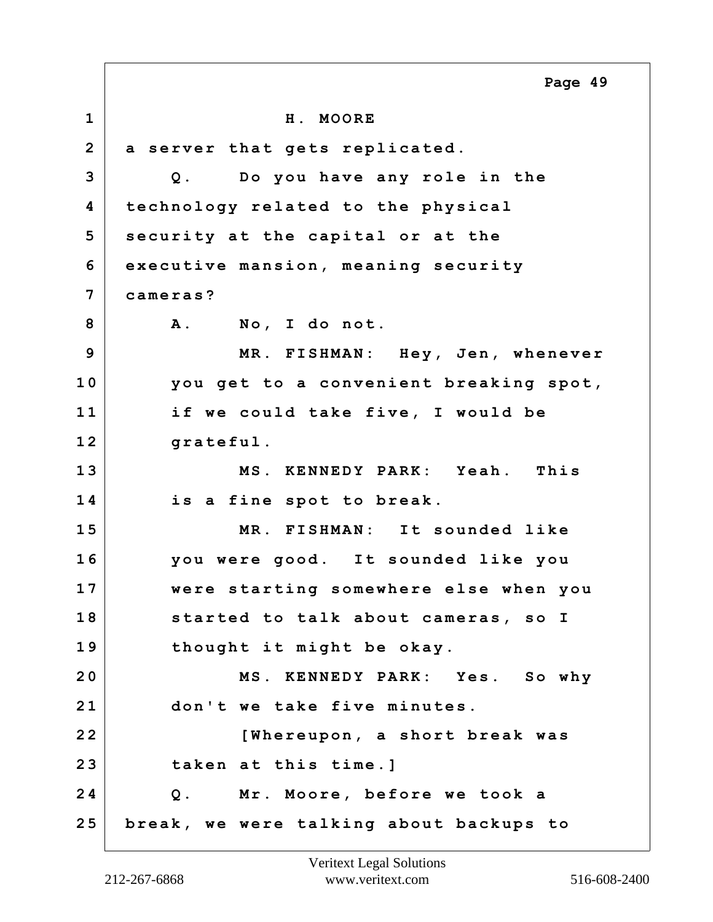H. MOORE

a server that gets replicated.

Q. Do you have any role in the technology related to the physical security at the capital or at the executive mansion, meaning security cameras?

A. No, I do not.

MR. FISHMAN: Hey, Jen, whenever you get to a convenient breaking spot, if we could take five, I would be grateful.

MS. KENNEDY PARK: Yeah. This is a fine spot to break.

MR. FISHMAN: It sounded like you were good. It sounded like you were starting somewhere else when you started to talk about cameras, so I thought it might be okay.

MS. KENNEDY PARK: Yes. So why don't we take five minutes.

[Whereupon, a short break was taken at this time.]

Q. Mr. Moore, before we took a break, we were talking about backups to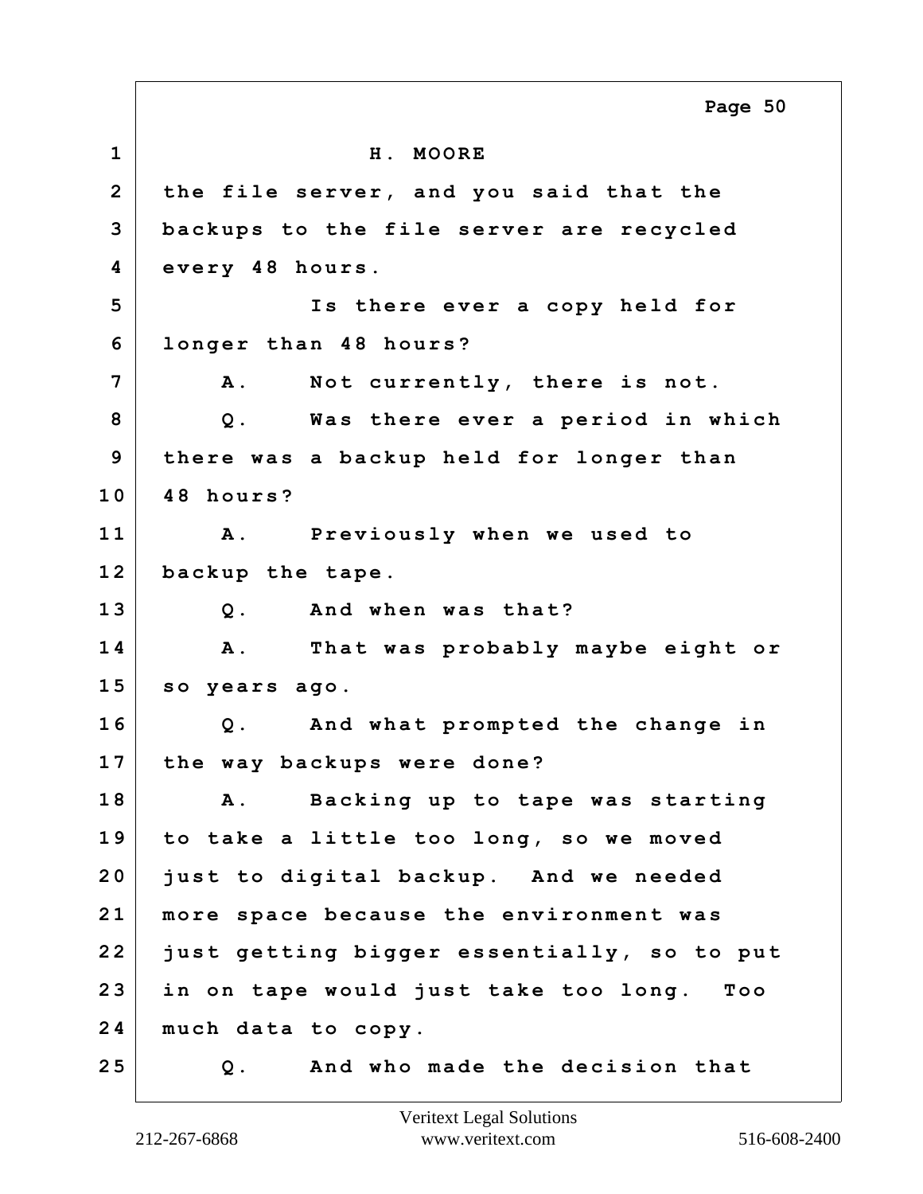H. MOORE

the file server, and you said that the backups to the file server are recycled every 48 hours.

Is there ever a copy held for longer than 48 hours?

A. Not currently, there is not.

Q. Was there ever a period in which there was a backup held for longer than 48 hours?

A. Previously when we used to backup the tape.

Q. And when was that?

A. That was probably maybe eight or so years ago.

Q. And what prompted the change in the way backups were done?

A. Backing up to tape was starting to take a little too long, so we moved just to digital backup. And we needed more space because the environment was just getting bigger essentially, so to put in on tape would just take too long. Too much data to copy.

Q. And who made the decision that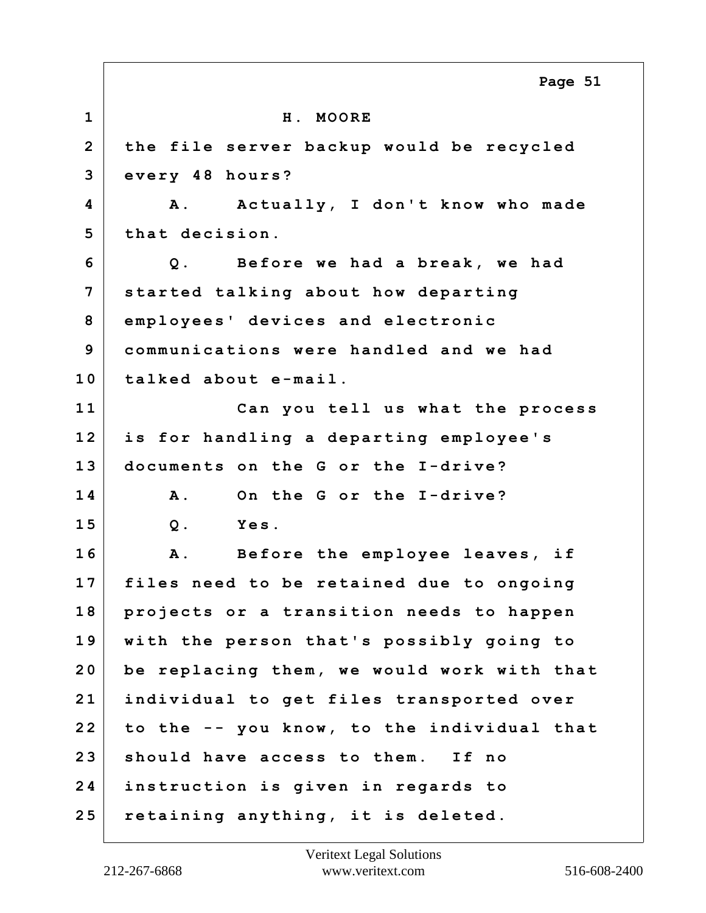H. MOORE

the file server backup would be recycled every 48 hours?

A. Actually, I don't know who made that decision.

Q. Before we had a break, we had started talking about how departing employees' devices and electronic communications were handled and we had talked about e-mail.

Can you tell us what the process is for handling a departing employee's documents on the G or the I-drive?

A. On the G or the I-drive?

Q. Yes.

A. Before the employee leaves, if files need to be retained due to ongoing projects or a transition needs to happen with the person that's possibly going to be replacing them, we would work with that individual to get files transported over to the -- you know, to the individual that should have access to them. If no instruction is given in regards to retaining anything, it is deleted.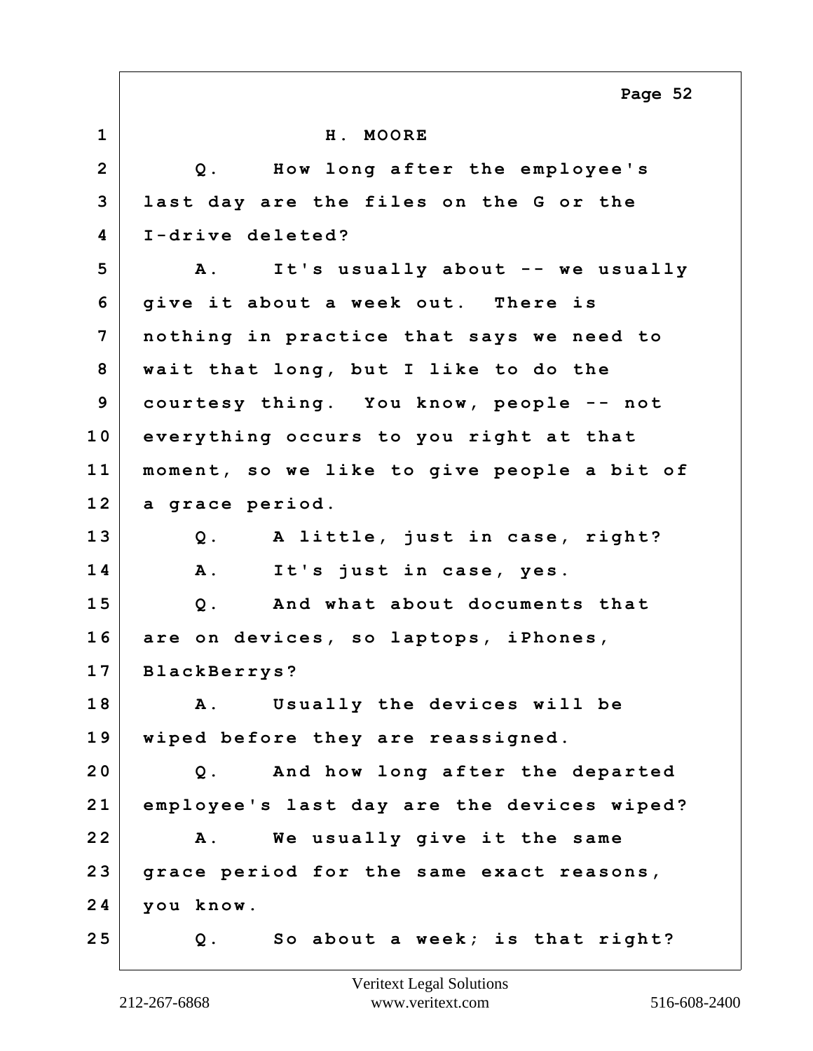H. MOORE

Q. How long after the employee's last day are the files on the G or the I-drive deleted?

A. It's usually about -- we usually give it about a week out. There is nothing in practice that says we need to wait that long, but I like to do the courtesy thing. You know, people -- not everything occurs to you right at that moment, so we like to give people a bit of a grace period.

Q. A little, just in case, right?

A. It's just in case, yes.

Q. And what about documents that are on devices, so laptops, iPhones, BlackBerrys?

A. Usually the devices will be wiped before they are reassigned.

Q. And how long after the departed employee's last day are the devices wiped?

A. We usually give it the same grace period for the same exact reasons, you know.

Q. So about a week; is that right?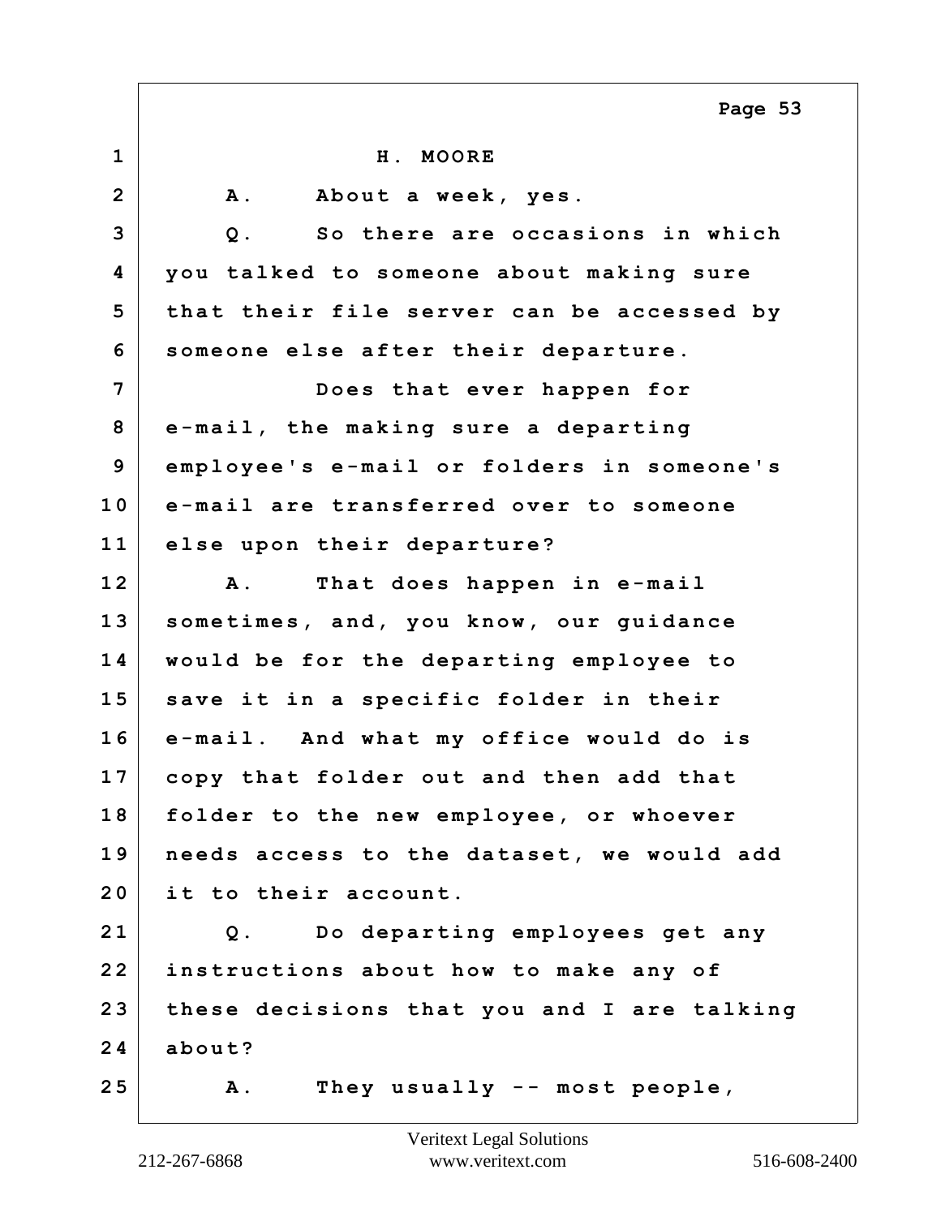H. MOORE

A. About a week, yes.

Q. So there are occasions in which you talked to someone about making sure that their file server can be accessed by someone else after their departure.

Does that ever happen for e-mail, the making sure a departing employee's e-mail or folders in someone's e-mail are transferred over to someone else upon their departure?

A. That does happen in e-mail sometimes, and, you know, our guidance would be for the departing employee to save it in a specific folder in their e-mail. And what my office would do is copy that folder out and then add that folder to the new employee, or whoever needs access to the dataset, we would add it to their account.

Q. Do departing employees get any instructions about how to make any of these decisions that you and I are talking about?

A. They usually -- most people,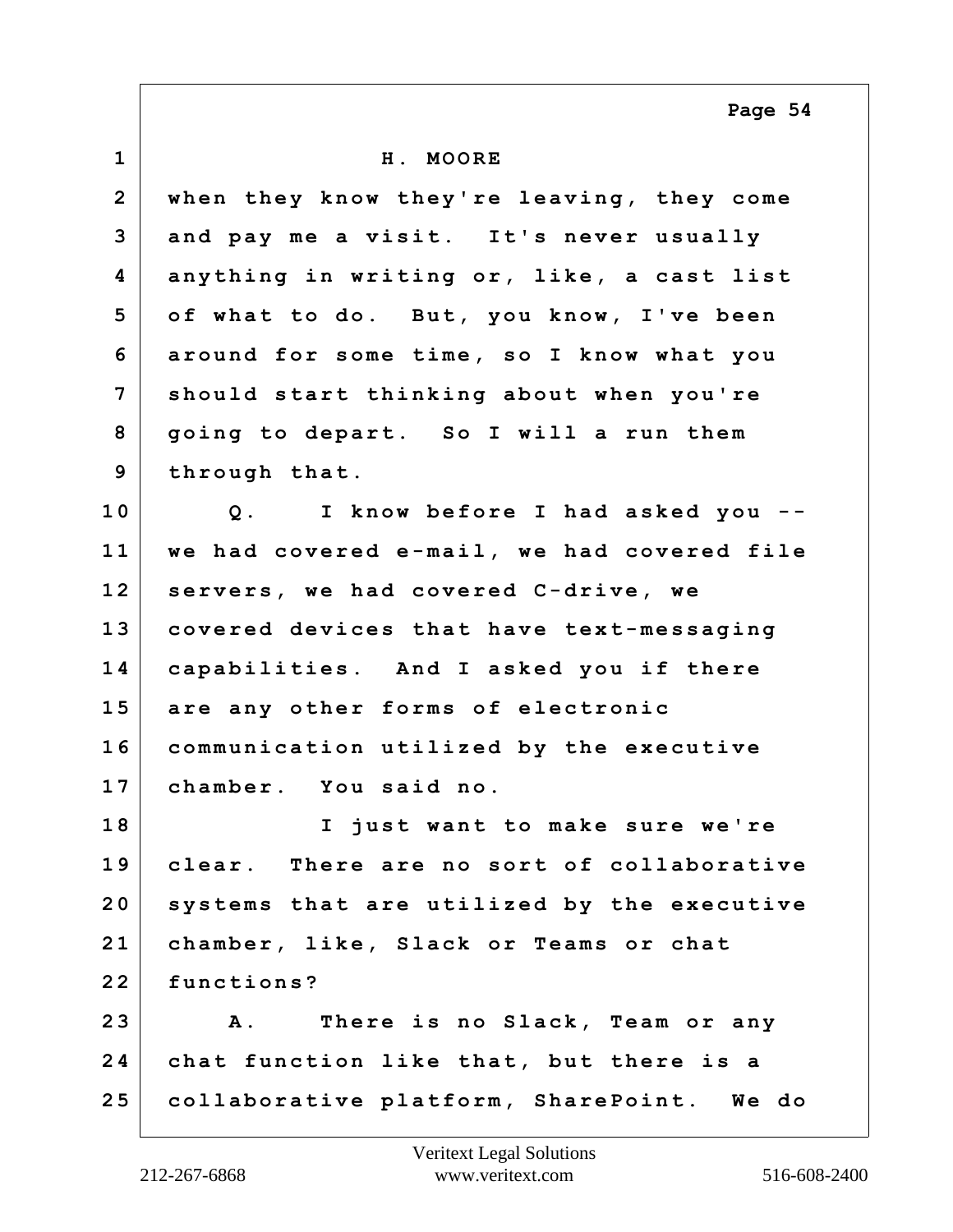H. MOORE

when they know they're leaving, they come and pay me a visit. It's never usually anything in writing or, like, a cast list of what to do. But, you know, I've been around for some time, so I know what you should start thinking about when you're going to depart. So I will a run them through that.

Q. I know before I had asked you -- we had covered e-mail, we had covered file servers, we had covered C-drive, we covered devices that have text-messaging capabilities. And I asked you if there are any other forms of electronic communication utilized by the executive chamber. You said no.

I just want to make sure we're clear. There are no sort of collaborative systems that are utilized by the executive chamber, like, Slack or Teams or chat functions?

A. There is no Slack, Team or any chat function like that, but there is a collaborative platform, SharePoint. We do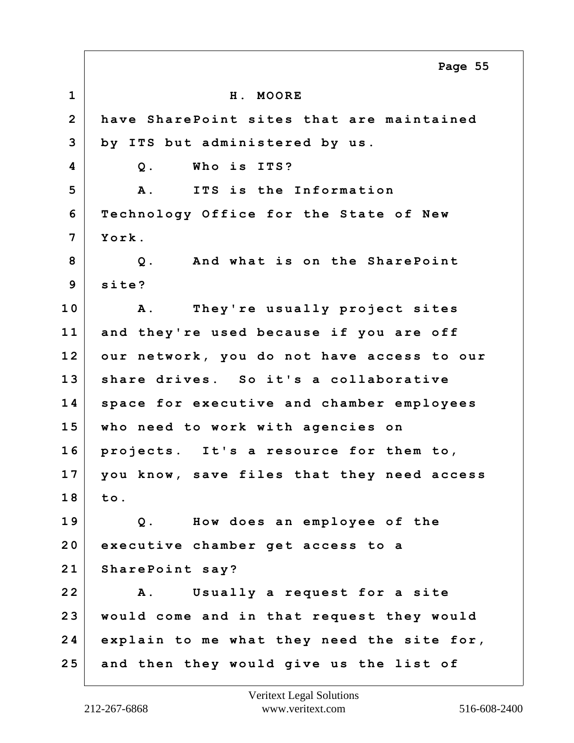H. MOORE

have SharePoint sites that are maintained by ITS but administered by us.

Q. Who is ITS?

A. ITS is the Information Technology Office for the State of New York.

Q. And what is on the SharePoint site?

A. They're usually project sites and they're used because if you are off our network, you do not have access to our share drives. So it's a collaborative space for executive and chamber employees who need to work with agencies on projects. It's a resource for them to, you know, save files that they need access to.

Q. How does an employee of the executive chamber get access to a SharePoint say?

A. Usually a request for a site would come and in that request they would explain to me what they need the site for, and then they would give us the list of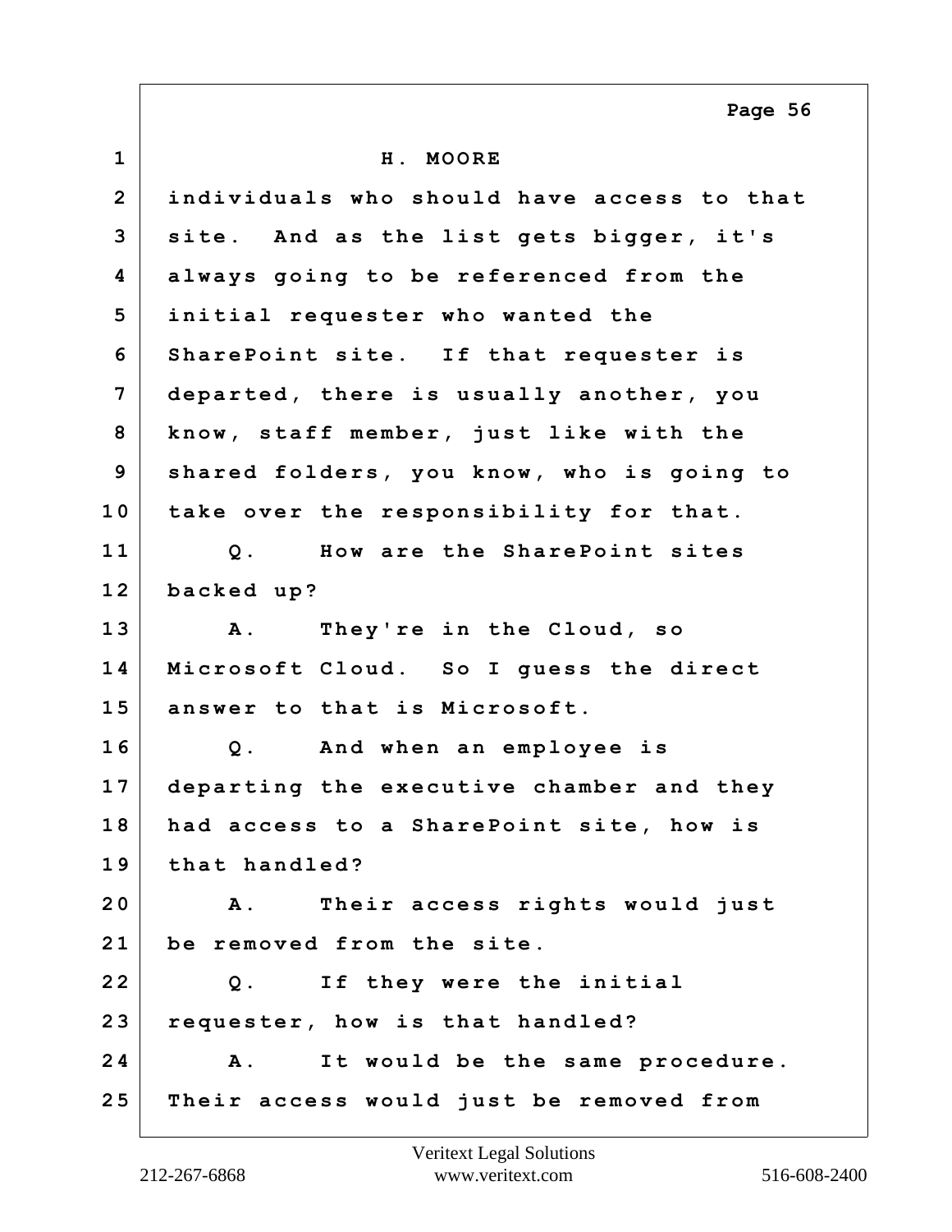H. MOORE

individuals who should have access to that site. And as the list gets bigger, it's always going to be referenced from the initial requester who wanted the SharePoint site. If that requester is departed, there is usually another, you know, staff member, just like with the shared folders, you know, who is going to take over the responsibility for that.

Q. How are the SharePoint sites backed up?

A. They're in the Cloud, so Microsoft Cloud. So I guess the direct answer to that is Microsoft.

Q. And when an employee is departing the executive chamber and they had access to a SharePoint site, how is that handled?

A. Their access rights would just be removed from the site.

Q. If they were the initial requester, how is that handled?

A. It would be the same procedure. Their access would just be removed from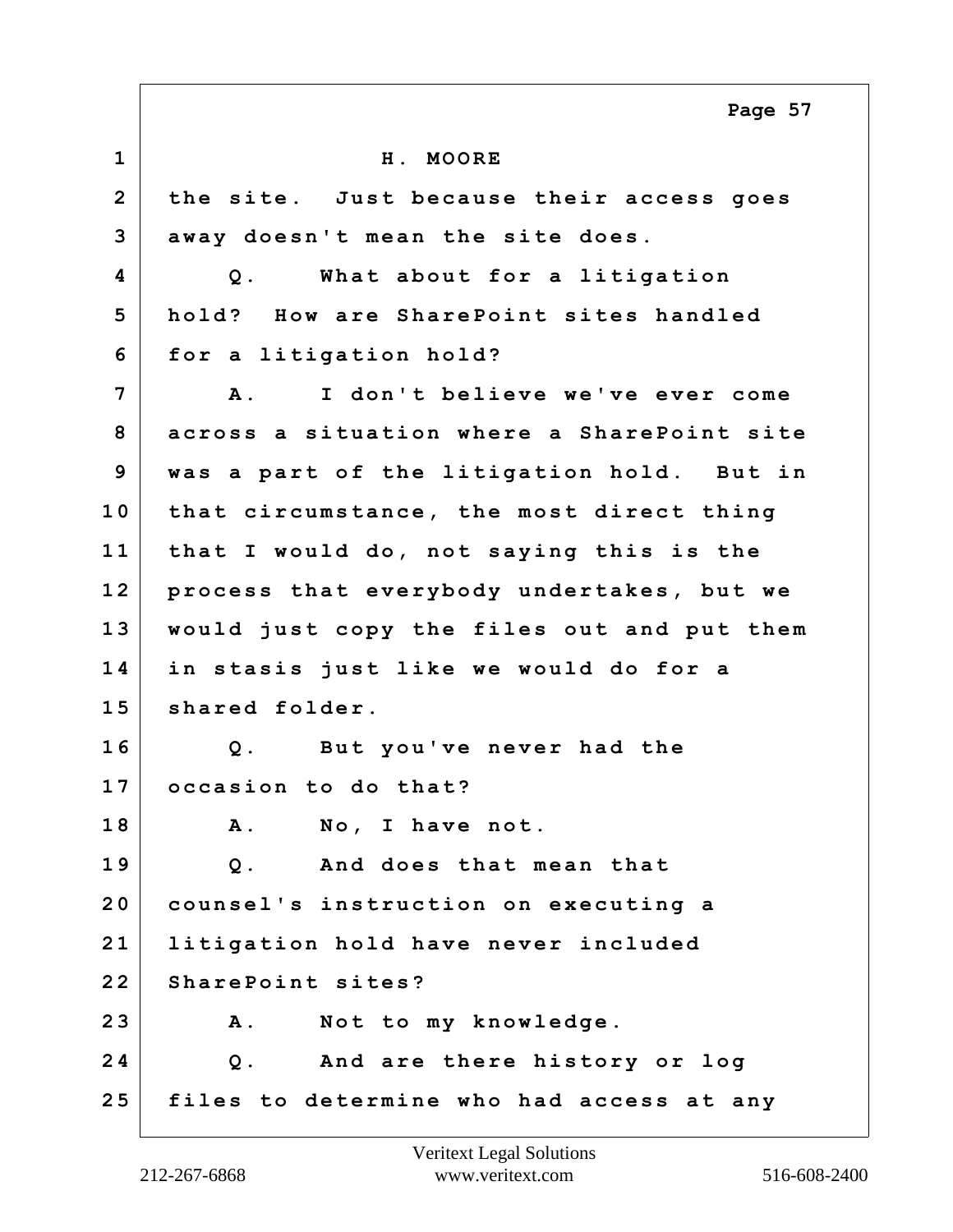H. MOORE

the site. Just because their access goes away doesn't mean the site does.

Q. What about for a litigation hold? How are SharePoint sites handled for a litigation hold?

A. I don't believe we've ever come across a situation where a SharePoint site was a part of the litigation hold. But in that circumstance, the most direct thing that I would do, not saying this is the process that everybody undertakes, but we would just copy the files out and put them in stasis just like we would do for a shared folder.

Q. But you've never had the occasion to do that?

A. No, I have not.

Q. And does that mean that counsel's instruction on executing a litigation hold have never included SharePoint sites?

A. Not to my knowledge.

Q. And are there history or log files to determine who had access at any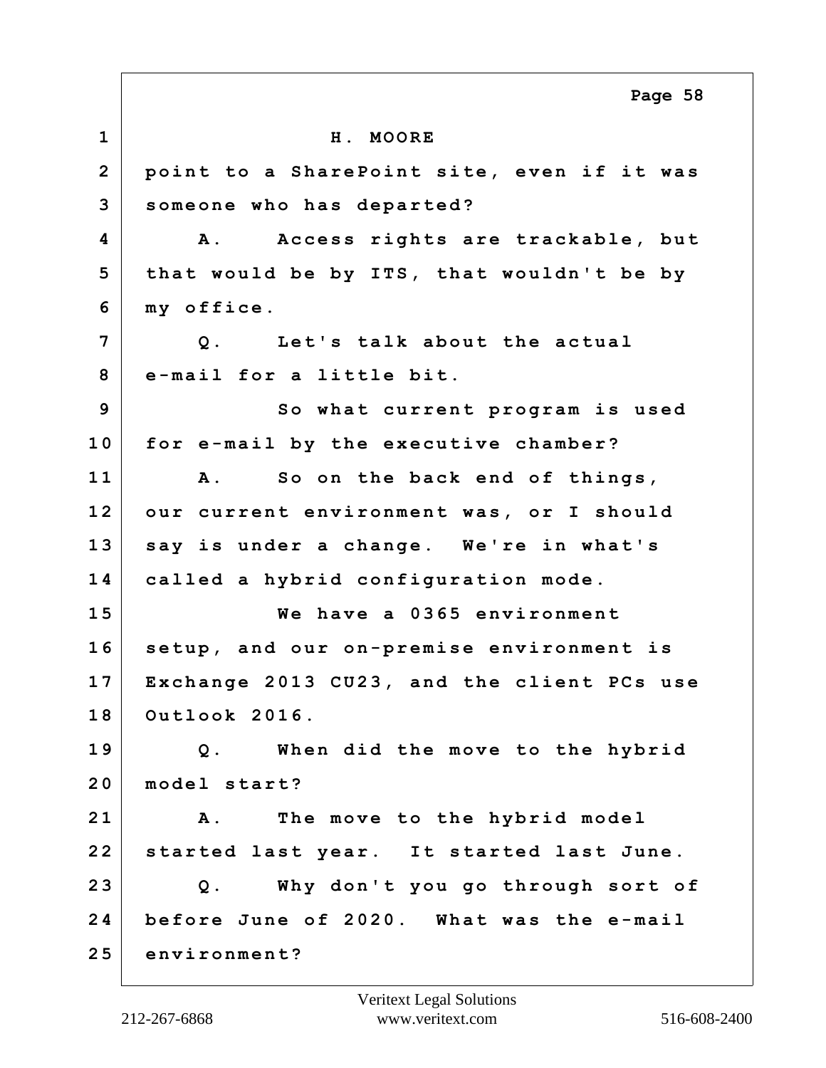1 H. MOORE

2 point to a SharePoint site, even if it was

3 someone who has departed?

4 A. Access rights are trackable, but

5 that would be by ITS, that wouldn't be by

6 my office.

7 Q. Let's talk about the actual

8 e-mail for a little bit.

9 So what current program is used

10 for e-mail by the executive chamber?

11 A. So on the back end of things,

12 our current environment was, or I should

13 say is under a change. We're in what's

14 called a hybrid configuration mode.

15 We have a 0365 environment

16 setup, and our on-premise environment is

17 Exchange 2013 CU23, and the client PCs use

18 Outlook 2016.

19 Q. When did the move to the hybrid

20 model start?

21 A. The move to the hybrid model

22 started last year. It started last June.

23 Q. Why don't you go through sort of

24 before June of 2020. What was the e-mail

25 environment?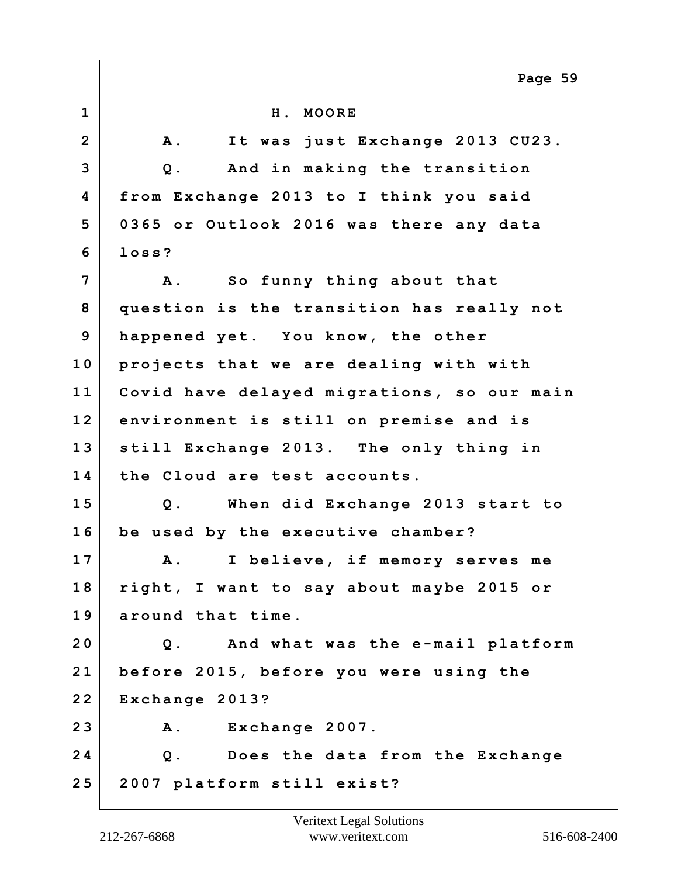H. MOORE

A. It was just Exchange 2013 CU23.

Q. And in making the transition from Exchange 2013 to I think you said 0365 or Outlook 2016 was there any data loss?

A. So funny thing about that question is the transition has really not happened yet. You know, the other projects that we are dealing with with Covid have delayed migrations, so our main environment is still on premise and is still Exchange 2013. The only thing in the Cloud are test accounts.

Q. When did Exchange 2013 start to be used by the executive chamber?

A. I believe, if memory serves me right, I want to say about maybe 2015 or around that time.

Q. And what was the e-mail platform before 2015, before you were using the Exchange 2013?

A. Exchange 2007.

Q. Does the data from the Exchange 2007 platform still exist?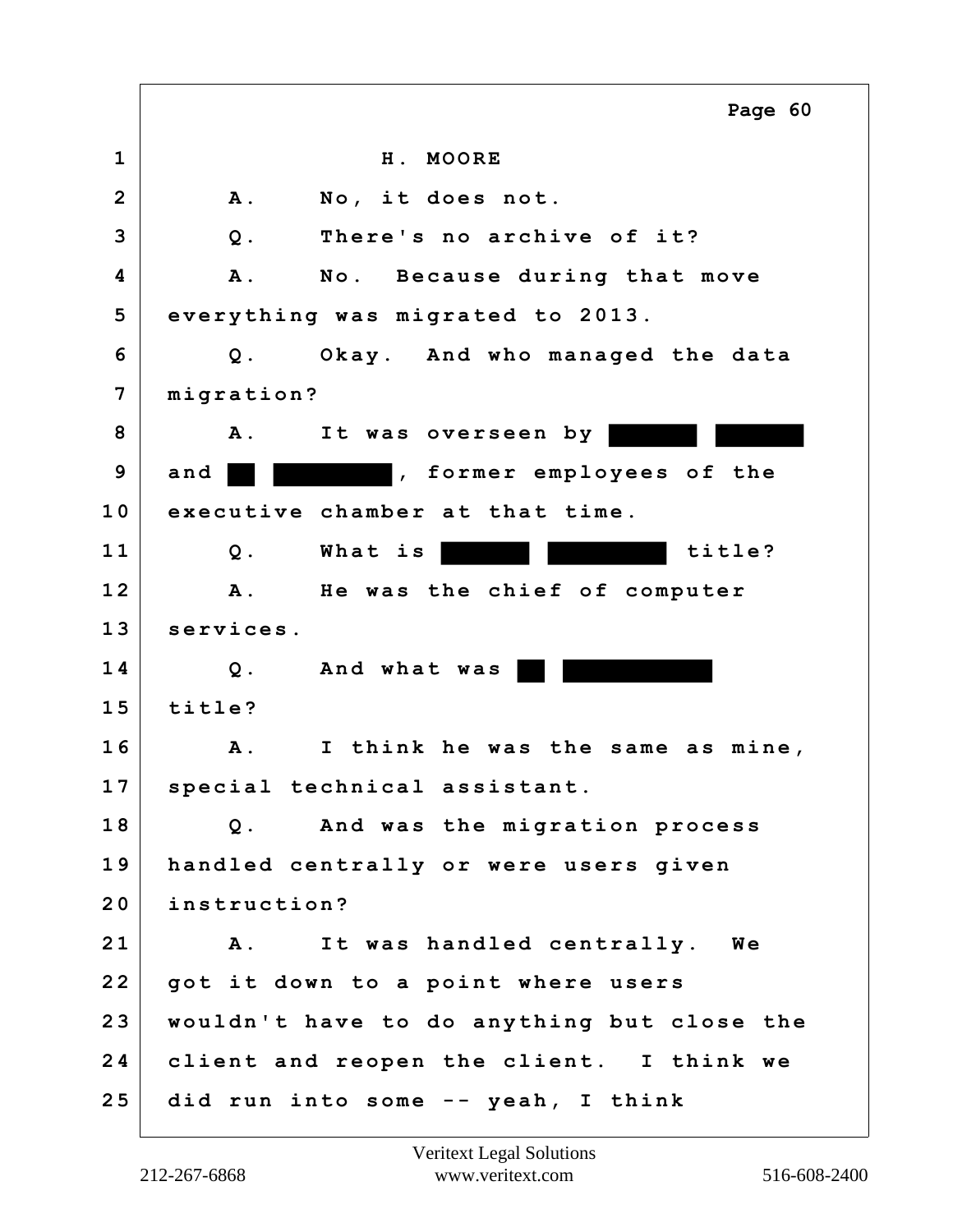H. MOORE

A. No, it does not.

Q. There's no archive of it?

A. No. Because during that move everything was migrated to 2013.

Q. Okay. And who managed the data migration?

A. It was overseen by ██████ ██████ and ██ ████████, former employees of the executive chamber at that time.

Q. What is ██████ ████████ title?

A. He was the chief of computer services.

Q. And what was ██ ██████████ title?

A. I think he was the same as mine, special technical assistant.

Q. And was the migration process handled centrally or were users given instruction?

A. It was handled centrally. We got it down to a point where users wouldn't have to do anything but close the client and reopen the client. I think we did run into some -- yeah, I think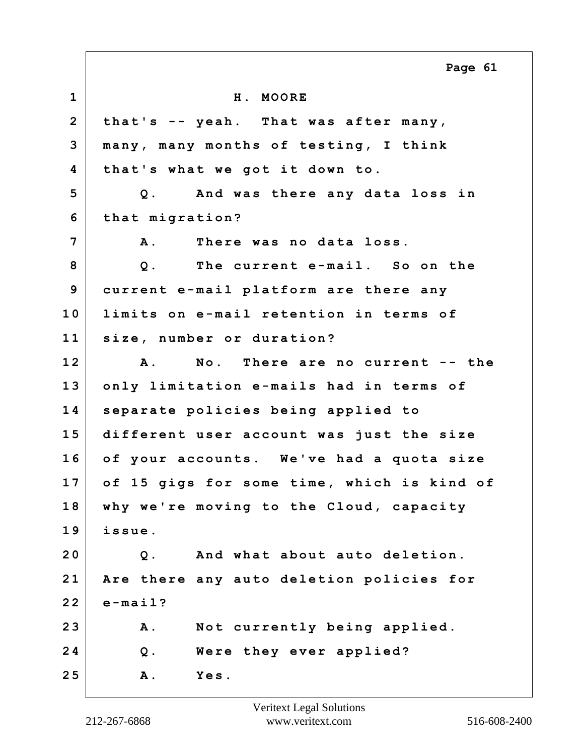H. MOORE

that's -- yeah. That was after many, many, many months of testing, I think that's what we got it down to.

Q. And was there any data loss in that migration?

A. There was no data loss.

Q. The current e-mail. So on the current e-mail platform are there any limits on e-mail retention in terms of size, number or duration?

A. No. There are no current -- the only limitation e-mails had in terms of separate policies being applied to different user account was just the size of your accounts. We've had a quota size of 15 gigs for some time, which is kind of why we're moving to the Cloud, capacity issue.

Q. And what about auto deletion. Are there any auto deletion policies for e-mail?

A. Not currently being applied.

Q. Were they ever applied?

A. Yes.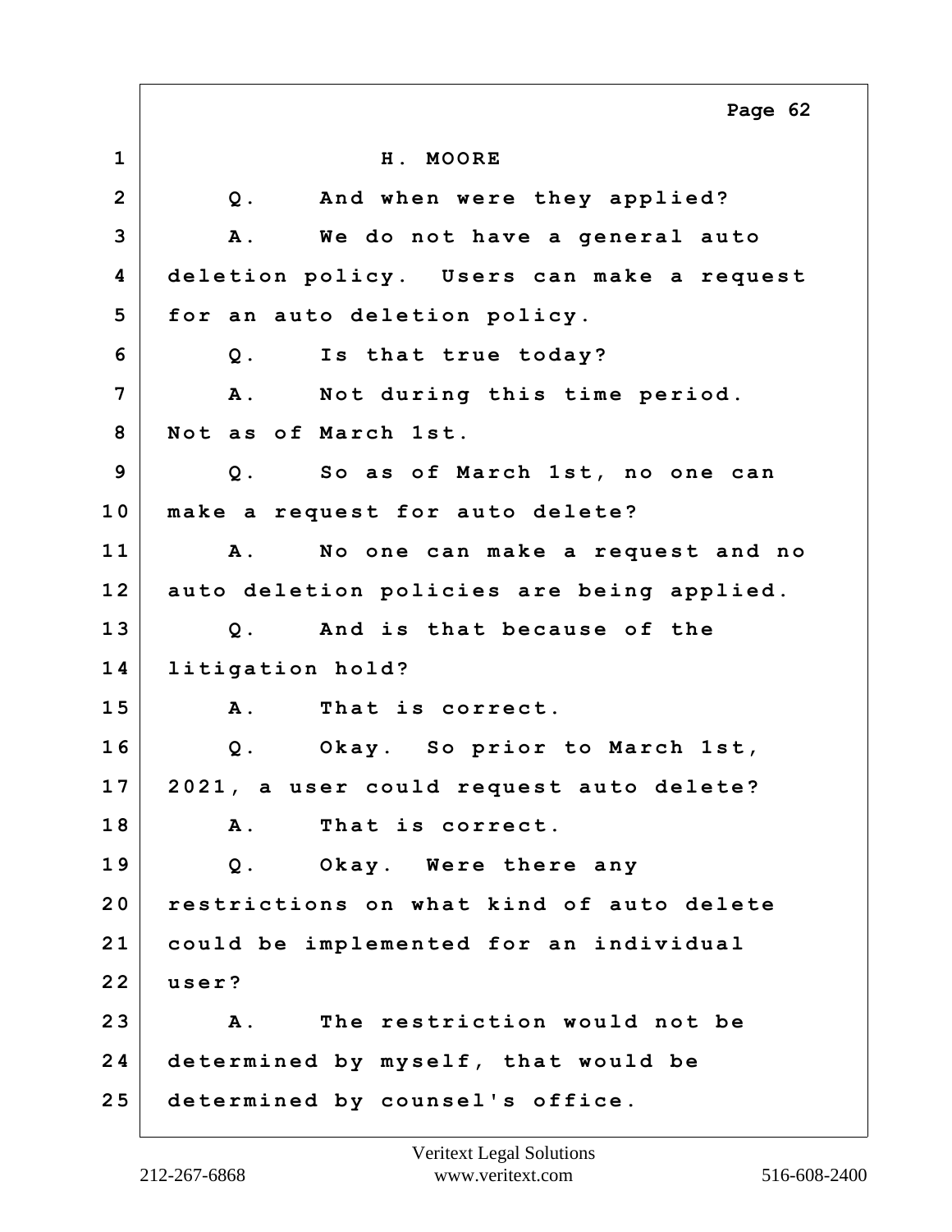H. MOORE

Q. And when were they applied?

A. We do not have a general auto deletion policy. Users can make a request for an auto deletion policy.

Q. Is that true today?

A. Not during this time period. Not as of March 1st.

Q. So as of March 1st, no one can make a request for auto delete?

A. No one can make a request and no auto deletion policies are being applied.

Q. And is that because of the litigation hold?

A. That is correct.

Q. Okay. So prior to March 1st, 2021, a user could request auto delete?

A. That is correct.

Q. Okay. Were there any restrictions on what kind of auto delete could be implemented for an individual user?

A. The restriction would not be determined by myself, that would be determined by counsel's office.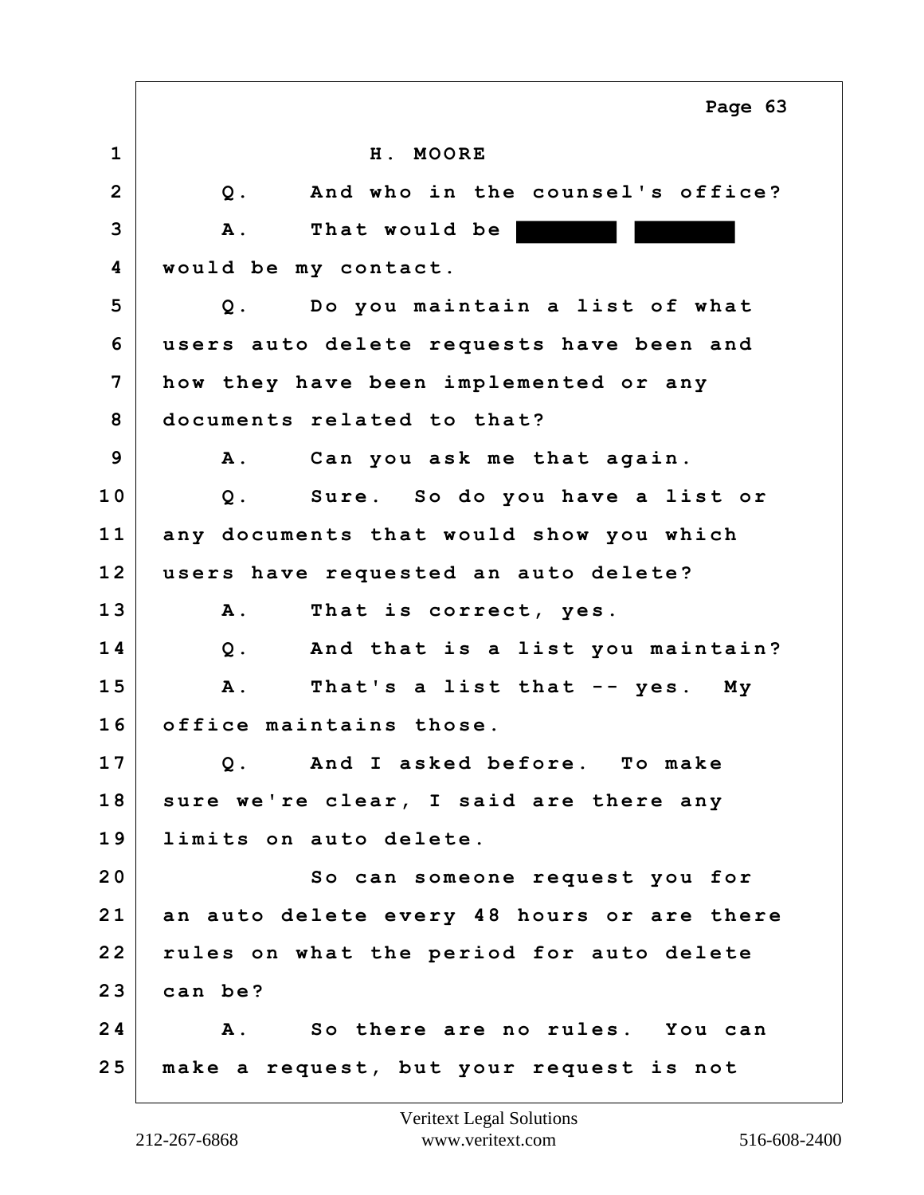H. MOORE

Q. And who in the counsel's office?

A. That would be ████ ████ would be my contact.

Q. Do you maintain a list of what users auto delete requests have been and how they have been implemented or any documents related to that?

A. Can you ask me that again.

Q. Sure. So do you have a list or any documents that would show you which users have requested an auto delete?

A. That is correct, yes.

Q. And that is a list you maintain?

A. That's a list that -- yes. My office maintains those.

Q. And I asked before. To make sure we're clear, I said are there any limits on auto delete.

So can someone request you for an auto delete every 48 hours or are there rules on what the period for auto delete can be?

A. So there are no rules. You can make a request, but your request is not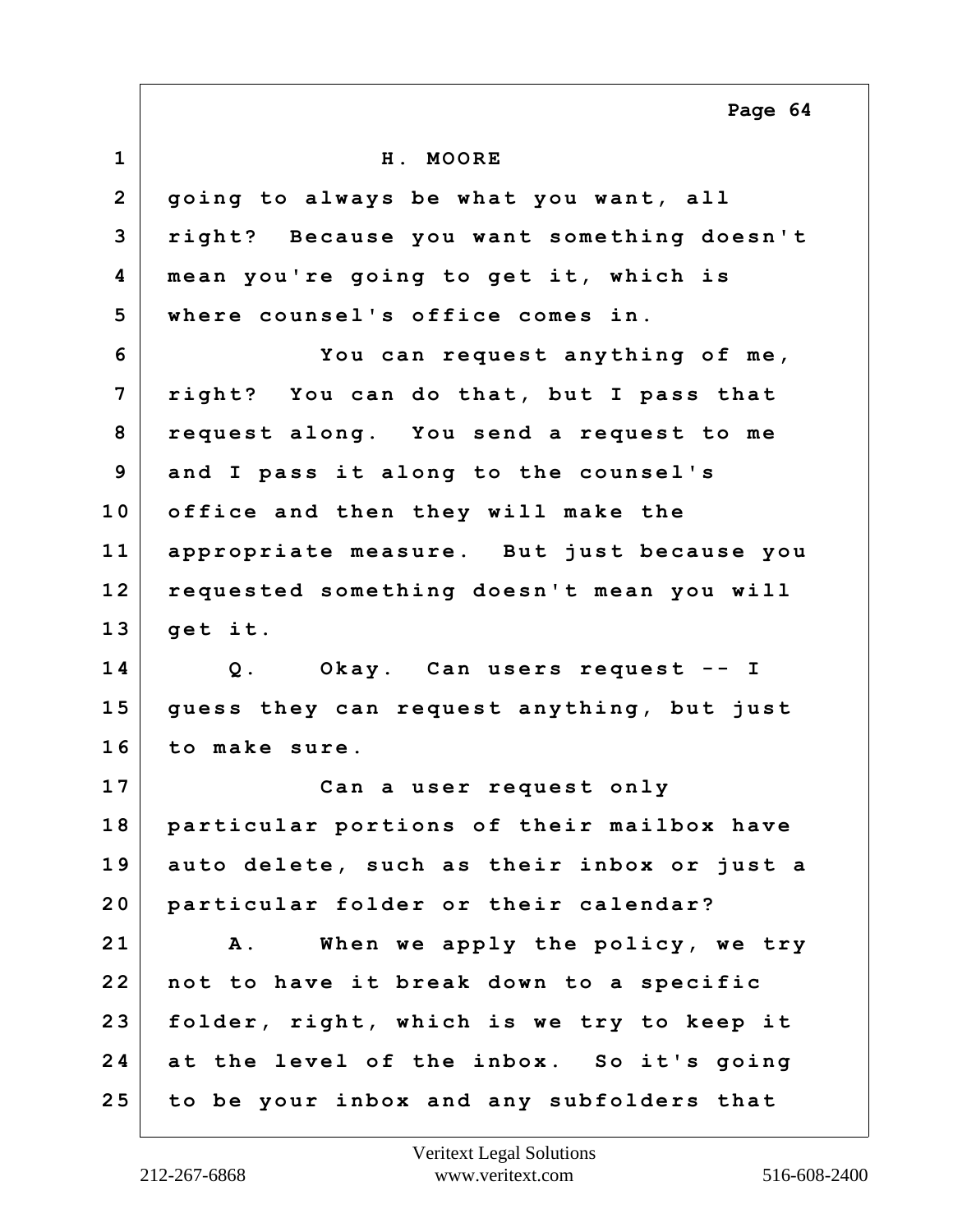H. MOORE

going to always be what you want, all right? Because you want something doesn't mean you're going to get it, which is where counsel's office comes in.

You can request anything of me, right? You can do that, but I pass that request along. You send a request to me and I pass it along to the counsel's office and then they will make the appropriate measure. But just because you requested something doesn't mean you will get it.

Q. Okay. Can users request -- I guess they can request anything, but just to make sure.

Can a user request only particular portions of their mailbox have auto delete, such as their inbox or just a particular folder or their calendar?

A. When we apply the policy, we try not to have it break down to a specific folder, right, which is we try to keep it at the level of the inbox. So it's going to be your inbox and any subfolders that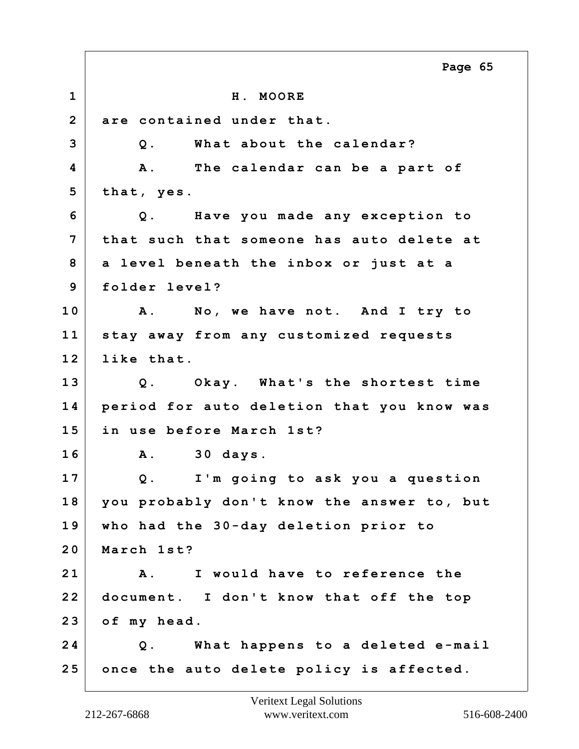H. MOORE

are contained under that.

Q. What about the calendar?

A. The calendar can be a part of that, yes.

Q. Have you made any exception to that such that someone has auto delete at a level beneath the inbox or just at a folder level?

A. No, we have not. And I try to stay away from any customized requests like that.

Q. Okay. What's the shortest time period for auto deletion that you know was in use before March 1st?

A. 30 days.

Q. I'm going to ask you a question you probably don't know the answer to, but who had the 30-day deletion prior to March 1st?

A. I would have to reference the document. I don't know that off the top of my head.

Q. What happens to a deleted e-mail once the auto delete policy is affected.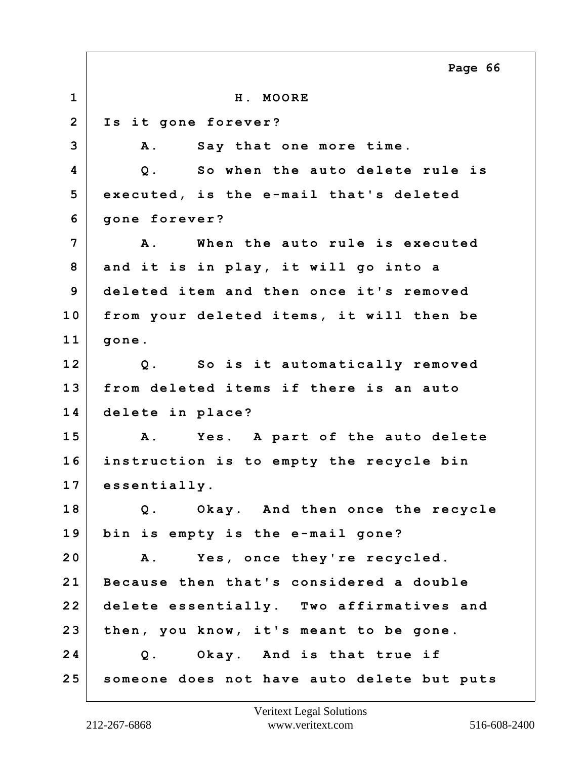H. MOORE

Is it gone forever?

A. Say that one more time.

Q. So when the auto delete rule is executed, is the e-mail that's deleted gone forever?

A. When the auto rule is executed and it is in play, it will go into a deleted item and then once it's removed from your deleted items, it will then be gone.

Q. So is it automatically removed from deleted items if there is an auto delete in place?

A. Yes. A part of the auto delete instruction is to empty the recycle bin essentially.

Q. Okay. And then once the recycle bin is empty is the e-mail gone?

A. Yes, once they're recycled. Because then that's considered a double delete essentially. Two affirmatives and then, you know, it's meant to be gone.

Q. Okay. And is that true if someone does not have auto delete but puts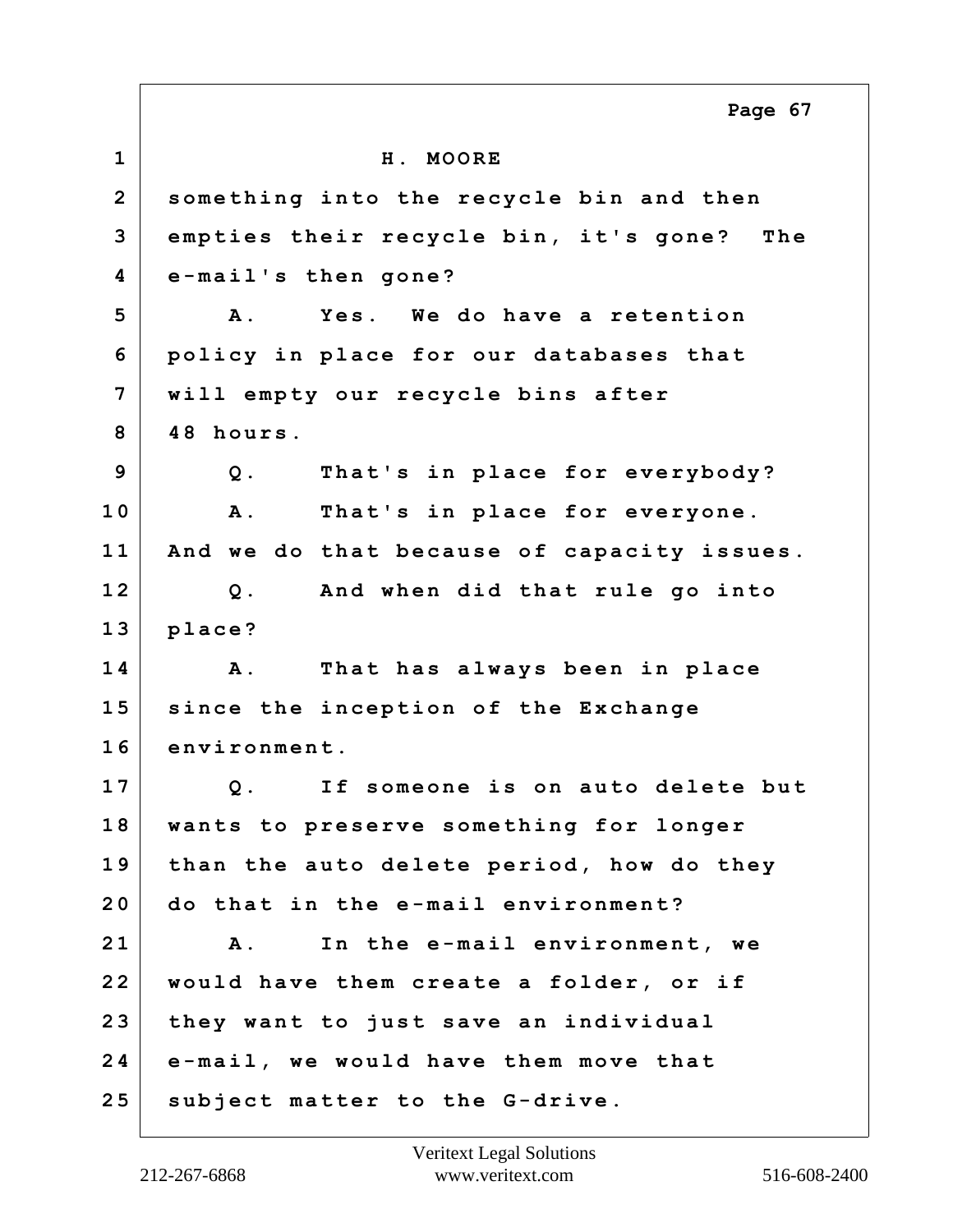H. MOORE

something into the recycle bin and then empties their recycle bin, it's gone? The e-mail's then gone?

A. Yes. We do have a retention policy in place for our databases that will empty our recycle bins after 48 hours.

Q. That's in place for everybody?

A. That's in place for everyone. And we do that because of capacity issues.

Q. And when did that rule go into place?

A. That has always been in place since the inception of the Exchange environment.

Q. If someone is on auto delete but wants to preserve something for longer than the auto delete period, how do they do that in the e-mail environment?

A. In the e-mail environment, we would have them create a folder, or if they want to just save an individual e-mail, we would have them move that subject matter to the G-drive.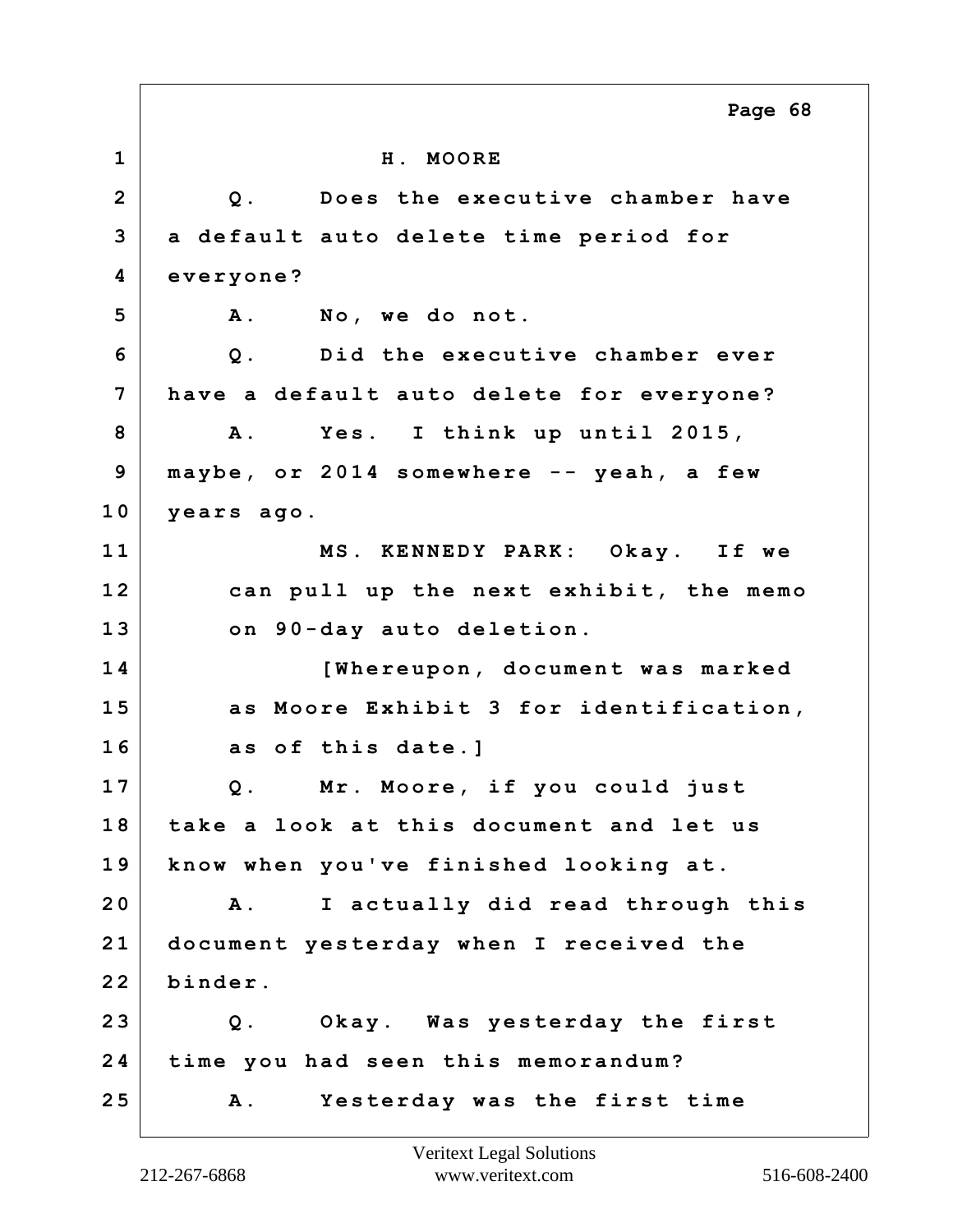H. MOORE

Q. Does the executive chamber have a default auto delete time period for everyone?

A. No, we do not.

Q. Did the executive chamber ever have a default auto delete for everyone?

A. Yes. I think up until 2015, maybe, or 2014 somewhere -- yeah, a few years ago.

MS. KENNEDY PARK: Okay. If we can pull up the next exhibit, the memo on 90-day auto deletion.

[Whereupon, document was marked as Moore Exhibit 3 for identification, as of this date.]

Q. Mr. Moore, if you could just take a look at this document and let us know when you've finished looking at.

A. I actually did read through this document yesterday when I received the binder.

Q. Okay. Was yesterday the first time you had seen this memorandum?

A. Yesterday was the first time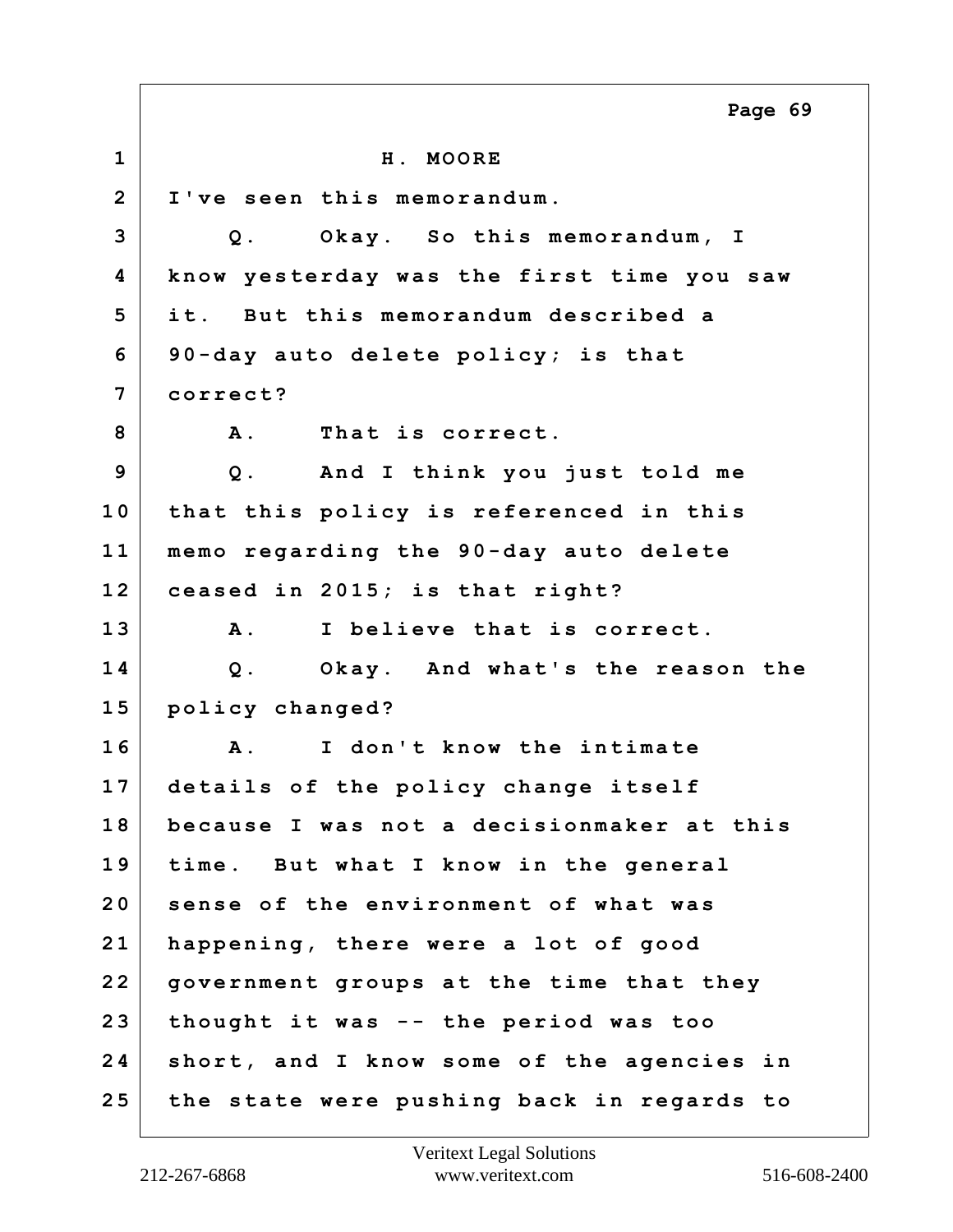H. MOORE

I've seen this memorandum.

Q. Okay. So this memorandum, I know yesterday was the first time you saw it. But this memorandum described a 90-day auto delete policy; is that correct?

A. That is correct.

Q. And I think you just told me that this policy is referenced in this memo regarding the 90-day auto delete ceased in 2015; is that right?

A. I believe that is correct.

Q. Okay. And what's the reason the policy changed?

A. I don't know the intimate details of the policy change itself because I was not a decisionmaker at this time. But what I know in the general sense of the environment of what was happening, there were a lot of good government groups at the time that they thought it was -- the period was too short, and I know some of the agencies in the state were pushing back in regards to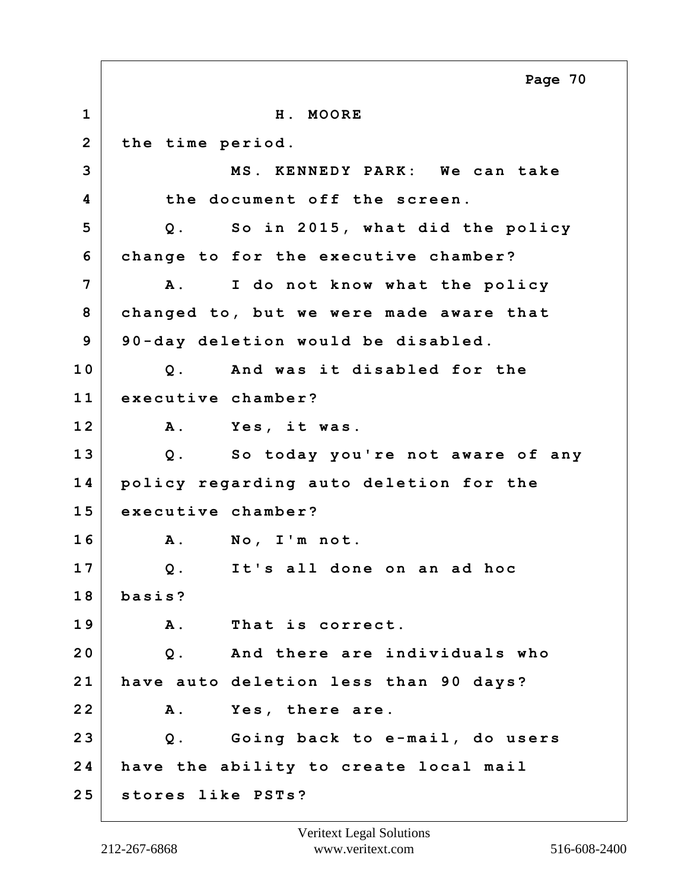H. MOORE

the time period.

MS. KENNEDY PARK: We can take the document off the screen.

Q. So in 2015, what did the policy change to for the executive chamber?

A. I do not know what the policy changed to, but we were made aware that 90-day deletion would be disabled.

Q. And was it disabled for the executive chamber?

A. Yes, it was.

Q. So today you're not aware of any policy regarding auto deletion for the executive chamber?

A. No, I'm not.

Q. It's all done on an ad hoc basis?

A. That is correct.

Q. And there are individuals who have auto deletion less than 90 days?

A. Yes, there are.

Q. Going back to e-mail, do users have the ability to create local mail stores like PSTs?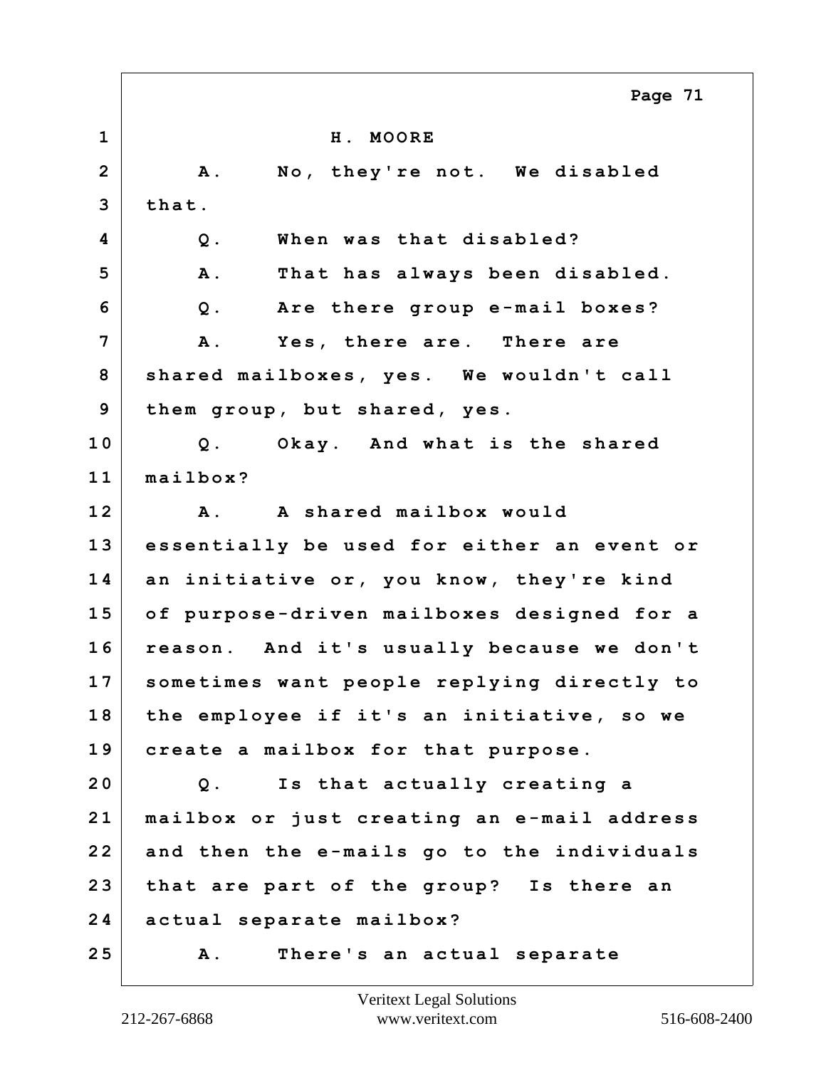H. MOORE

A. No, they're not. We disabled that.

Q. When was that disabled?

A. That has always been disabled.

Q. Are there group e-mail boxes?

A. Yes, there are. There are shared mailboxes, yes. We wouldn't call them group, but shared, yes.

Q. Okay. And what is the shared mailbox?

A. A shared mailbox would essentially be used for either an event or an initiative or, you know, they're kind of purpose-driven mailboxes designed for a reason. And it's usually because we don't sometimes want people replying directly to the employee if it's an initiative, so we create a mailbox for that purpose.

Q. Is that actually creating a mailbox or just creating an e-mail address and then the e-mails go to the individuals that are part of the group? Is there an actual separate mailbox?

A. There's an actual separate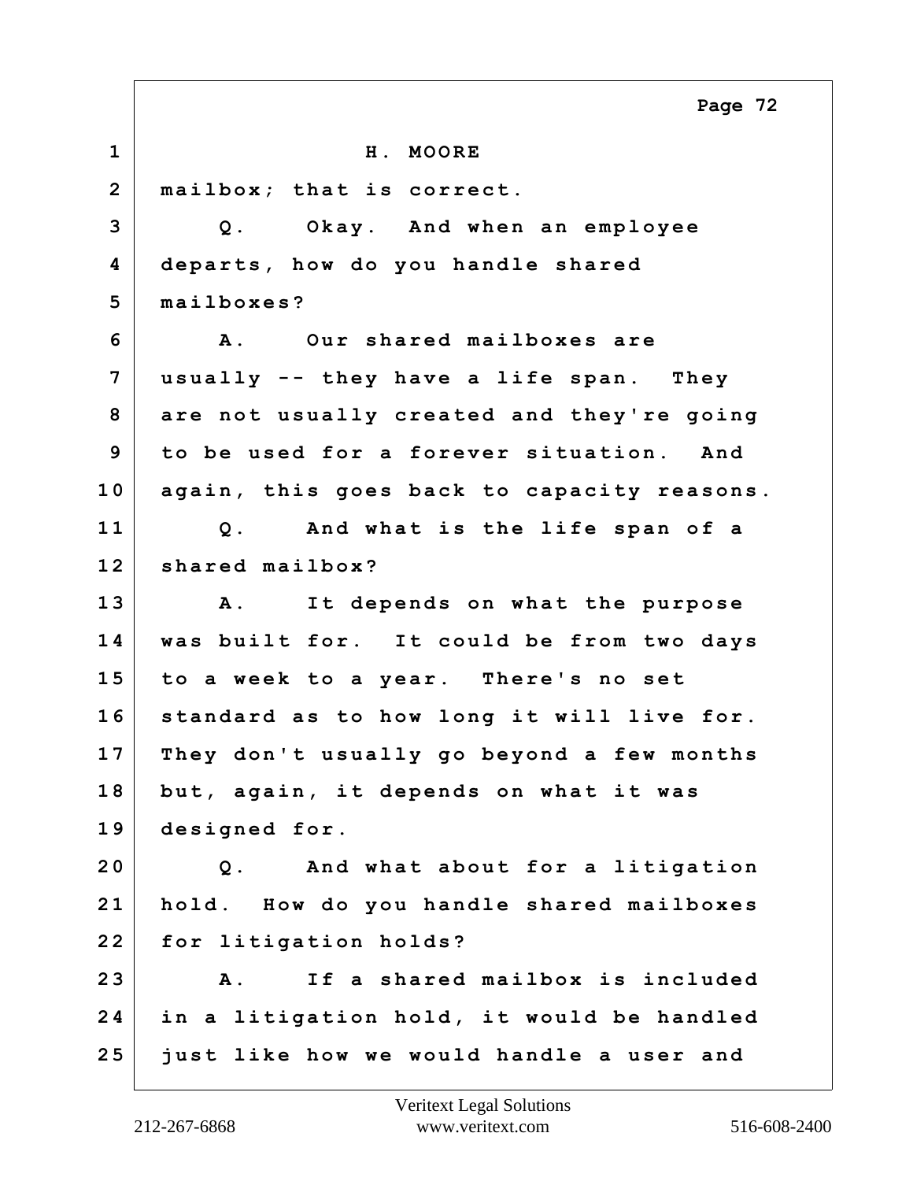H. MOORE

mailbox; that is correct.

Q. Okay. And when an employee departs, how do you handle shared mailboxes?

A. Our shared mailboxes are usually -- they have a life span. They are not usually created and they're going to be used for a forever situation. And again, this goes back to capacity reasons.

Q. And what is the life span of a shared mailbox?

A. It depends on what the purpose was built for. It could be from two days to a week to a year. There's no set standard as to how long it will live for. They don't usually go beyond a few months but, again, it depends on what it was designed for.

Q. And what about for a litigation hold. How do you handle shared mailboxes for litigation holds?

A. If a shared mailbox is included in a litigation hold, it would be handled just like how we would handle a user and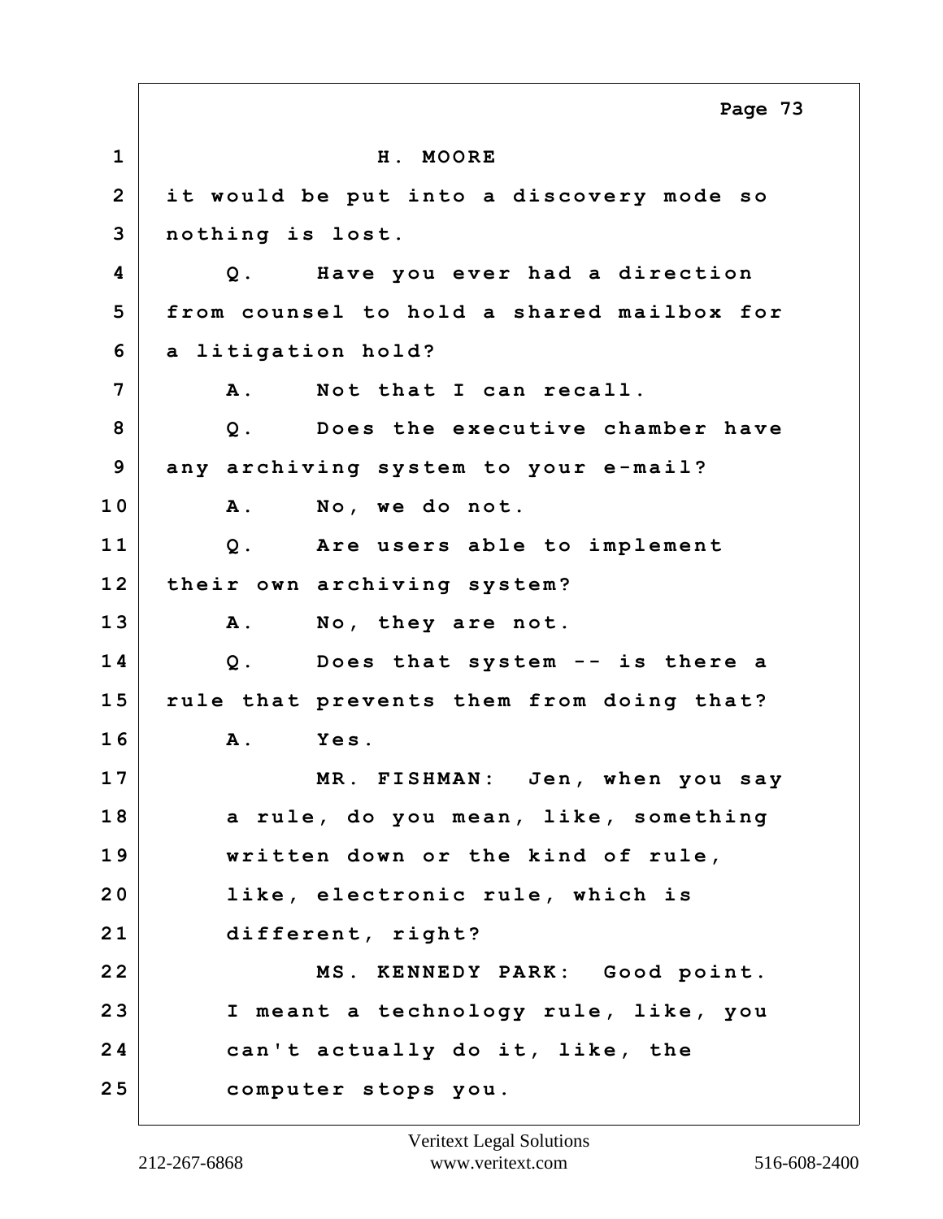H. MOORE

it would be put into a discovery mode so nothing is lost.

Q. Have you ever had a direction from counsel to hold a shared mailbox for a litigation hold?

A. Not that I can recall.

Q. Does the executive chamber have any archiving system to your e-mail?

A. No, we do not.

Q. Are users able to implement their own archiving system?

A. No, they are not.

Q. Does that system -- is there a rule that prevents them from doing that?

A. Yes.

MR. FISHMAN: Jen, when you say a rule, do you mean, like, something written down or the kind of rule, like, electronic rule, which is different, right?

MS. KENNEDY PARK: Good point. I meant a technology rule, like, you can't actually do it, like, the computer stops you.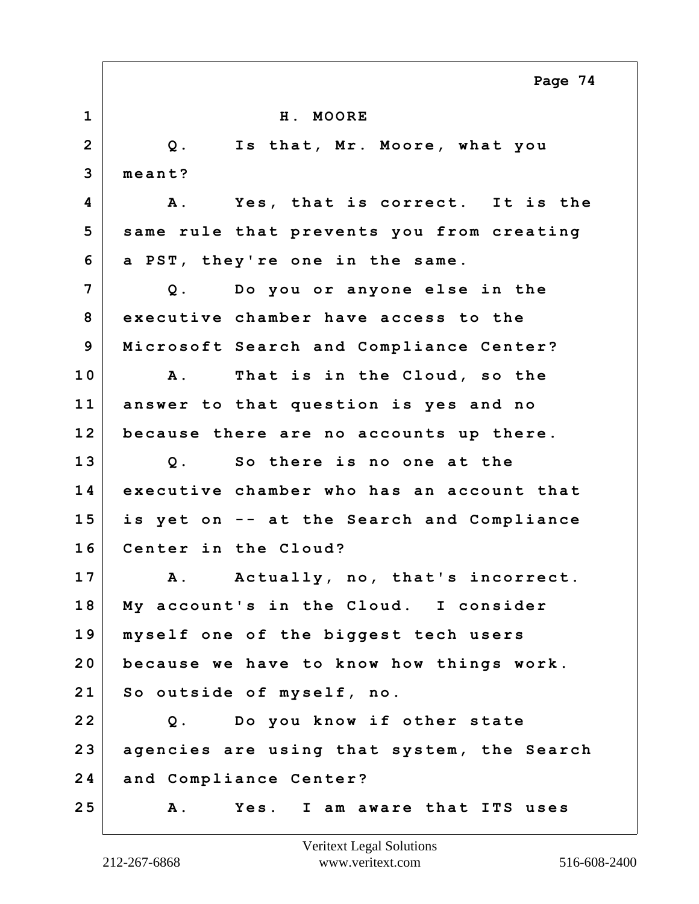H. MOORE

Q. Is that, Mr. Moore, what you meant?

A. Yes, that is correct. It is the same rule that prevents you from creating a PST, they're one in the same.

Q. Do you or anyone else in the executive chamber have access to the Microsoft Search and Compliance Center?

A. That is in the Cloud, so the answer to that question is yes and no because there are no accounts up there.

Q. So there is no one at the executive chamber who has an account that is yet on -- at the Search and Compliance Center in the Cloud?

A. Actually, no, that's incorrect. My account's in the Cloud. I consider myself one of the biggest tech users because we have to know how things work. So outside of myself, no.

Q. Do you know if other state agencies are using that system, the Search and Compliance Center?

A. Yes. I am aware that ITS uses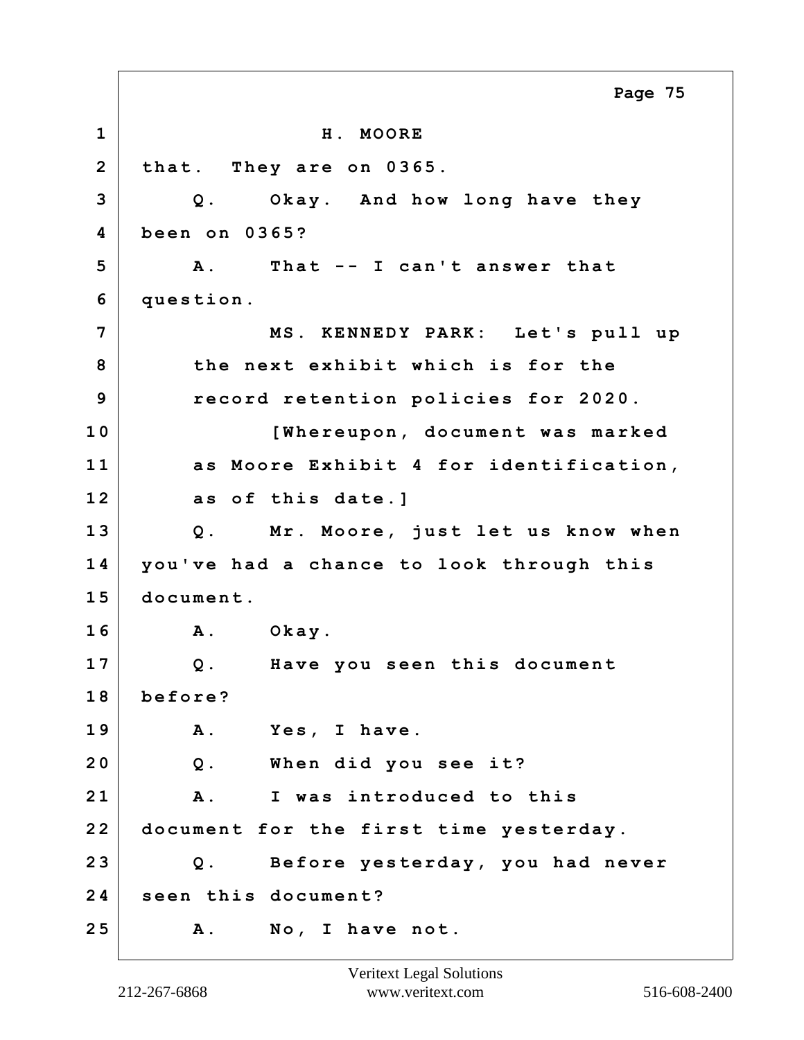1 H. MOORE

2 that. They are on 0365.

3 Q. Okay. And how long have they

4 been on 0365?

5 A. That -- I can't answer that

6 question.

7 MS. KENNEDY PARK: Let's pull up

8 the next exhibit which is for the

9 record retention policies for 2020.

10 [Whereupon, document was marked

11 as Moore Exhibit 4 for identification,

12 as of this date.]

13 Q. Mr. Moore, just let us know when

14 you've had a chance to look through this

15 document.

16 A. Okay.

17 Q. Have you seen this document

18 before?

19 A. Yes, I have.

20 Q. When did you see it?

21 A. I was introduced to this

22 document for the first time yesterday.

23 Q. Before yesterday, you had never

24 seen this document?

25 A. No, I have not.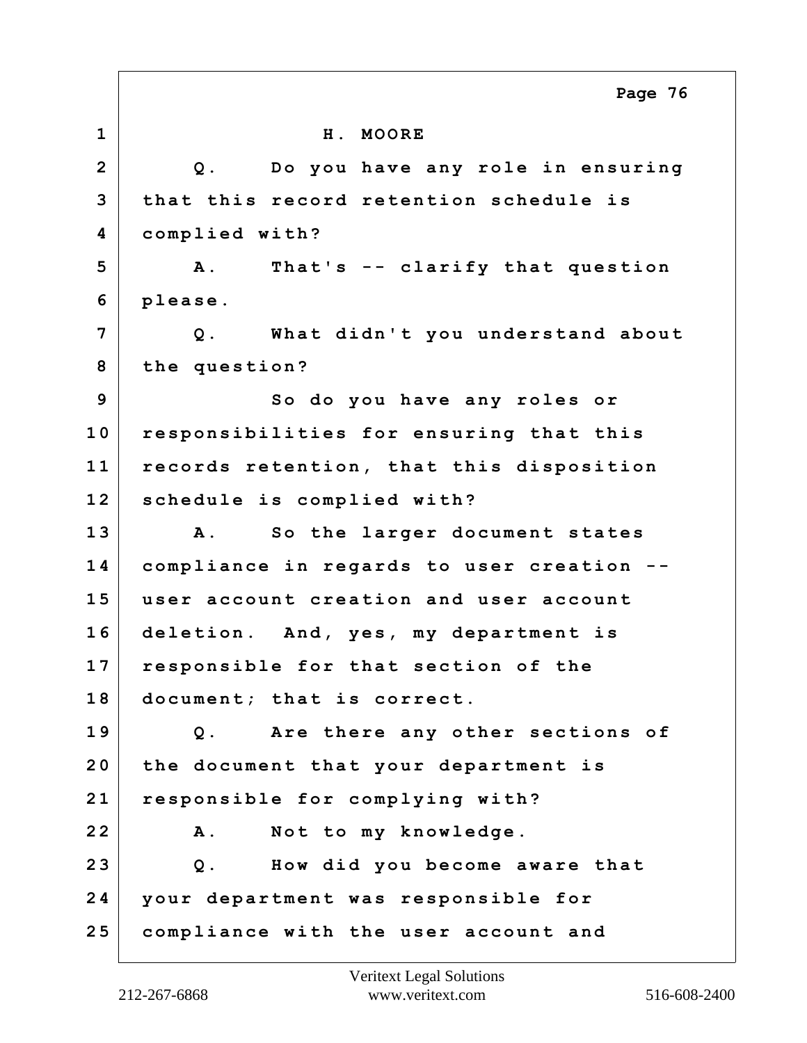H. MOORE

Q. Do you have any role in ensuring that this record retention schedule is complied with?

A. That's -- clarify that question please.

Q. What didn't you understand about the question?

So do you have any roles or responsibilities for ensuring that this records retention, that this disposition schedule is complied with?

A. So the larger document states compliance in regards to user creation -- user account creation and user account deletion. And, yes, my department is responsible for that section of the document; that is correct.

Q. Are there any other sections of the document that your department is responsible for complying with?

A. Not to my knowledge.

Q. How did you become aware that your department was responsible for compliance with the user account and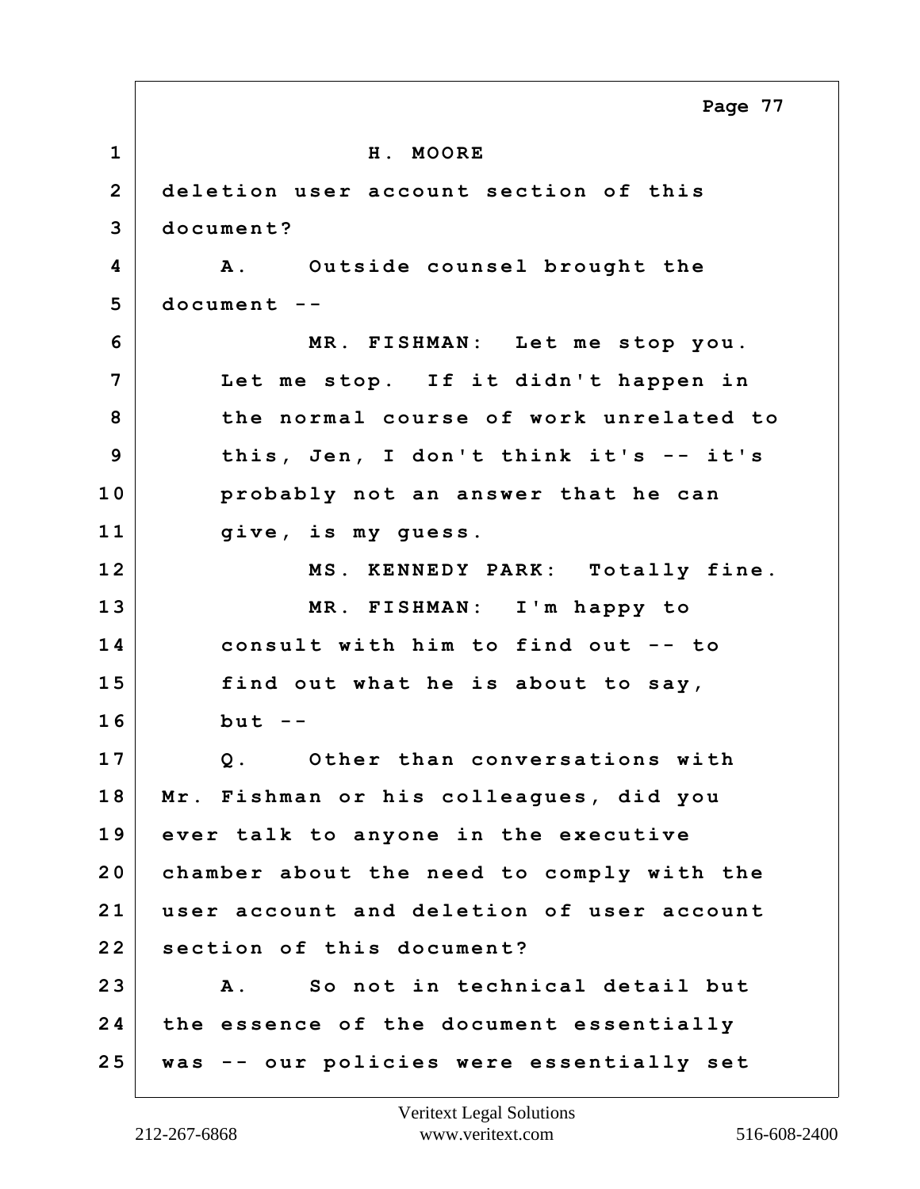H. MOORE

deletion user account section of this document?

A. Outside counsel brought the document --

MR. FISHMAN: Let me stop you. Let me stop. If it didn't happen in the normal course of work unrelated to this, Jen, I don't think it's -- it's probably not an answer that he can give, is my guess.

MS. KENNEDY PARK: Totally fine.

MR. FISHMAN: I'm happy to consult with him to find out -- to find out what he is about to say, but --

Q. Other than conversations with Mr. Fishman or his colleagues, did you ever talk to anyone in the executive chamber about the need to comply with the user account and deletion of user account section of this document?

A. So not in technical detail but the essence of the document essentially was -- our policies were essentially set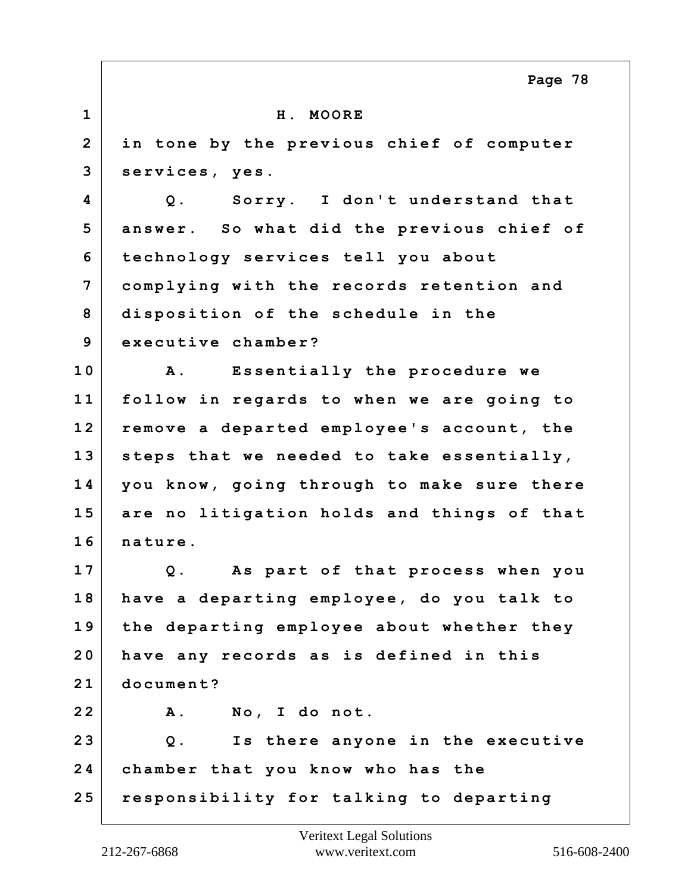H. MOORE

in tone by the previous chief of computer services, yes.

Q. Sorry. I don't understand that answer. So what did the previous chief of technology services tell you about complying with the records retention and disposition of the schedule in the executive chamber?

A. Essentially the procedure we follow in regards to when we are going to remove a departed employee's account, the steps that we needed to take essentially, you know, going through to make sure there are no litigation holds and things of that nature.

Q. As part of that process when you have a departing employee, do you talk to the departing employee about whether they have any records as is defined in this document?

A. No, I do not.

Q. Is there anyone in the executive chamber that you know who has the responsibility for talking to departing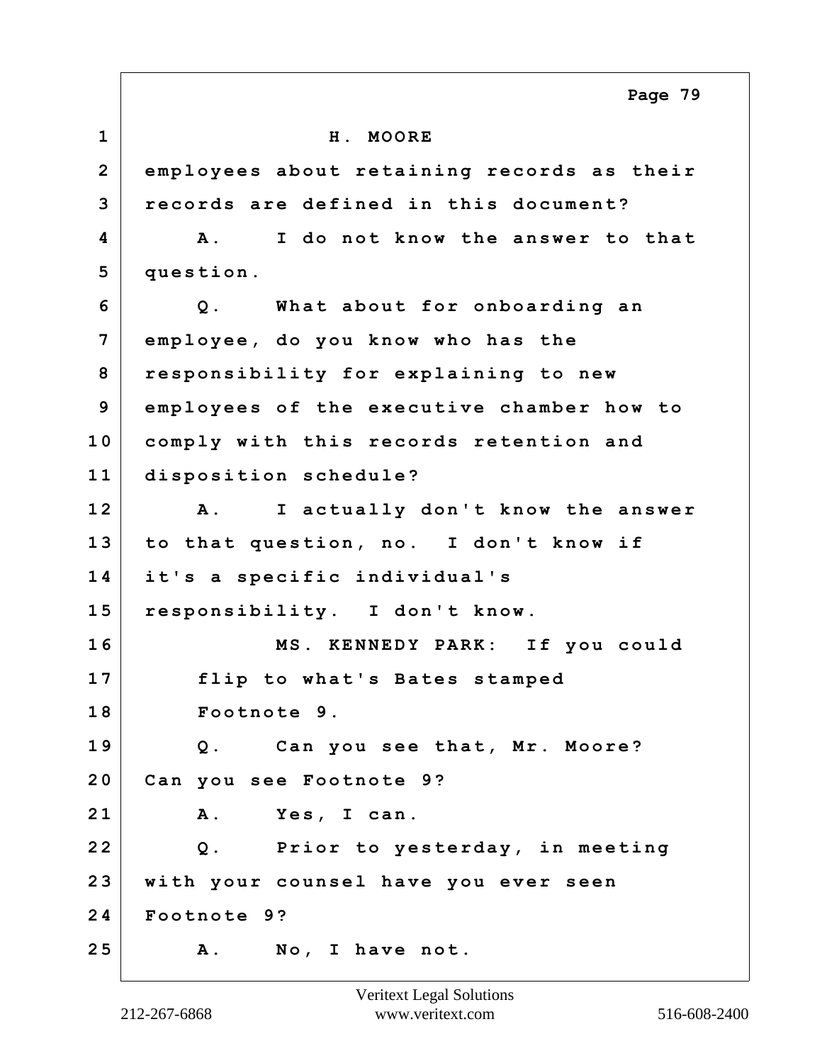1 H. MOORE

2 employees about retaining records as their

3 records are defined in this document?

4 A. I do not know the answer to that

5 question.

6 Q. What about for onboarding an

7 employee, do you know who has the

8 responsibility for explaining to new

9 employees of the executive chamber how to

10 comply with this records retention and

11 disposition schedule?

12 A. I actually don't know the answer

13 to that question, no. I don't know if

14 it's a specific individual's

15 responsibility. I don't know.

16 MS. KENNEDY PARK: If you could

17 flip to what's Bates stamped

18 Footnote 9.

19 Q. Can you see that, Mr. Moore?

20 Can you see Footnote 9?

21 A. Yes, I can.

22 Q. Prior to yesterday, in meeting

23 with your counsel have you ever seen

24 Footnote 9?

25 A. No, I have not.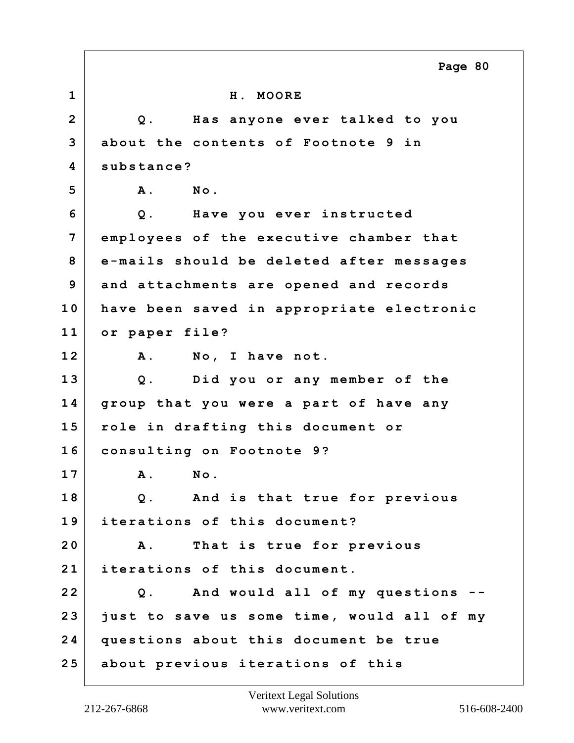H. MOORE

Q. Has anyone ever talked to you about the contents of Footnote 9 in substance?

A. No.

Q. Have you ever instructed employees of the executive chamber that e-mails should be deleted after messages and attachments are opened and records have been saved in appropriate electronic or paper file?

A. No, I have not.

Q. Did you or any member of the group that you were a part of have any role in drafting this document or consulting on Footnote 9?

A. No.

Q. And is that true for previous iterations of this document?

A. That is true for previous iterations of this document.

Q. And would all of my questions -- just to save us some time, would all of my questions about this document be true about previous iterations of this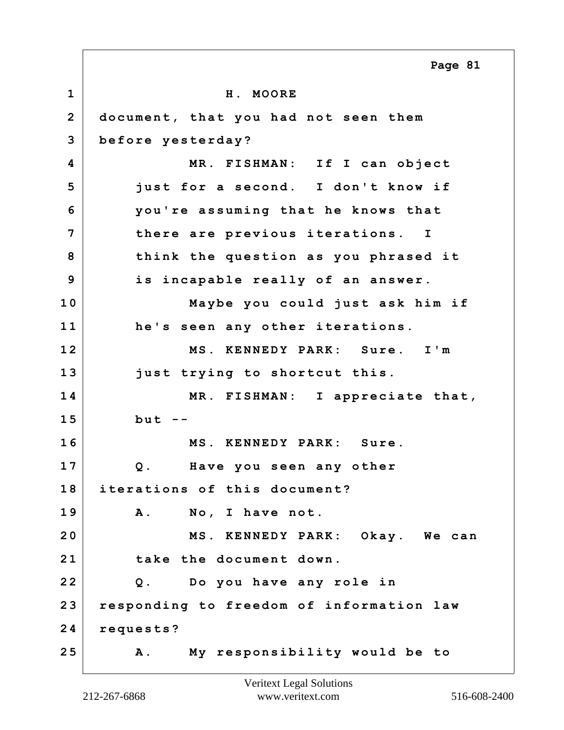H. MOORE

document, that you had not seen them before yesterday?

MR. FISHMAN: If I can object just for a second. I don't know if you're assuming that he knows that there are previous iterations. I think the question as you phrased it is incapable really of an answer.

Maybe you could just ask him if he's seen any other iterations.

MS. KENNEDY PARK: Sure. I'm just trying to shortcut this.

MR. FISHMAN: I appreciate that, but --

MS. KENNEDY PARK: Sure.

Q. Have you seen any other iterations of this document?

A. No, I have not.

MS. KENNEDY PARK: Okay. We can take the document down.

Q. Do you have any role in responding to freedom of information law requests?

A. My responsibility would be to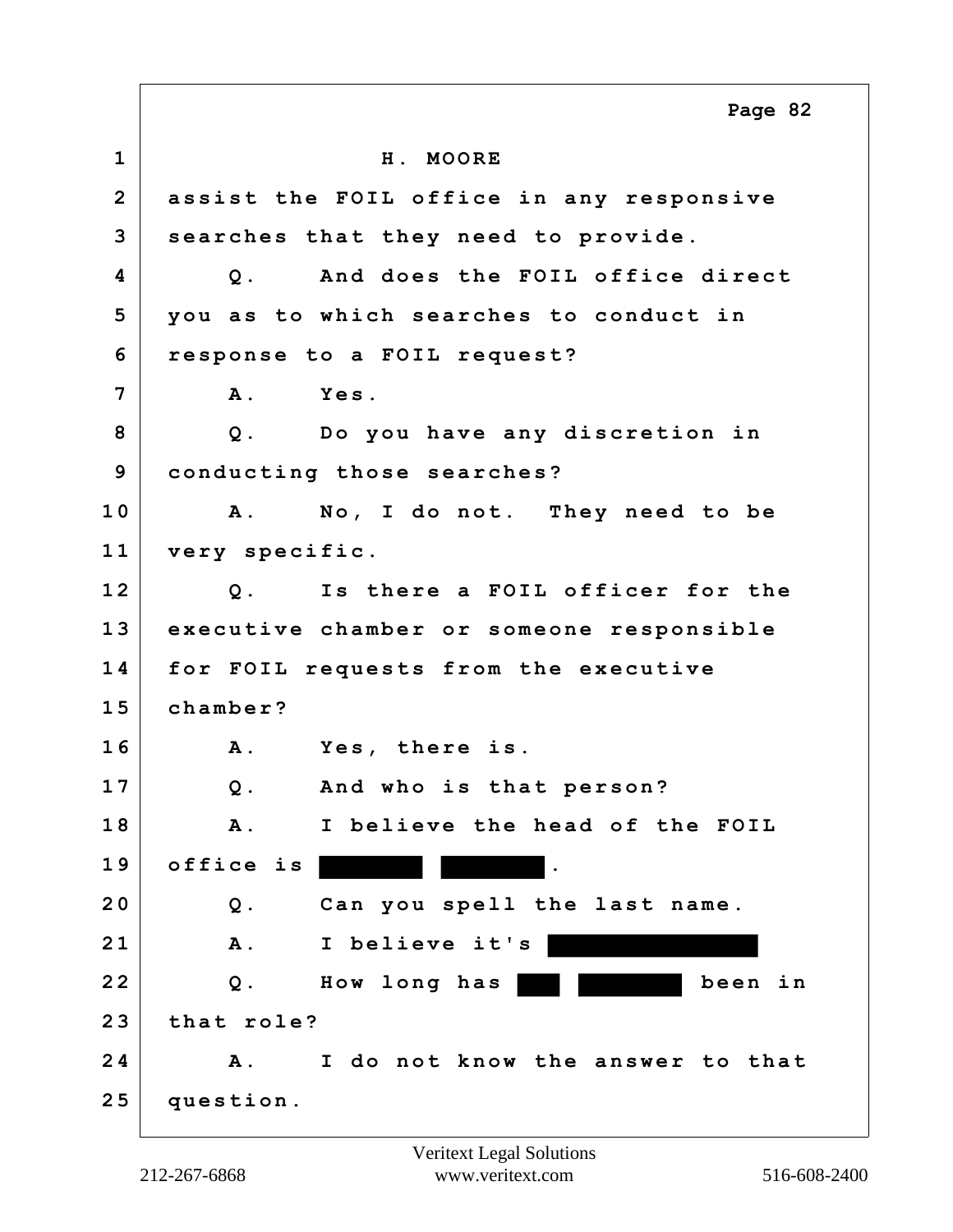H. MOORE

assist the FOIL office in any responsive searches that they need to provide.

Q. And does the FOIL office direct you as to which searches to conduct in response to a FOIL request?

A. Yes.

Q. Do you have any discretion in conducting those searches?

A. No, I do not. They need to be very specific.

Q. Is there a FOIL officer for the executive chamber or someone responsible for FOIL requests from the executive chamber?

A. Yes, there is.

Q. And who is that person?

A. I believe the head of the FOIL office is ████ ████.

Q. Can you spell the last name.

A. I believe it's ████████

Q. How long has ██ ████ been in that role?

A. I do not know the answer to that question.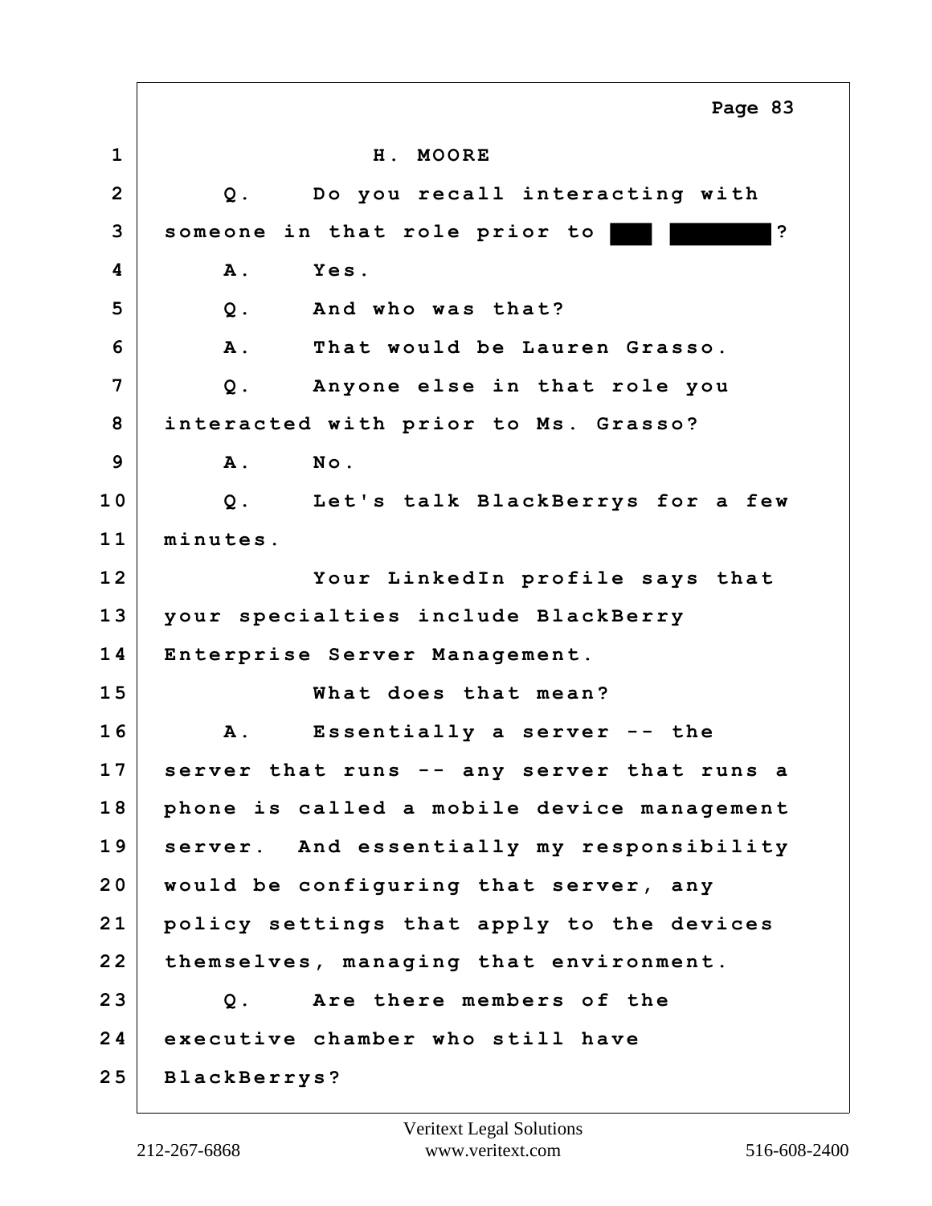H. MOORE

Q. Do you recall interacting with someone in that role prior to ███ ████████?

A. Yes.

Q. And who was that?

A. That would be Lauren Grasso.

Q. Anyone else in that role you interacted with prior to Ms. Grasso?

A. No.

Q. Let's talk BlackBerrys for a few minutes.

Your LinkedIn profile says that your specialties include BlackBerry Enterprise Server Management.

What does that mean?

A. Essentially a server -- the server that runs -- any server that runs a phone is called a mobile device management server. And essentially my responsibility would be configuring that server, any policy settings that apply to the devices themselves, managing that environment.

Q. Are there members of the executive chamber who still have BlackBerrys?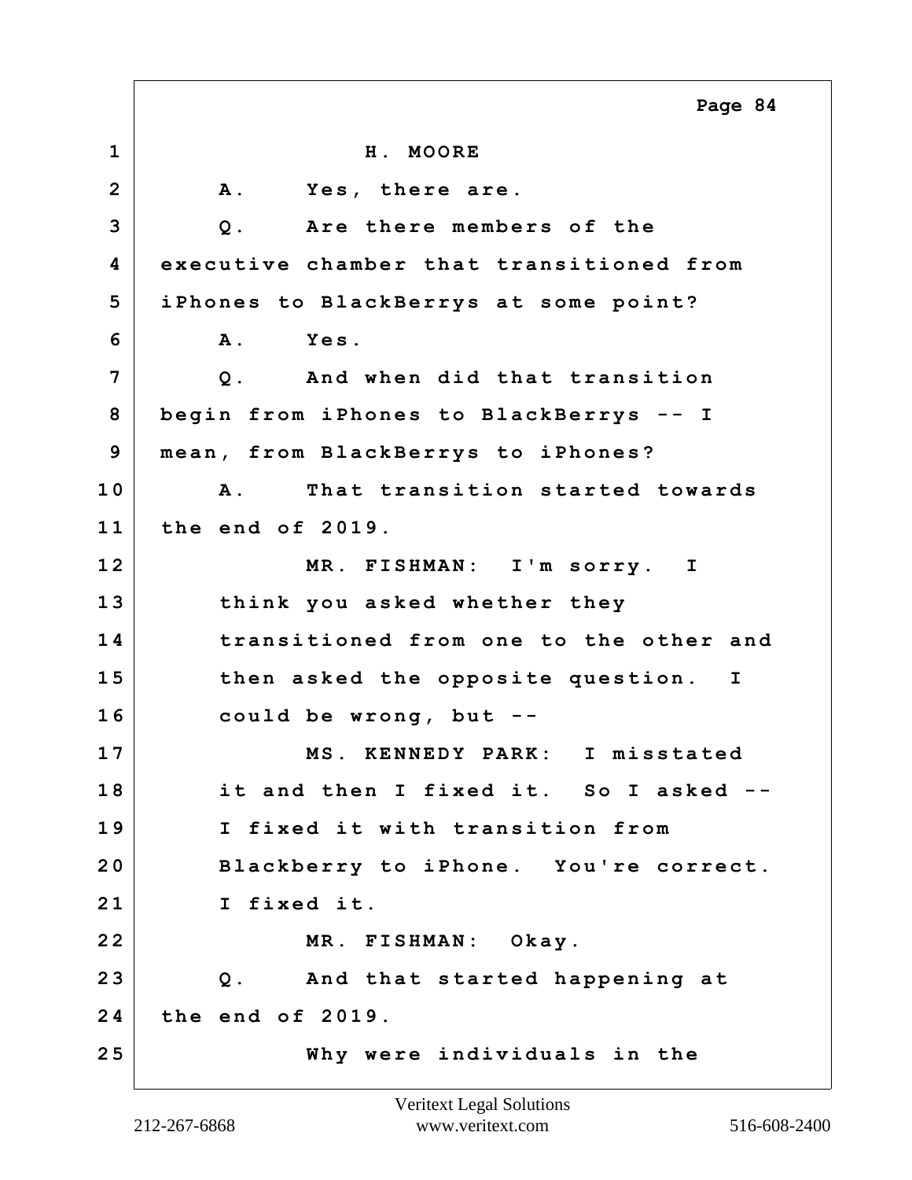H. MOORE

A. Yes, there are.

Q. Are there members of the executive chamber that transitioned from iPhones to BlackBerrys at some point?

A. Yes.

Q. And when did that transition begin from iPhones to BlackBerrys -- I mean, from BlackBerrys to iPhones?

A. That transition started towards the end of 2019.

MR. FISHMAN: I'm sorry. I think you asked whether they transitioned from one to the other and then asked the opposite question. I could be wrong, but --

MS. KENNEDY PARK: I misstated it and then I fixed it. So I asked -- I fixed it with transition from Blackberry to iPhone. You're correct. I fixed it.

MR. FISHMAN: Okay.

Q. And that started happening at the end of 2019.

Why were individuals in the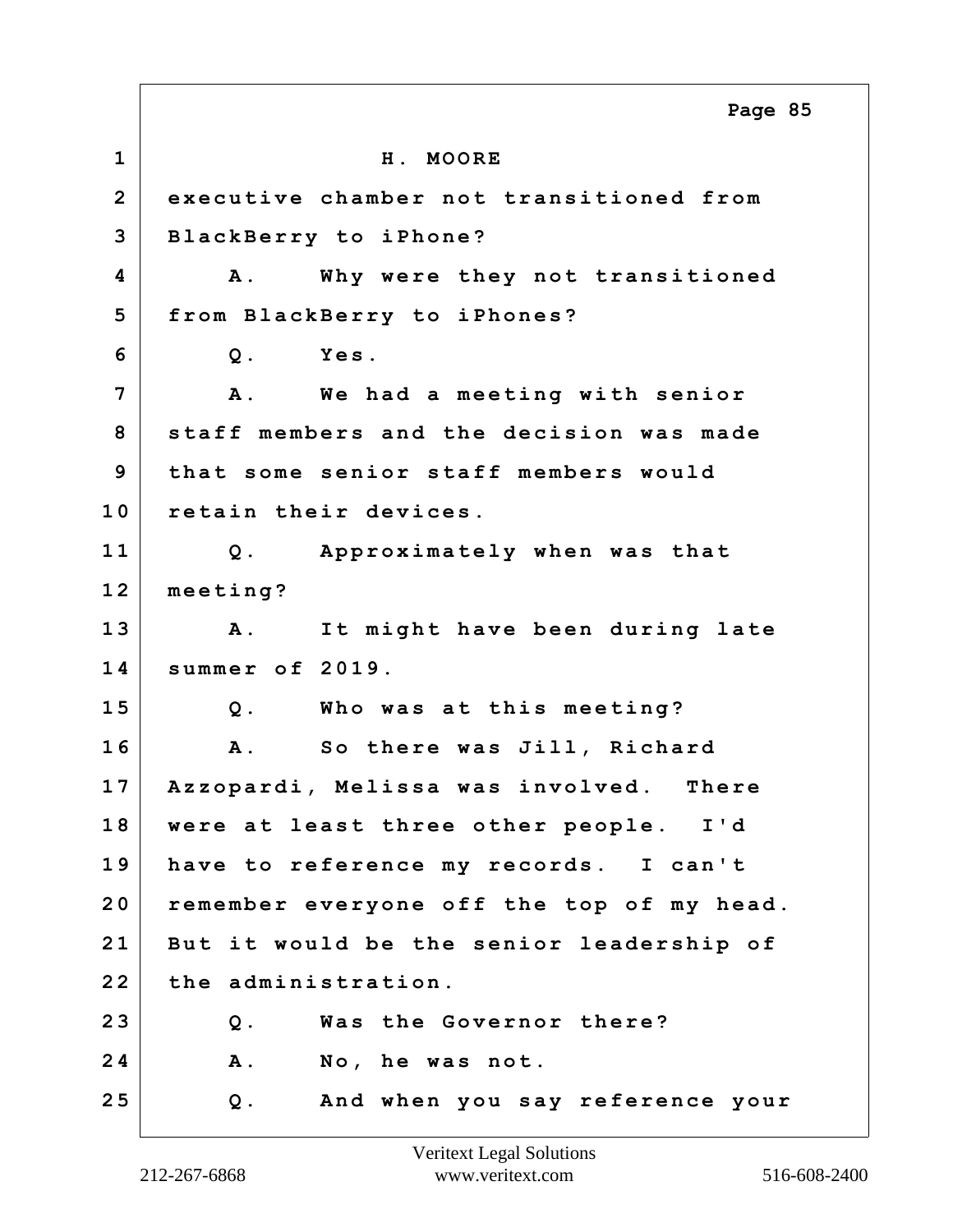H. MOORE

executive chamber not transitioned from BlackBerry to iPhone?

A. Why were they not transitioned from BlackBerry to iPhones?

Q. Yes.

A. We had a meeting with senior staff members and the decision was made that some senior staff members would retain their devices.

Q. Approximately when was that meeting?

A. It might have been during late summer of 2019.

Q. Who was at this meeting?

A. So there was Jill, Richard Azzopardi, Melissa was involved. There were at least three other people. I'd have to reference my records. I can't remember everyone off the top of my head. But it would be the senior leadership of the administration.

Q. Was the Governor there?

A. No, he was not.

Q. And when you say reference your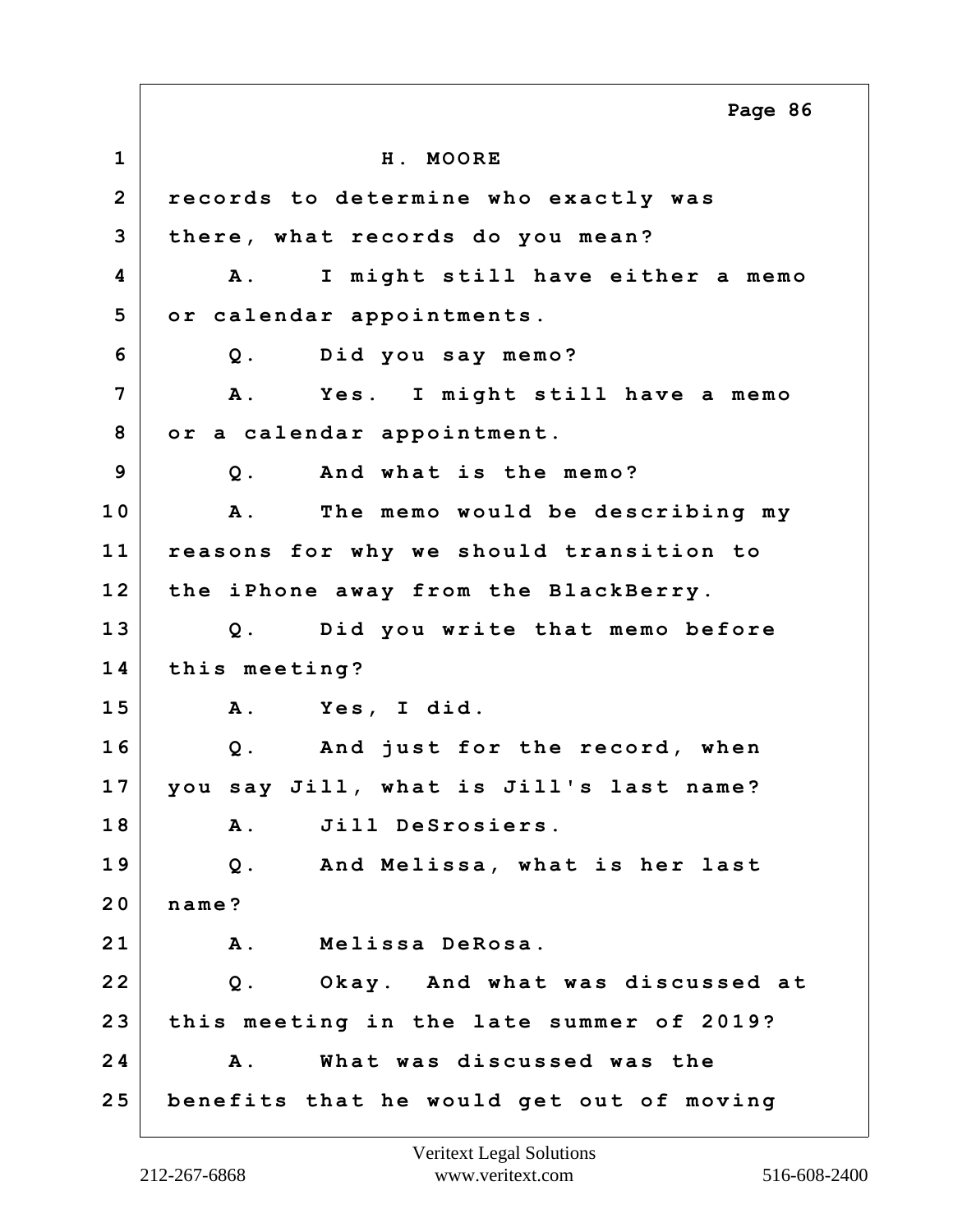H. MOORE

records to determine who exactly was there, what records do you mean?

A. I might still have either a memo or calendar appointments.

Q. Did you say memo?

A. Yes. I might still have a memo or a calendar appointment.

Q. And what is the memo?

A. The memo would be describing my reasons for why we should transition to the iPhone away from the BlackBerry.

Q. Did you write that memo before this meeting?

A. Yes, I did.

Q. And just for the record, when you say Jill, what is Jill's last name?

A. Jill DeSrosiers.

Q. And Melissa, what is her last name?

A. Melissa DeRosa.

Q. Okay. And what was discussed at this meeting in the late summer of 2019?

A. What was discussed was the benefits that he would get out of moving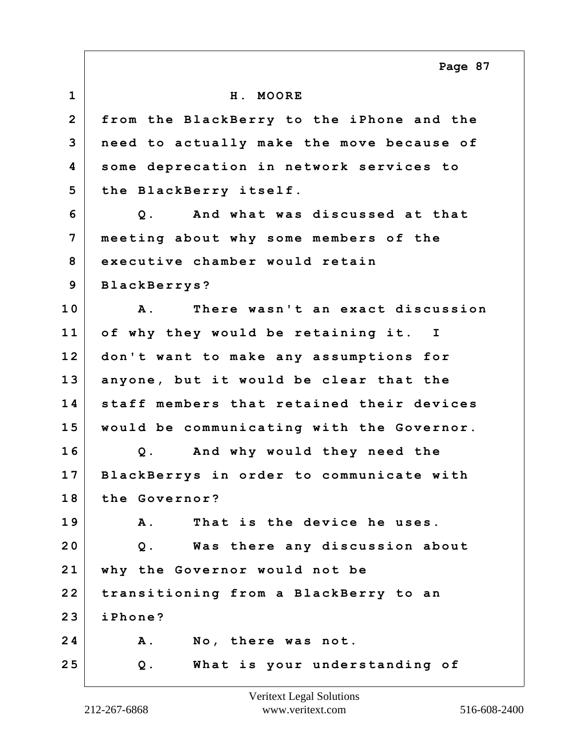H. MOORE

from the BlackBerry to the iPhone and the need to actually make the move because of some deprecation in network services to the BlackBerry itself.

Q. And what was discussed at that meeting about why some members of the executive chamber would retain BlackBerrys?

A. There wasn't an exact discussion of why they would be retaining it. I don't want to make any assumptions for anyone, but it would be clear that the staff members that retained their devices would be communicating with the Governor.

Q. And why would they need the BlackBerrys in order to communicate with the Governor?

A. That is the device he uses.

Q. Was there any discussion about why the Governor would not be transitioning from a BlackBerry to an iPhone?

A. No, there was not.

Q. What is your understanding of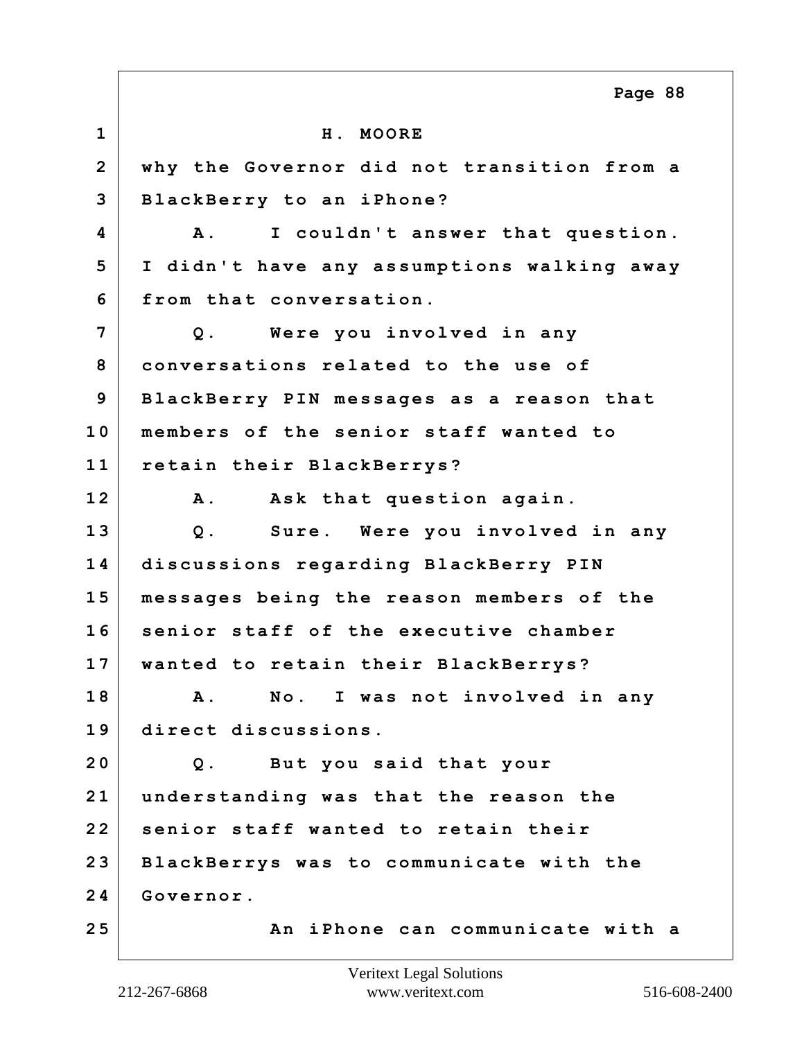H. MOORE

why the Governor did not transition from a BlackBerry to an iPhone?

A. I couldn't answer that question. I didn't have any assumptions walking away from that conversation.

Q. Were you involved in any conversations related to the use of BlackBerry PIN messages as a reason that members of the senior staff wanted to retain their BlackBerrys?

A. Ask that question again.

Q. Sure. Were you involved in any discussions regarding BlackBerry PIN messages being the reason members of the senior staff of the executive chamber wanted to retain their BlackBerrys?

A. No. I was not involved in any direct discussions.

Q. But you said that your understanding was that the reason the senior staff wanted to retain their BlackBerrys was to communicate with the Governor.

An iPhone can communicate with a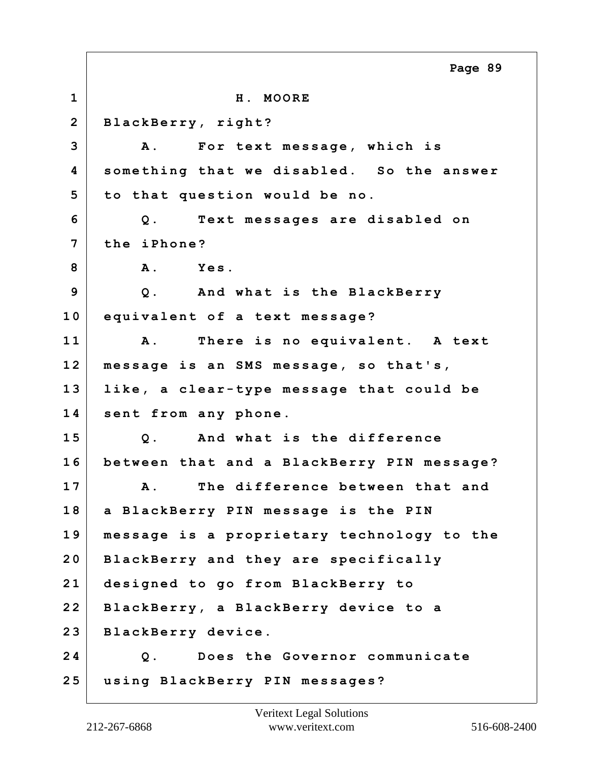H. MOORE

BlackBerry, right?

A. For text message, which is something that we disabled. So the answer to that question would be no.

Q. Text messages are disabled on the iPhone?

A. Yes.

Q. And what is the BlackBerry equivalent of a text message?

A. There is no equivalent. A text message is an SMS message, so that's, like, a clear-type message that could be sent from any phone.

Q. And what is the difference between that and a BlackBerry PIN message?

A. The difference between that and a BlackBerry PIN message is the PIN message is a proprietary technology to the BlackBerry and they are specifically designed to go from BlackBerry to BlackBerry, a BlackBerry device to a BlackBerry device.

Q. Does the Governor communicate using BlackBerry PIN messages?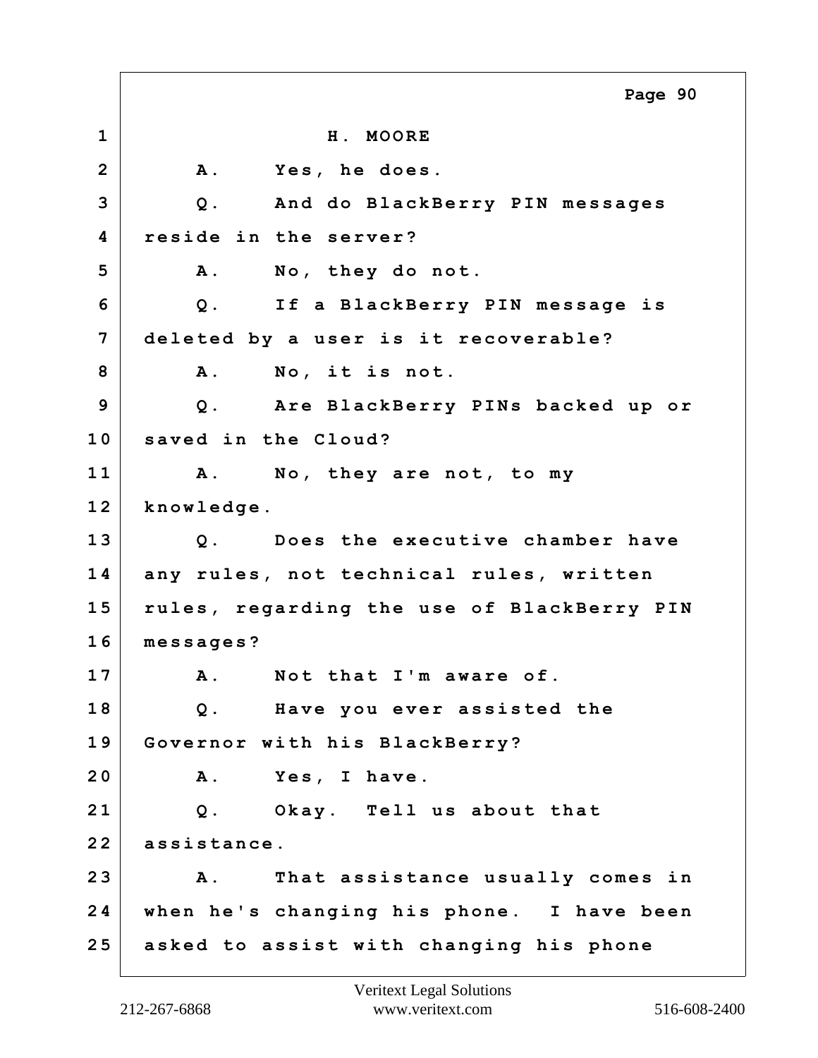H. MOORE

A. Yes, he does.

Q. And do BlackBerry PIN messages reside in the server?

A. No, they do not.

Q. If a BlackBerry PIN message is deleted by a user is it recoverable?

A. No, it is not.

Q. Are BlackBerry PINs backed up or saved in the Cloud?

A. No, they are not, to my knowledge.

Q. Does the executive chamber have any rules, not technical rules, written rules, regarding the use of BlackBerry PIN messages?

A. Not that I'm aware of.

Q. Have you ever assisted the Governor with his BlackBerry?

A. Yes, I have.

Q. Okay. Tell us about that assistance.

A. That assistance usually comes in when he's changing his phone. I have been asked to assist with changing his phone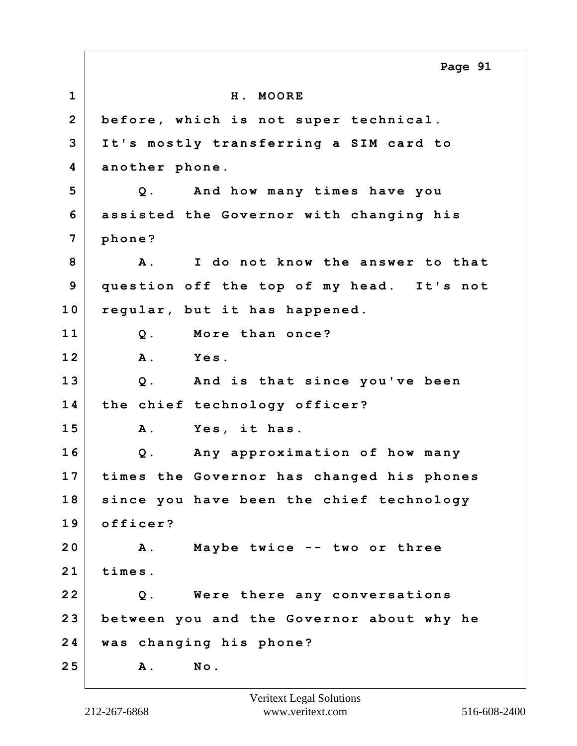H. MOORE

before, which is not super technical. It's mostly transferring a SIM card to another phone.

Q. And how many times have you assisted the Governor with changing his phone?

A. I do not know the answer to that question off the top of my head. It's not regular, but it has happened.

Q. More than once?

A. Yes.

Q. And is that since you've been the chief technology officer?

A. Yes, it has.

Q. Any approximation of how many times the Governor has changed his phones since you have been the chief technology officer?

A. Maybe twice -- two or three times.

Q. Were there any conversations between you and the Governor about why he was changing his phone?

A. No.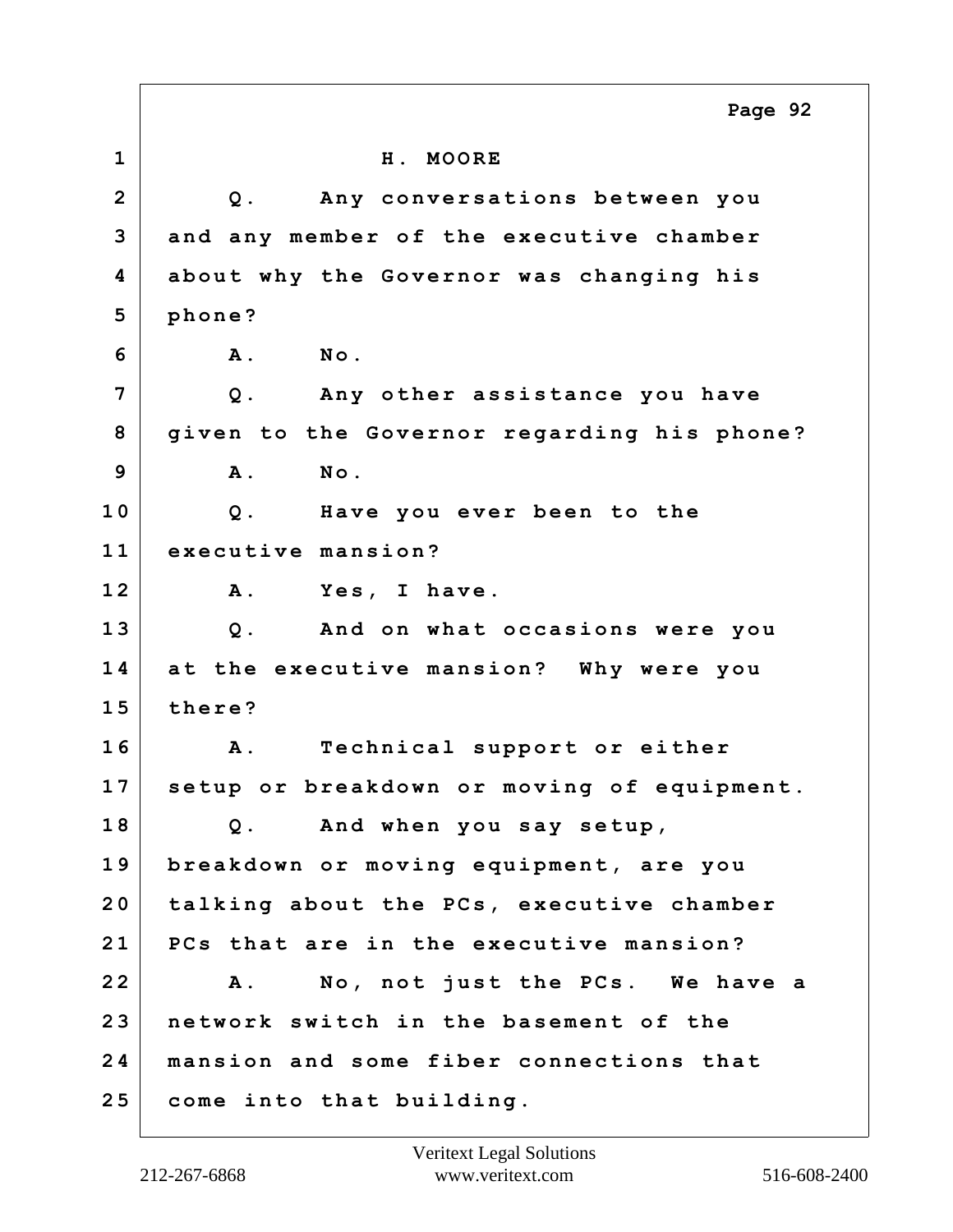H. MOORE

Q. Any conversations between you and any member of the executive chamber about why the Governor was changing his phone?

A. No.

Q. Any other assistance you have given to the Governor regarding his phone?

A. No.

Q. Have you ever been to the executive mansion?

A. Yes, I have.

Q. And on what occasions were you at the executive mansion? Why were you there?

A. Technical support or either setup or breakdown or moving of equipment.

Q. And when you say setup, breakdown or moving equipment, are you talking about the PCs, executive chamber PCs that are in the executive mansion?

A. No, not just the PCs. We have a network switch in the basement of the mansion and some fiber connections that come into that building.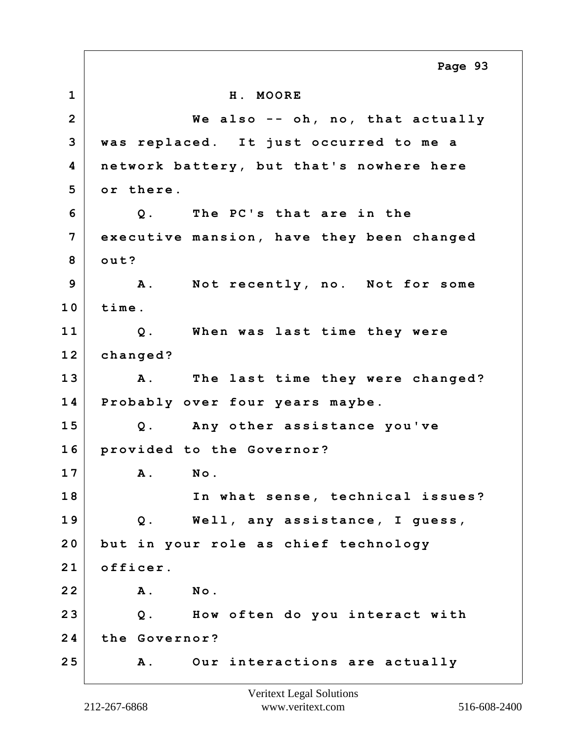H. MOORE

We also -- oh, no, that actually was replaced. It just occurred to me a network battery, but that's nowhere here or there.

Q. The PC's that are in the executive mansion, have they been changed out?

A. Not recently, no. Not for some time.

Q. When was last time they were changed?

A. The last time they were changed? Probably over four years maybe.

Q. Any other assistance you've provided to the Governor?

A. No.

In what sense, technical issues?

Q. Well, any assistance, I guess, but in your role as chief technology officer.

A. No.

Q. How often do you interact with the Governor?

A. Our interactions are actually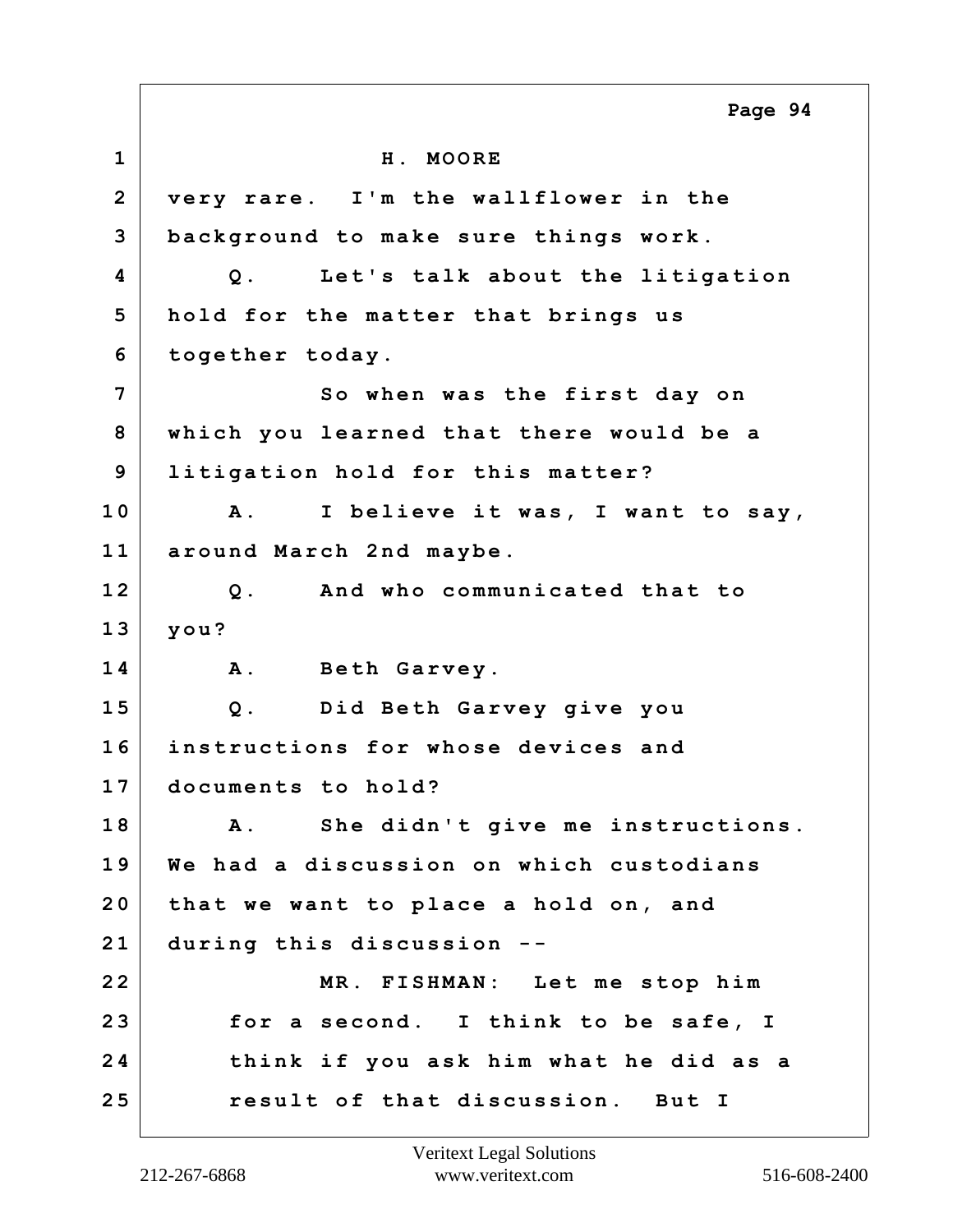H. MOORE

very rare. I'm the wallflower in the background to make sure things work.

Q. Let's talk about the litigation hold for the matter that brings us together today.

So when was the first day on which you learned that there would be a litigation hold for this matter?

A. I believe it was, I want to say, around March 2nd maybe.

Q. And who communicated that to you?

A. Beth Garvey.

Q. Did Beth Garvey give you instructions for whose devices and documents to hold?

A. She didn't give me instructions. We had a discussion on which custodians that we want to place a hold on, and during this discussion --

MR. FISHMAN: Let me stop him for a second. I think to be safe, I think if you ask him what he did as a result of that discussion. But I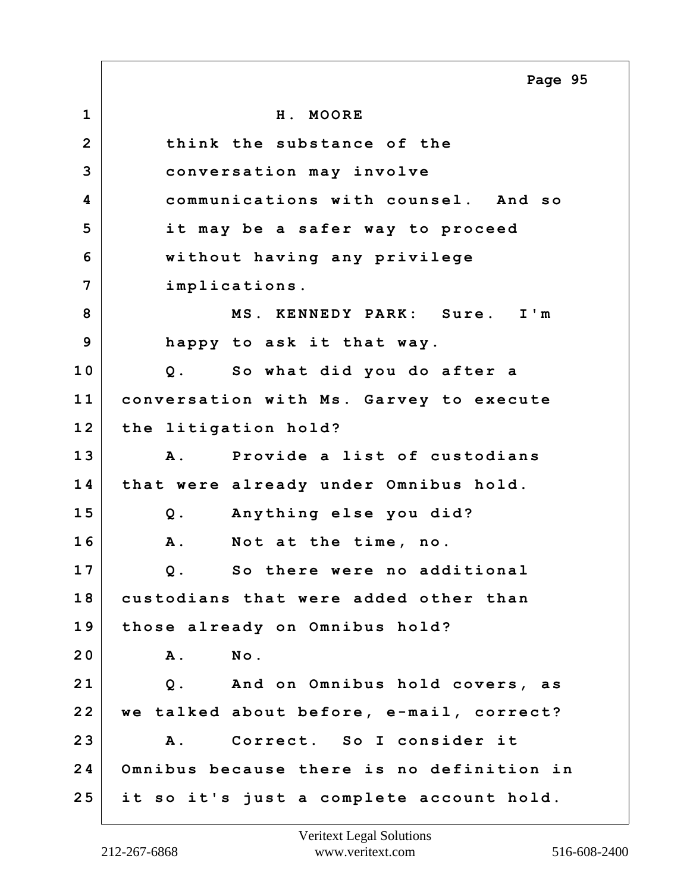H. MOORE

think the substance of the conversation may involve communications with counsel. And so it may be a safer way to proceed without having any privilege implications.

MS. KENNEDY PARK: Sure. I'm happy to ask it that way.

Q. So what did you do after a conversation with Ms. Garvey to execute the litigation hold?

A. Provide a list of custodians that were already under Omnibus hold.

Q. Anything else you did?

A. Not at the time, no.

Q. So there were no additional custodians that were added other than those already on Omnibus hold?

A. No.

Q. And on Omnibus hold covers, as we talked about before, e-mail, correct?

A. Correct. So I consider it Omnibus because there is no definition in it so it's just a complete account hold.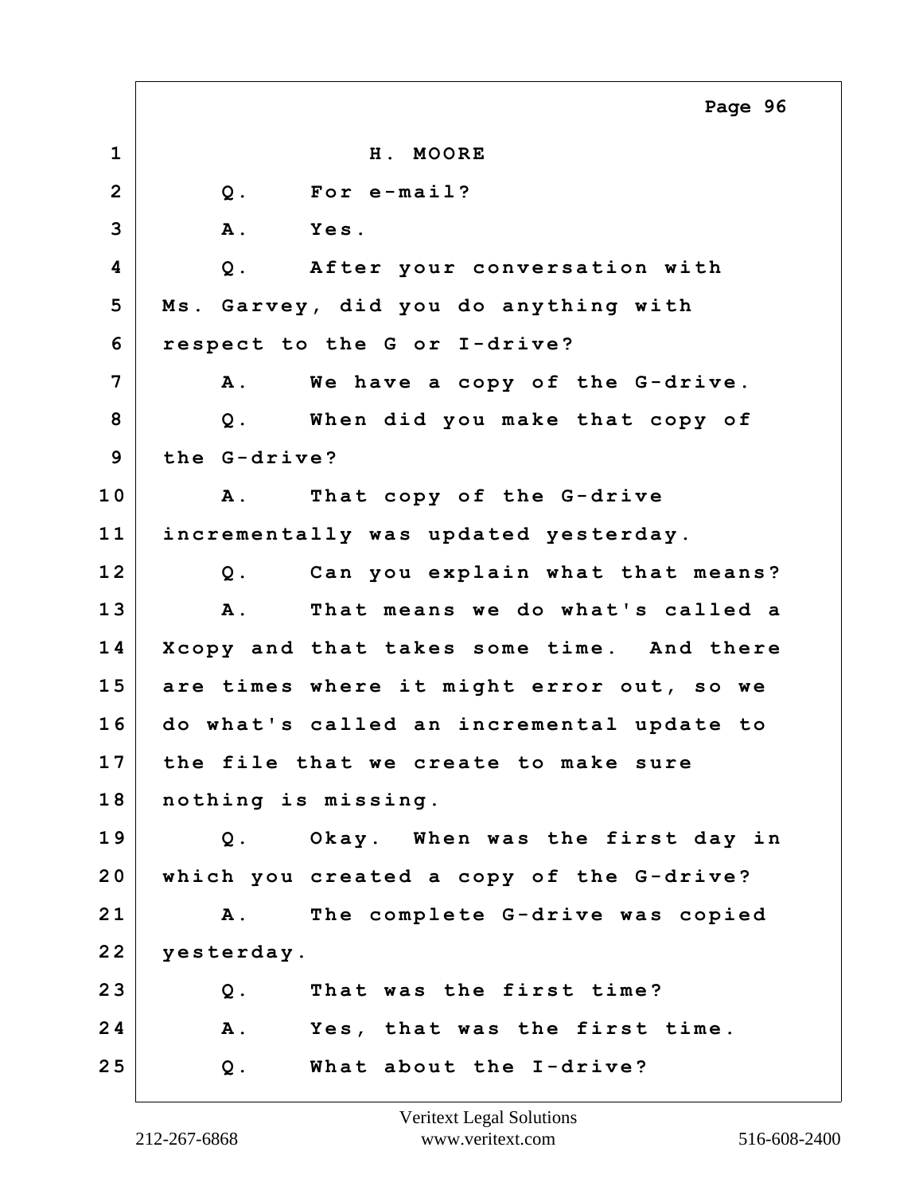H. MOORE

Q. For e-mail?

A. Yes.

Q. After your conversation with Ms. Garvey, did you do anything with respect to the G or I-drive?

A. We have a copy of the G-drive.

Q. When did you make that copy of the G-drive?

A. That copy of the G-drive incrementally was updated yesterday.

Q. Can you explain what that means?

A. That means we do what's called a Xcopy and that takes some time. And there are times where it might error out, so we do what's called an incremental update to the file that we create to make sure nothing is missing.

Q. Okay. When was the first day in which you created a copy of the G-drive?

A. The complete G-drive was copied yesterday.

Q. That was the first time?

A. Yes, that was the first time.

Q. What about the I-drive?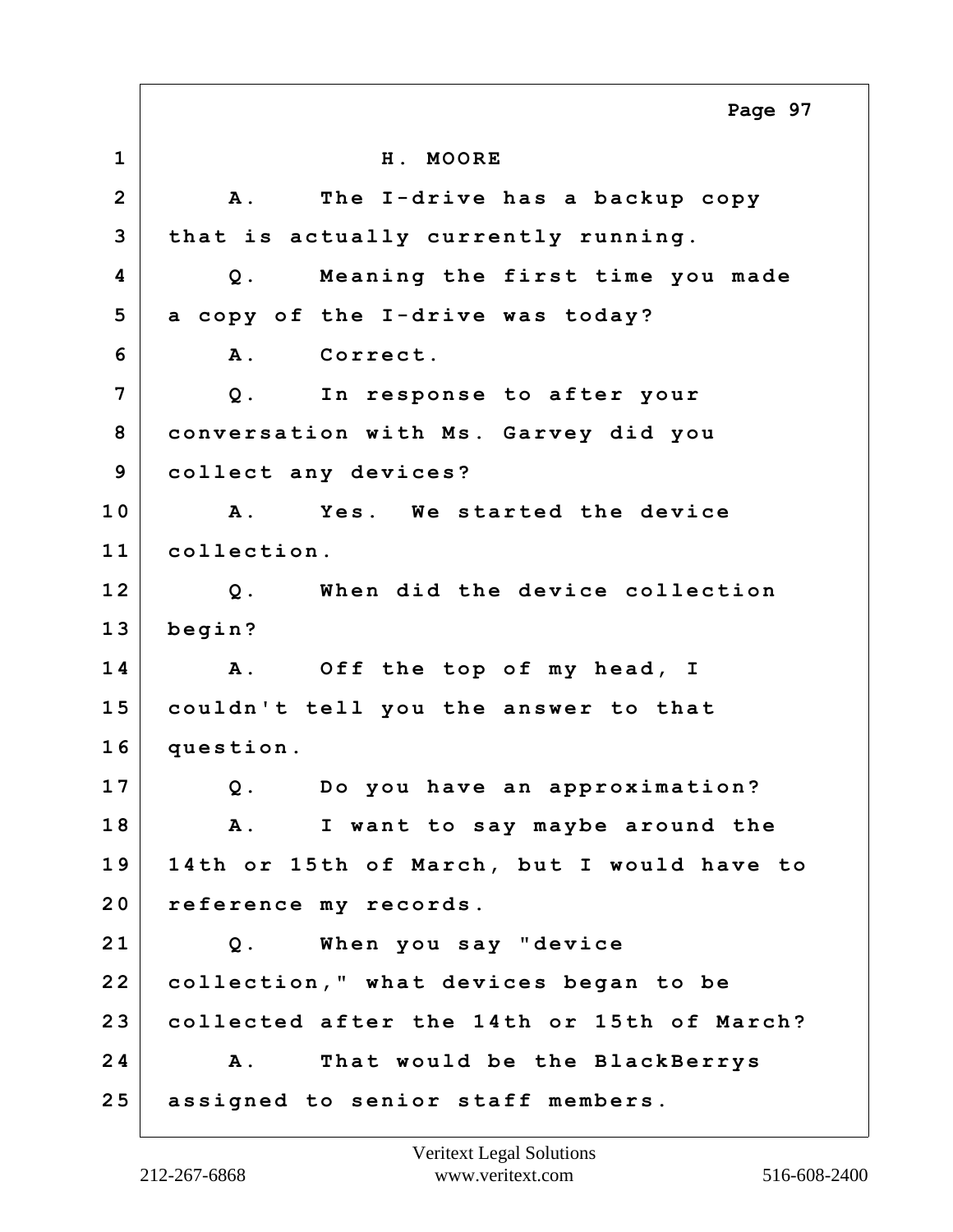H. MOORE

A. The I-drive has a backup copy that is actually currently running.

Q. Meaning the first time you made a copy of the I-drive was today?

A. Correct.

Q. In response to after your conversation with Ms. Garvey did you collect any devices?

A. Yes. We started the device collection.

Q. When did the device collection begin?

A. Off the top of my head, I couldn't tell you the answer to that question.

Q. Do you have an approximation?

A. I want to say maybe around the 14th or 15th of March, but I would have to reference my records.

Q. When you say "device collection," what devices began to be collected after the 14th or 15th of March?

A. That would be the BlackBerrys assigned to senior staff members.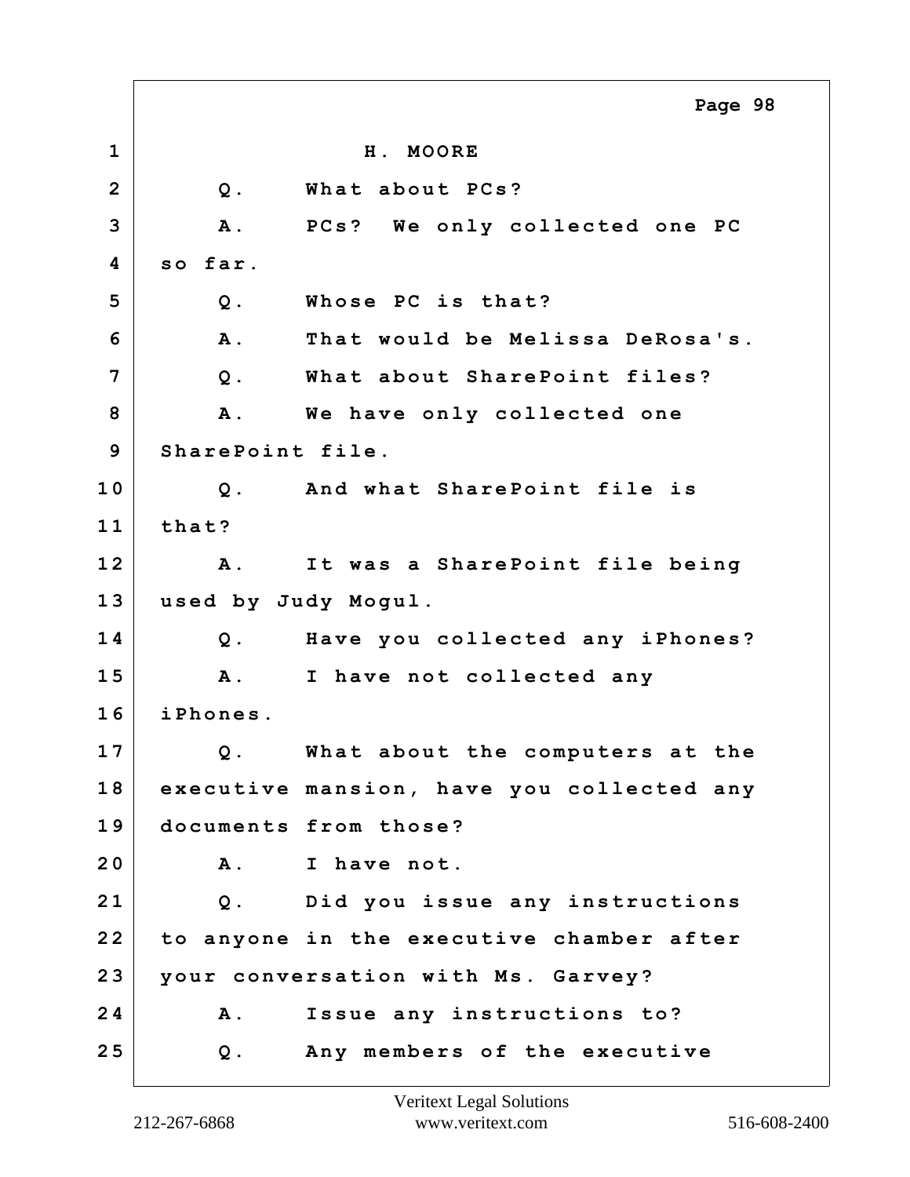H. MOORE

Q. What about PCs?

A. PCs? We only collected one PC so far.

Q. Whose PC is that?

A. That would be Melissa DeRosa's.

Q. What about SharePoint files?

A. We have only collected one SharePoint file.

Q. And what SharePoint file is that?

A. It was a SharePoint file being used by Judy Mogul.

Q. Have you collected any iPhones?

A. I have not collected any iPhones.

Q. What about the computers at the executive mansion, have you collected any documents from those?

A. I have not.

Q. Did you issue any instructions to anyone in the executive chamber after your conversation with Ms. Garvey?

A. Issue any instructions to?

Q. Any members of the executive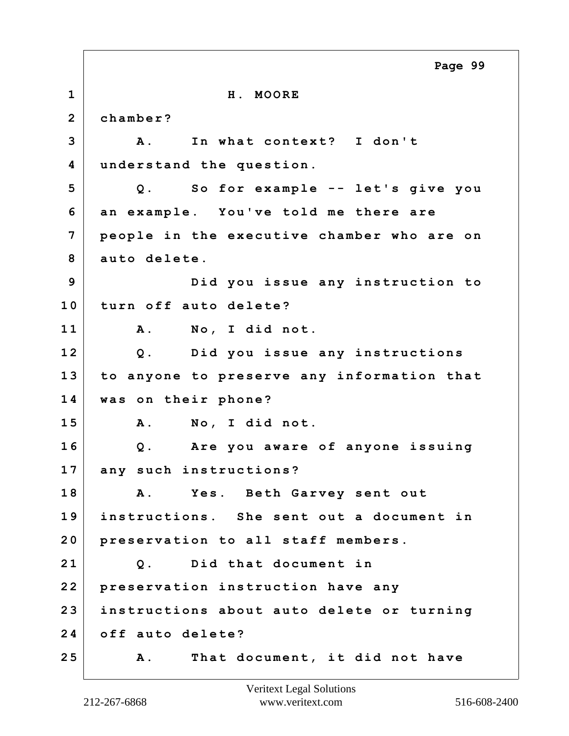H. MOORE

chamber?

A. In what context? I don't understand the question.

Q. So for example -- let's give you an example. You've told me there are people in the executive chamber who are on auto delete.

Did you issue any instruction to turn off auto delete?

A. No, I did not.

Q. Did you issue any instructions to anyone to preserve any information that was on their phone?

A. No, I did not.

Q. Are you aware of anyone issuing any such instructions?

A. Yes. Beth Garvey sent out instructions. She sent out a document in preservation to all staff members.

Q. Did that document in preservation instruction have any instructions about auto delete or turning off auto delete?

A. That document, it did not have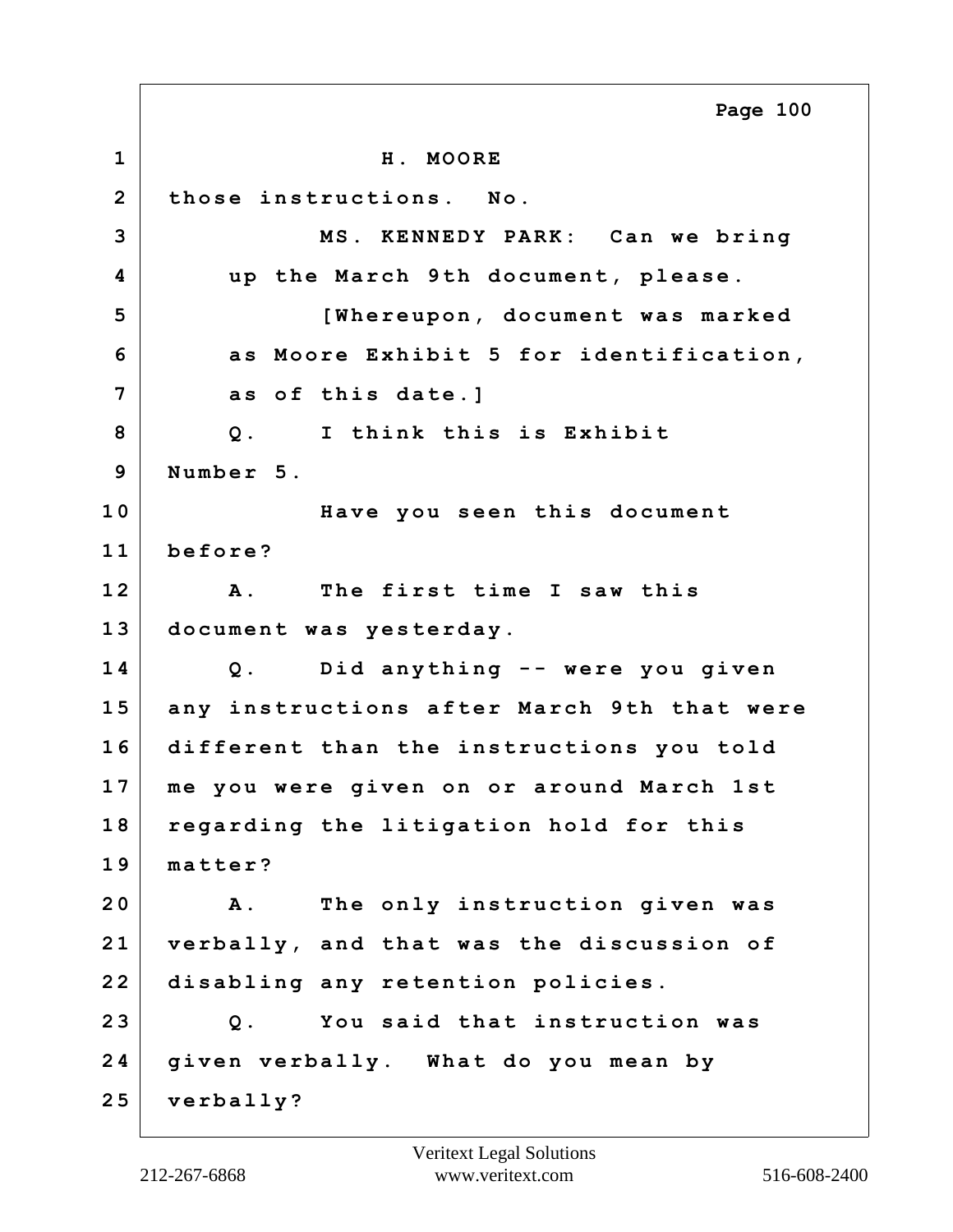1 H. MOORE

2 those instructions. No.

3 MS. KENNEDY PARK: Can we bring

4 up the March 9th document, please.

5 [Whereupon, document was marked

6 as Moore Exhibit 5 for identification,

7 as of this date.]

8 Q. I think this is Exhibit

9 Number 5.

10 Have you seen this document

11 before?

12 A. The first time I saw this

13 document was yesterday.

14 Q. Did anything -- were you given

15 any instructions after March 9th that were

16 different than the instructions you told

17 me you were given on or around March 1st

18 regarding the litigation hold for this

19 matter?

20 A. The only instruction given was

21 verbally, and that was the discussion of

22 disabling any retention policies.

23 Q. You said that instruction was

24 given verbally. What do you mean by

25 verbally?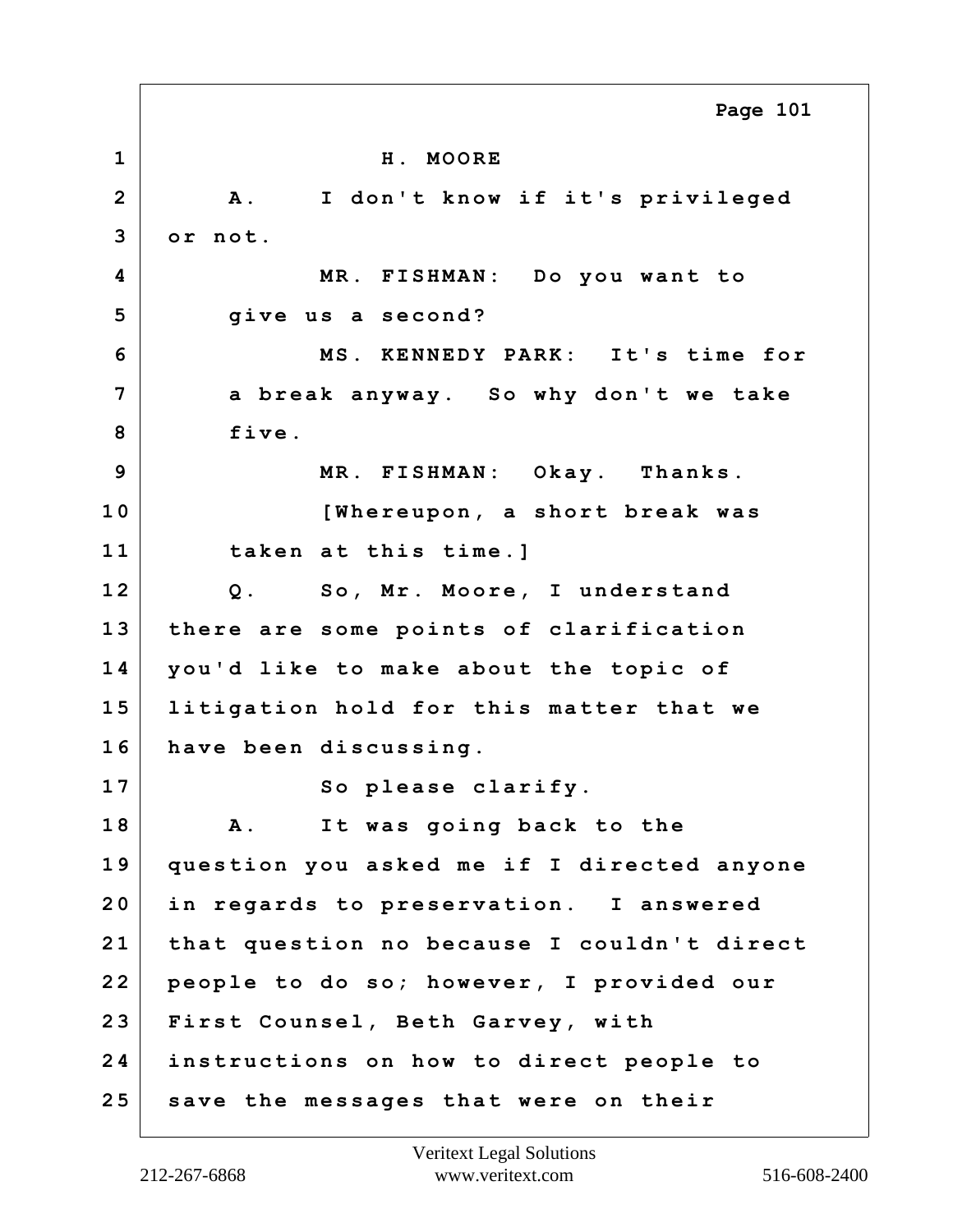H. MOORE

A. I don't know if it's privileged or not.

MR. FISHMAN: Do you want to give us a second?

MS. KENNEDY PARK: It's time for a break anyway. So why don't we take five.

MR. FISHMAN: Okay. Thanks.

[Whereupon, a short break was taken at this time.]

Q. So, Mr. Moore, I understand there are some points of clarification you'd like to make about the topic of litigation hold for this matter that we have been discussing.

So please clarify.

A. It was going back to the question you asked me if I directed anyone in regards to preservation. I answered that question no because I couldn't direct people to do so; however, I provided our First Counsel, Beth Garvey, with instructions on how to direct people to save the messages that were on their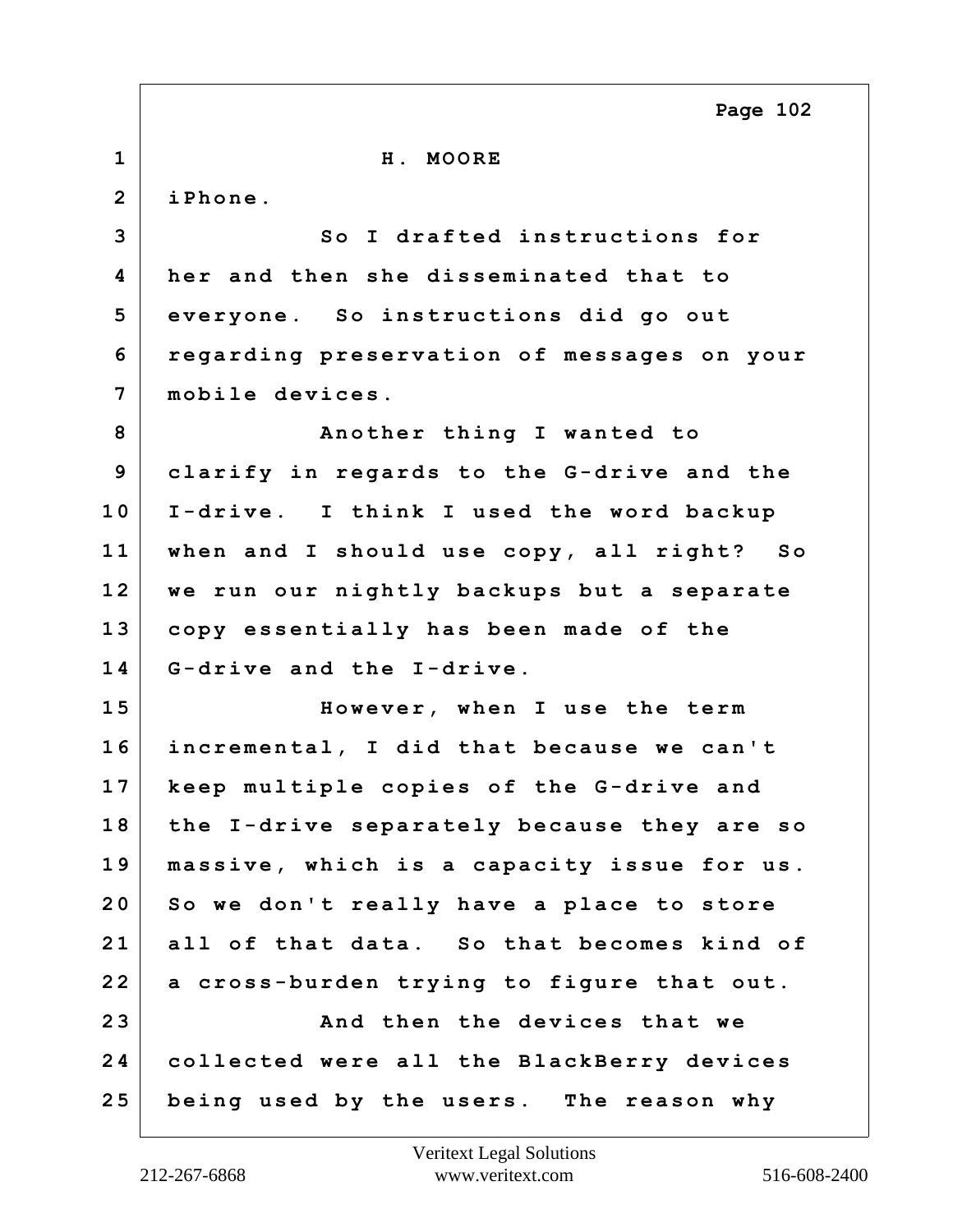H. MOORE

iPhone.

So I drafted instructions for her and then she disseminated that to everyone. So instructions did go out regarding preservation of messages on your mobile devices.

Another thing I wanted to clarify in regards to the G-drive and the I-drive. I think I used the word backup when and I should use copy, all right? So we run our nightly backups but a separate copy essentially has been made of the G-drive and the I-drive.

However, when I use the term incremental, I did that because we can't keep multiple copies of the G-drive and the I-drive separately because they are so massive, which is a capacity issue for us. So we don't really have a place to store all of that data. So that becomes kind of a cross-burden trying to figure that out.

And then the devices that we collected were all the BlackBerry devices being used by the users. The reason why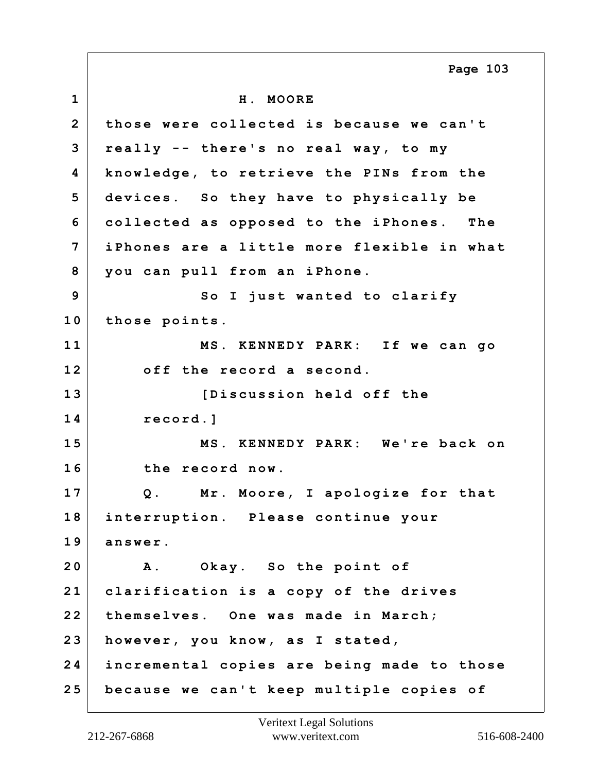H. MOORE

those were collected is because we can't really -- there's no real way, to my knowledge, to retrieve the PINs from the devices. So they have to physically be collected as opposed to the iPhones. The iPhones are a little more flexible in what you can pull from an iPhone.

So I just wanted to clarify those points.

MS. KENNEDY PARK: If we can go off the record a second.

[Discussion held off the record.]

MS. KENNEDY PARK: We're back on the record now.

Q. Mr. Moore, I apologize for that interruption. Please continue your answer.

A. Okay. So the point of clarification is a copy of the drives themselves. One was made in March; however, you know, as I stated, incremental copies are being made to those because we can't keep multiple copies of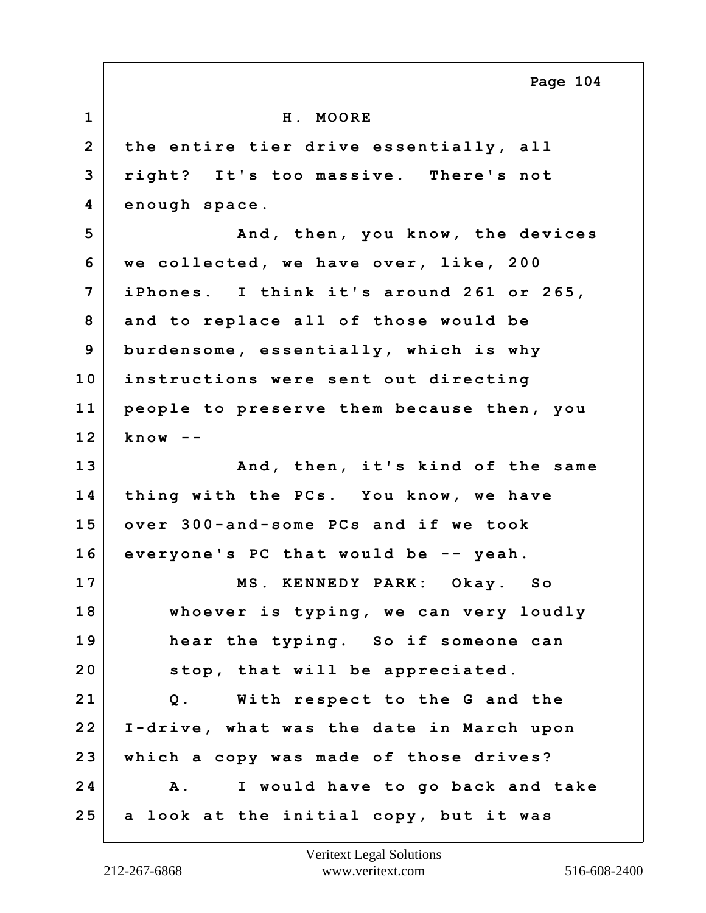H. MOORE

the entire tier drive essentially, all right? It's too massive. There's not enough space.

And, then, you know, the devices we collected, we have over, like, 200 iPhones. I think it's around 261 or 265, and to replace all of those would be burdensome, essentially, which is why instructions were sent out directing people to preserve them because then, you know --

And, then, it's kind of the same thing with the PCs. You know, we have over 300-and-some PCs and if we took everyone's PC that would be -- yeah.

MS. KENNEDY PARK: Okay. So whoever is typing, we can very loudly hear the typing. So if someone can stop, that will be appreciated.

Q. With respect to the G and the I-drive, what was the date in March upon which a copy was made of those drives?

A. I would have to go back and take a look at the initial copy, but it was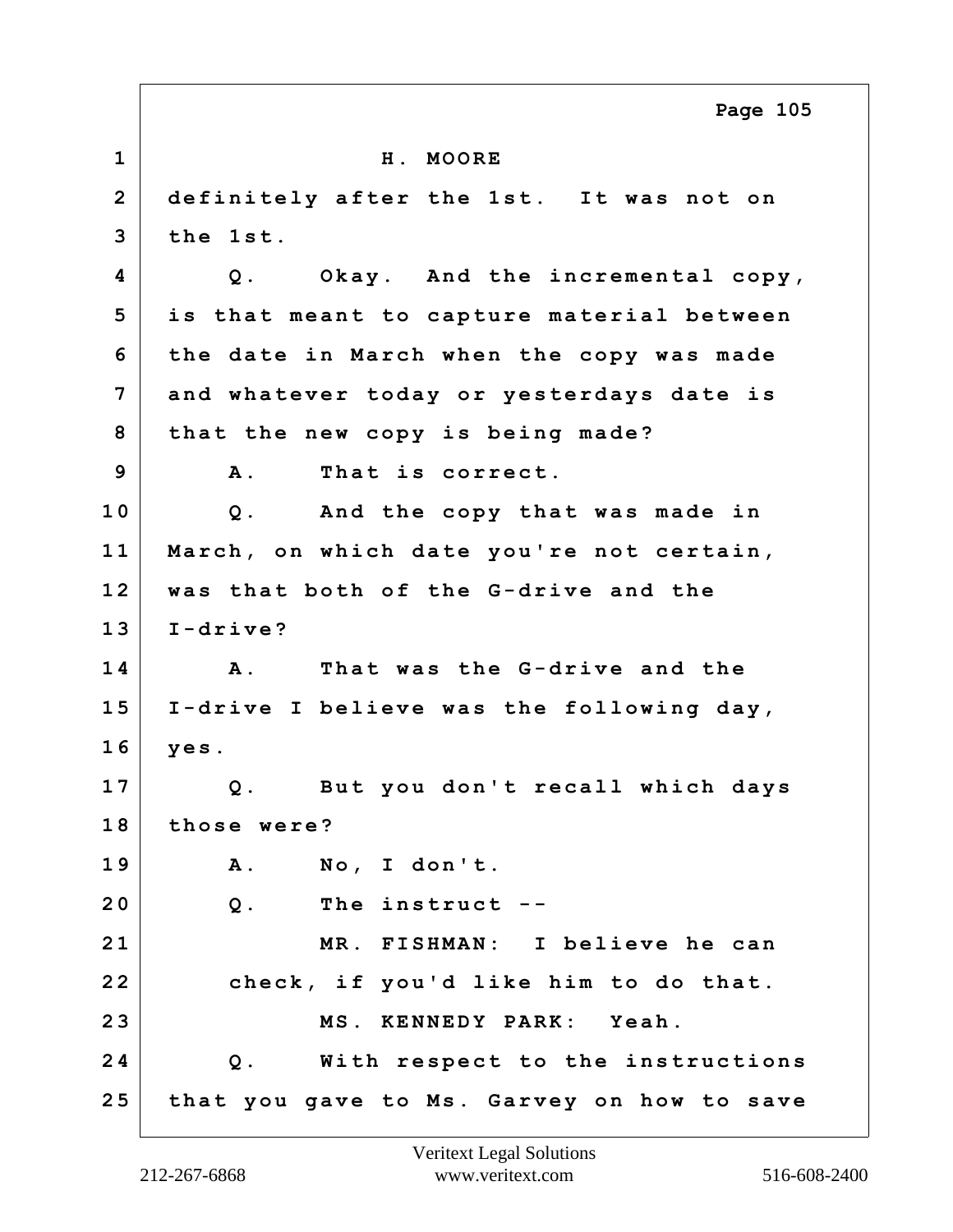H. MOORE

definitely after the 1st. It was not on the 1st.

Q. Okay. And the incremental copy, is that meant to capture material between the date in March when the copy was made and whatever today or yesterdays date is that the new copy is being made?

A. That is correct.

Q. And the copy that was made in March, on which date you're not certain, was that both of the G-drive and the I-drive?

A. That was the G-drive and the I-drive I believe was the following day, yes.

Q. But you don't recall which days those were?

A. No, I don't.

Q. The instruct --

MR. FISHMAN: I believe he can check, if you'd like him to do that.

MS. KENNEDY PARK: Yeah.

Q. With respect to the instructions that you gave to Ms. Garvey on how to save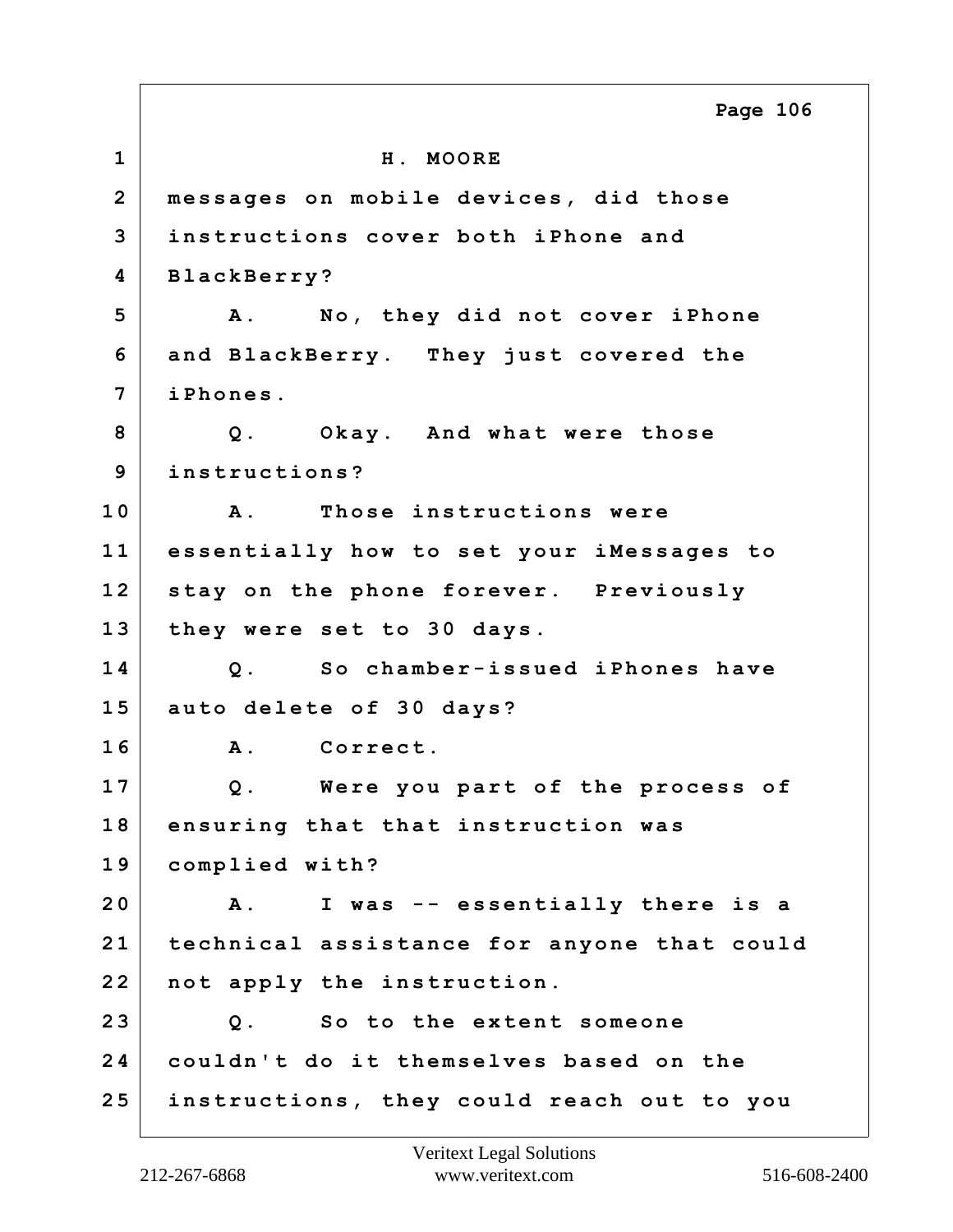H. MOORE

messages on mobile devices, did those instructions cover both iPhone and BlackBerry?

A. No, they did not cover iPhone and BlackBerry. They just covered the iPhones.

Q. Okay. And what were those instructions?

A. Those instructions were essentially how to set your iMessages to stay on the phone forever. Previously they were set to 30 days.

Q. So chamber-issued iPhones have auto delete of 30 days?

A. Correct.

Q. Were you part of the process of ensuring that that instruction was complied with?

A. I was -- essentially there is a technical assistance for anyone that could not apply the instruction.

Q. So to the extent someone couldn't do it themselves based on the instructions, they could reach out to you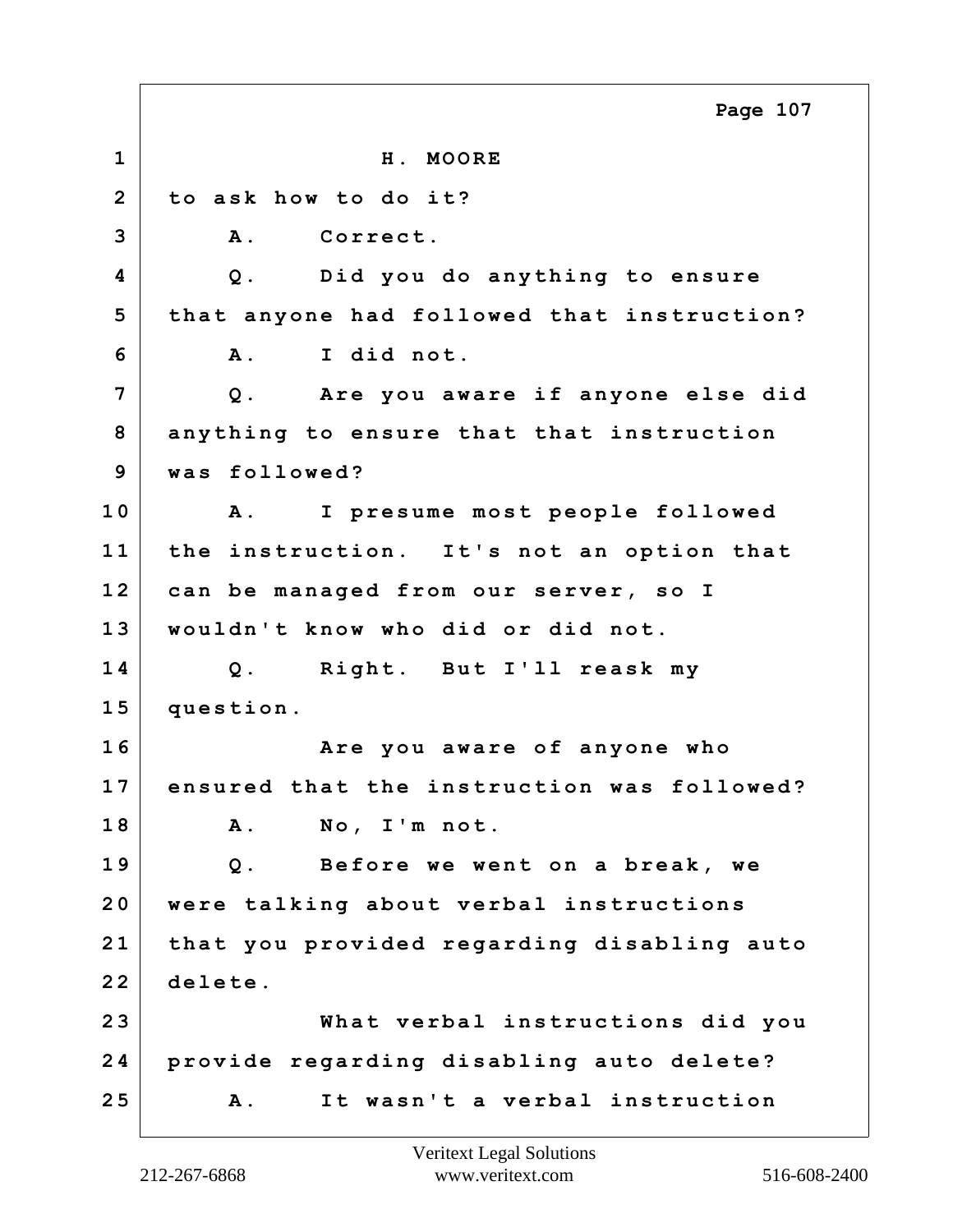H. MOORE

to ask how to do it?

A. Correct.

Q. Did you do anything to ensure that anyone had followed that instruction?

A. I did not.

Q. Are you aware if anyone else did anything to ensure that that instruction was followed?

A. I presume most people followed the instruction. It's not an option that can be managed from our server, so I wouldn't know who did or did not.

Q. Right. But I'll reask my question.

Are you aware of anyone who ensured that the instruction was followed?

A. No, I'm not.

Q. Before we went on a break, we were talking about verbal instructions that you provided regarding disabling auto delete.

What verbal instructions did you provide regarding disabling auto delete?

A. It wasn't a verbal instruction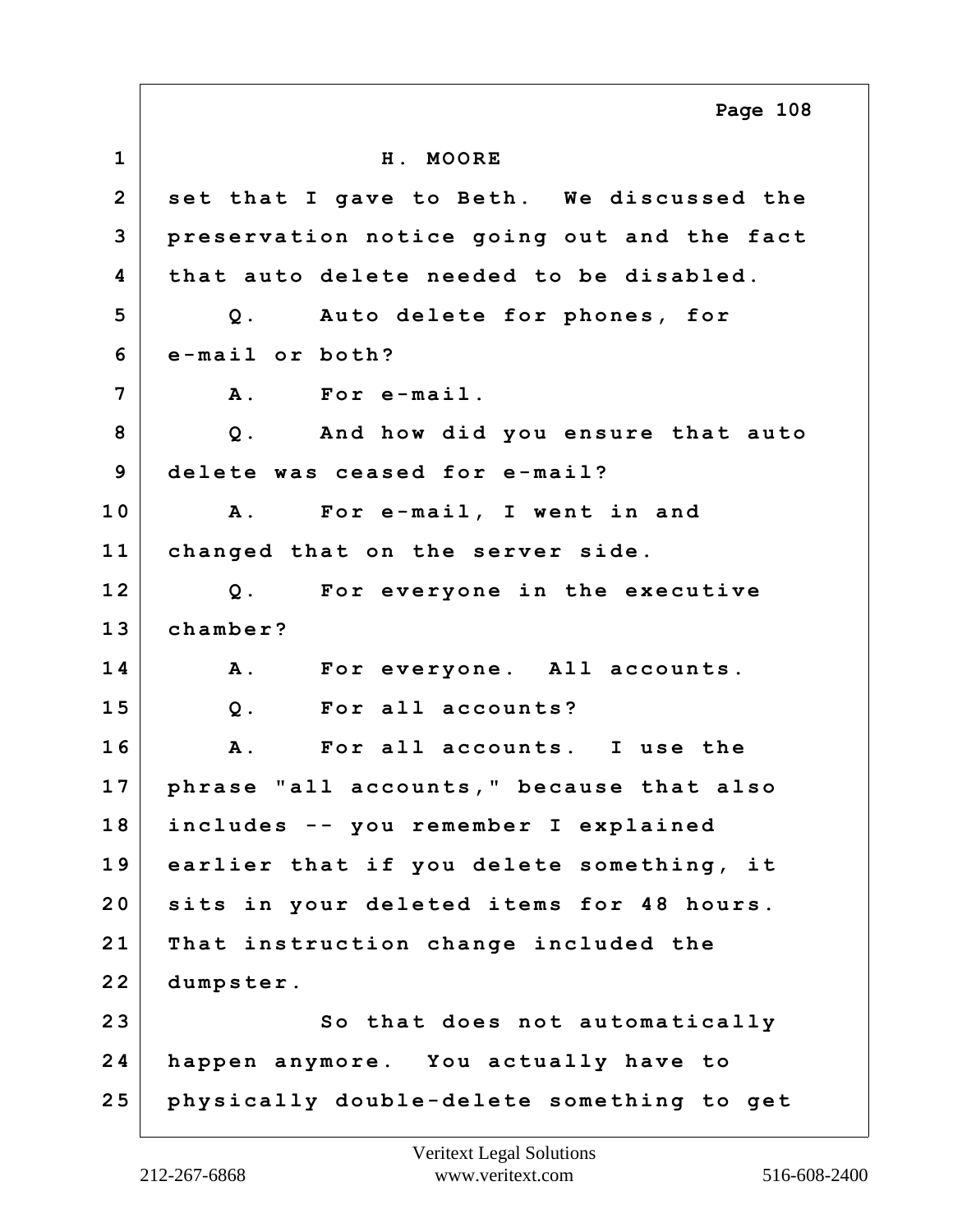H. MOORE

set that I gave to Beth. We discussed the preservation notice going out and the fact that auto delete needed to be disabled.

Q. Auto delete for phones, for e-mail or both?

A. For e-mail.

Q. And how did you ensure that auto delete was ceased for e-mail?

A. For e-mail, I went in and changed that on the server side.

Q. For everyone in the executive chamber?

A. For everyone. All accounts.

Q. For all accounts?

A. For all accounts. I use the phrase "all accounts," because that also includes -- you remember I explained earlier that if you delete something, it sits in your deleted items for 48 hours. That instruction change included the dumpster.

So that does not automatically happen anymore. You actually have to physically double-delete something to get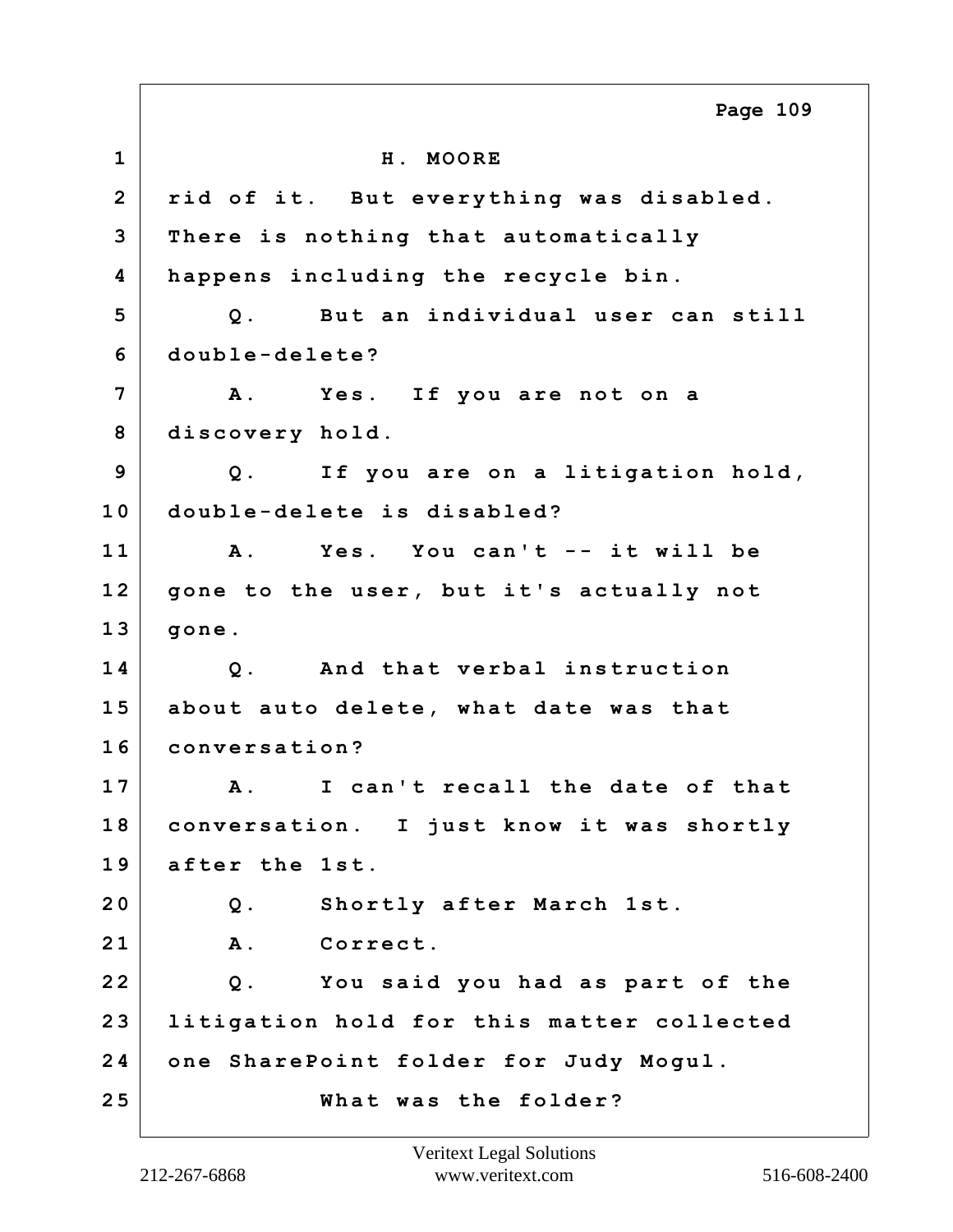H. MOORE

rid of it. But everything was disabled. There is nothing that automatically happens including the recycle bin.

Q. But an individual user can still double-delete?

A. Yes. If you are not on a discovery hold.

Q. If you are on a litigation hold, double-delete is disabled?

A. Yes. You can't -- it will be gone to the user, but it's actually not gone.

Q. And that verbal instruction about auto delete, what date was that conversation?

A. I can't recall the date of that conversation. I just know it was shortly after the 1st.

Q. Shortly after March 1st.

A. Correct.

Q. You said you had as part of the litigation hold for this matter collected one SharePoint folder for Judy Mogul.

What was the folder?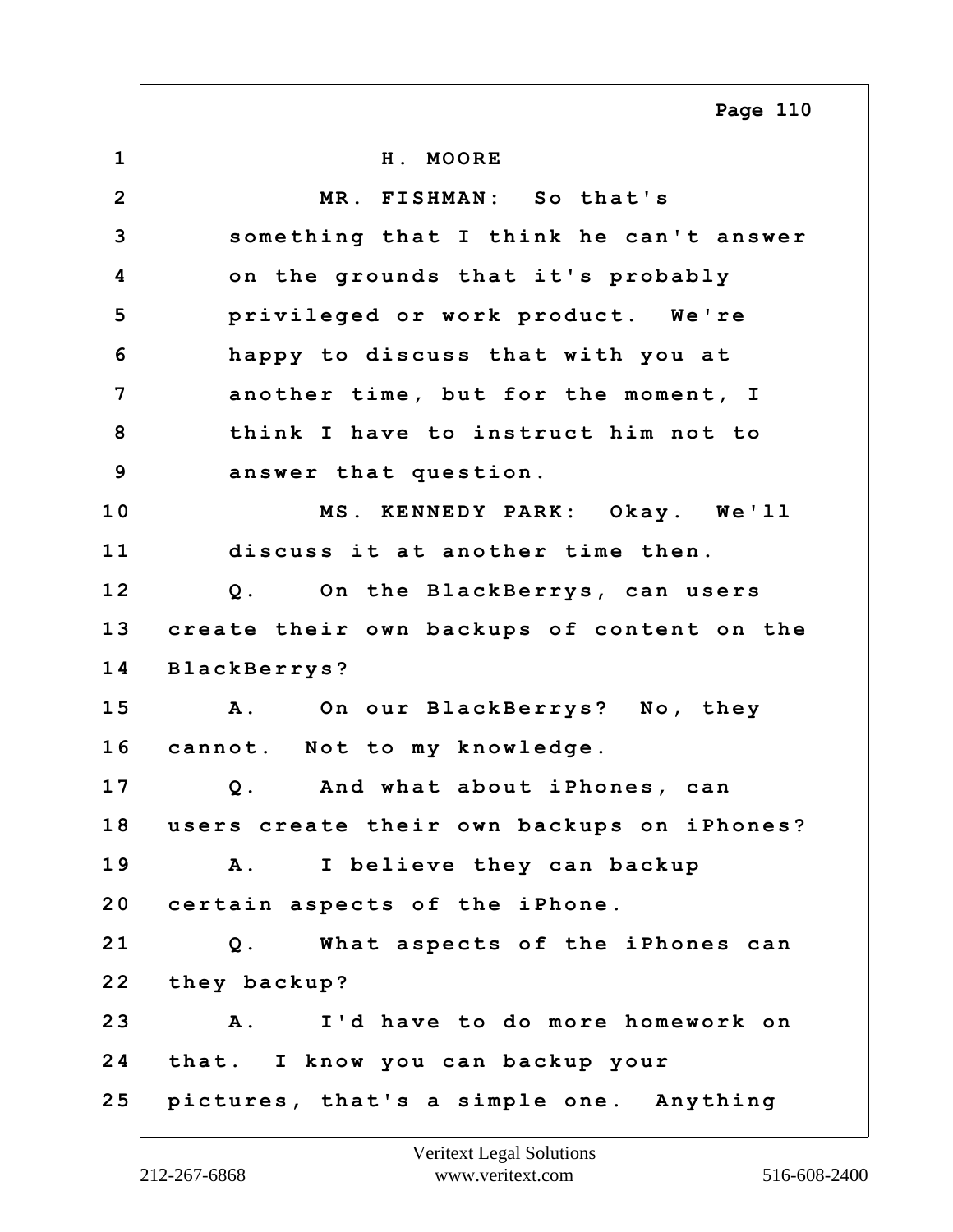H. MOORE

MR. FISHMAN: So that's something that I think he can't answer on the grounds that it's probably privileged or work product. We're happy to discuss that with you at another time, but for the moment, I think I have to instruct him not to answer that question.

MS. KENNEDY PARK: Okay. We'll discuss it at another time then.

Q. On the BlackBerrys, can users create their own backups of content on the BlackBerrys?

A. On our BlackBerrys? No, they cannot. Not to my knowledge.

Q. And what about iPhones, can users create their own backups on iPhones?

A. I believe they can backup certain aspects of the iPhone.

Q. What aspects of the iPhones can they backup?

A. I'd have to do more homework on that. I know you can backup your pictures, that's a simple one. Anything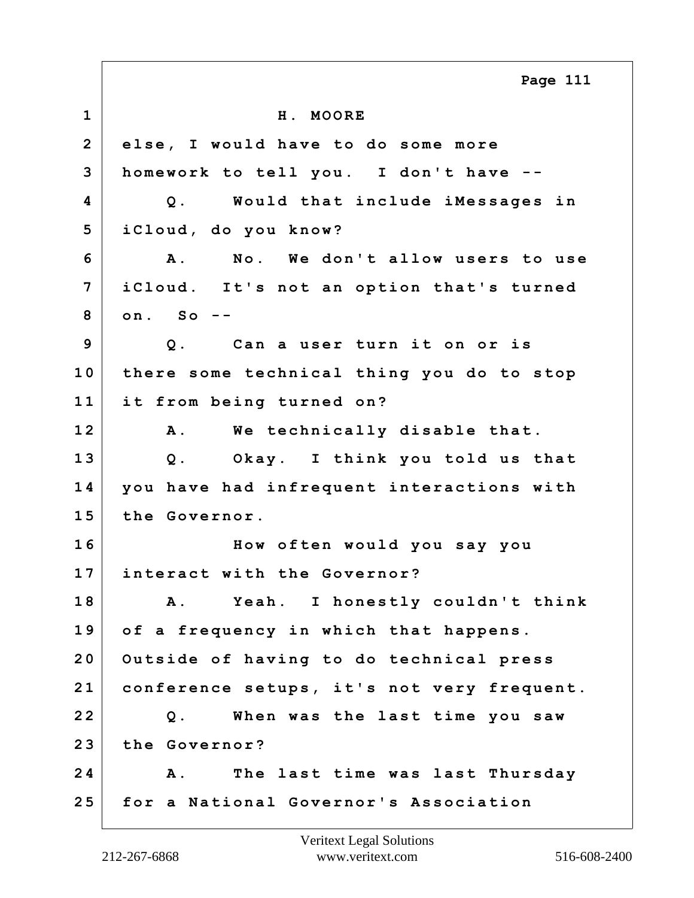H. MOORE

else, I would have to do some more homework to tell you. I don't have --

Q. Would that include iMessages in iCloud, do you know?

A. No. We don't allow users to use iCloud. It's not an option that's turned on. So --

Q. Can a user turn it on or is there some technical thing you do to stop it from being turned on?

A. We technically disable that.

Q. Okay. I think you told us that you have had infrequent interactions with the Governor.

How often would you say you interact with the Governor?

A. Yeah. I honestly couldn't think of a frequency in which that happens. Outside of having to do technical press conference setups, it's not very frequent.

Q. When was the last time you saw the Governor?

A. The last time was last Thursday for a National Governor's Association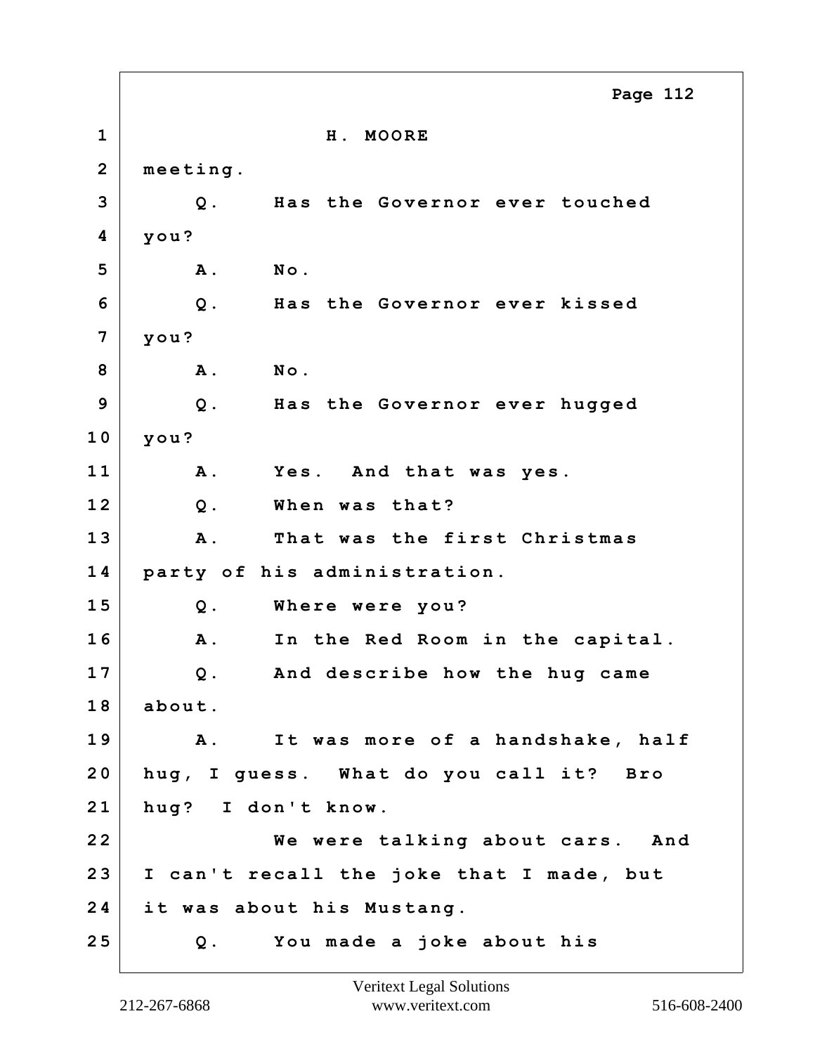H. MOORE

meeting.

Q. Has the Governor ever touched you?

A. No.

Q. Has the Governor ever kissed you?

A. No.

Q. Has the Governor ever hugged you?

A. Yes. And that was yes.

Q. When was that?

A. That was the first Christmas party of his administration.

Q. Where were you?

A. In the Red Room in the capital.

Q. And describe how the hug came about.

A. It was more of a handshake, half hug, I guess. What do you call it? Bro hug? I don't know.

We were talking about cars. And I can't recall the joke that I made, but it was about his Mustang.

Q. You made a joke about his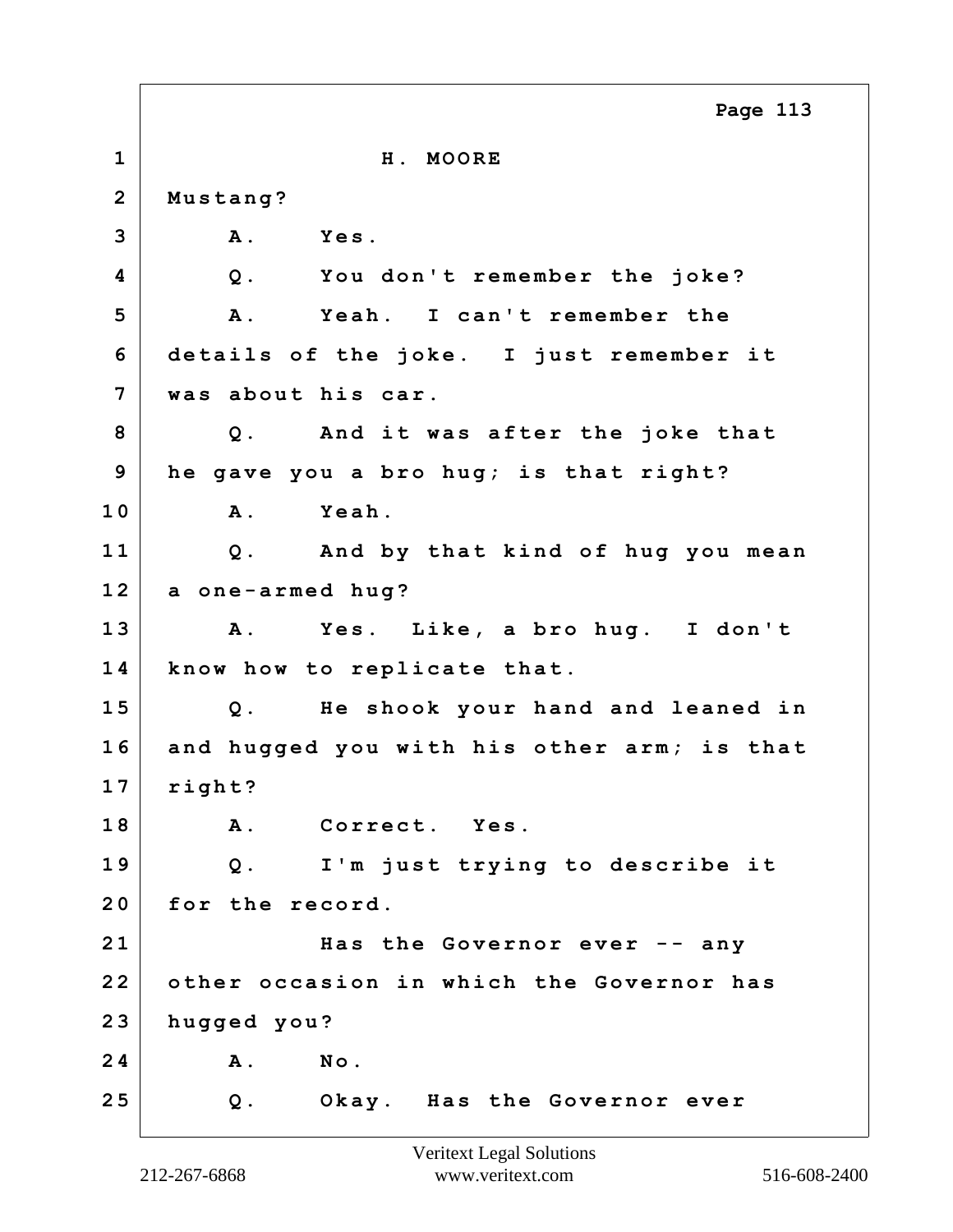H. MOORE

Mustang?

A. Yes.

Q. You don't remember the joke?

A. Yeah. I can't remember the details of the joke. I just remember it was about his car.

Q. And it was after the joke that he gave you a bro hug; is that right?

A. Yeah.

Q. And by that kind of hug you mean a one-armed hug?

A. Yes. Like, a bro hug. I don't know how to replicate that.

Q. He shook your hand and leaned in and hugged you with his other arm; is that right?

A. Correct. Yes.

Q. I'm just trying to describe it for the record.

Has the Governor ever -- any other occasion in which the Governor has hugged you?

A. No.

Q. Okay. Has the Governor ever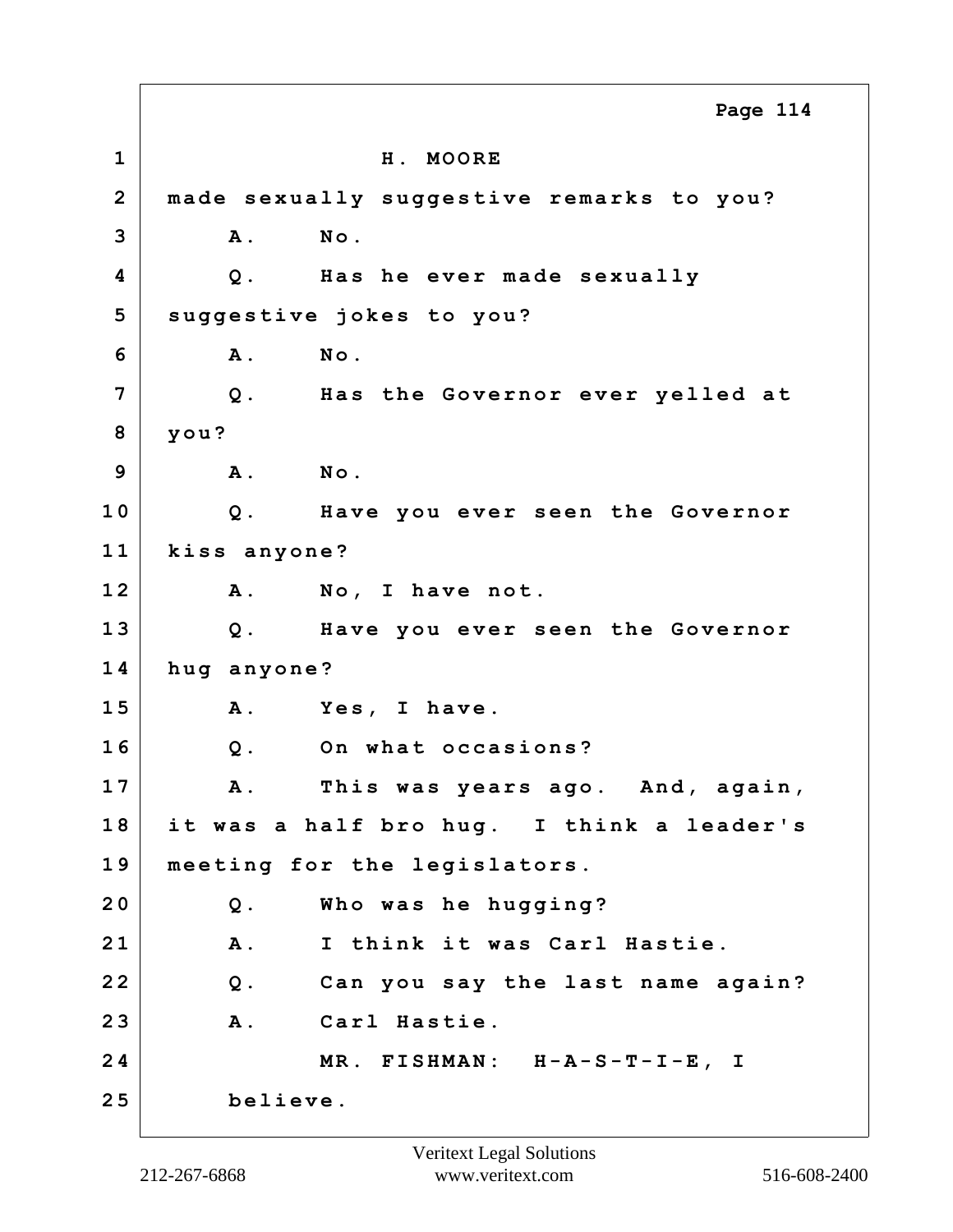H. MOORE

made sexually suggestive remarks to you?

A. No.

Q. Has he ever made sexually suggestive jokes to you?

A. No.

Q. Has the Governor ever yelled at you?

A. No.

Q. Have you ever seen the Governor kiss anyone?

A. No, I have not.

Q. Have you ever seen the Governor hug anyone?

A. Yes, I have.

Q. On what occasions?

A. This was years ago. And, again, it was a half bro hug. I think a leader's meeting for the legislators.

Q. Who was he hugging?

A. I think it was Carl Hastie.

Q. Can you say the last name again?

A. Carl Hastie.

MR. FISHMAN: H-A-S-T-I-E, I believe.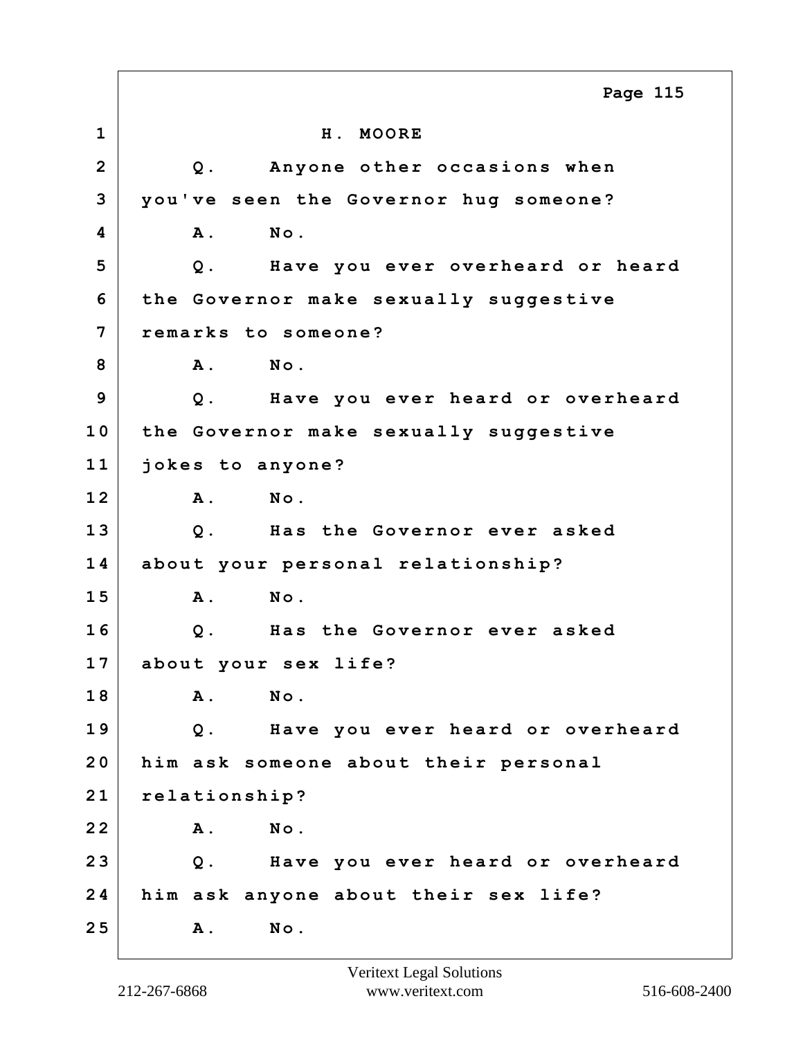H. MOORE

Q. Anyone other occasions when you've seen the Governor hug someone?

A. No.

Q. Have you ever overheard or heard the Governor make sexually suggestive remarks to someone?

A. No.

Q. Have you ever heard or overheard the Governor make sexually suggestive jokes to anyone?

A. No.

Q. Has the Governor ever asked about your personal relationship?

A. No.

Q. Has the Governor ever asked about your sex life?

A. No.

Q. Have you ever heard or overheard him ask someone about their personal relationship?

A. No.

Q. Have you ever heard or overheard him ask anyone about their sex life?

A. No.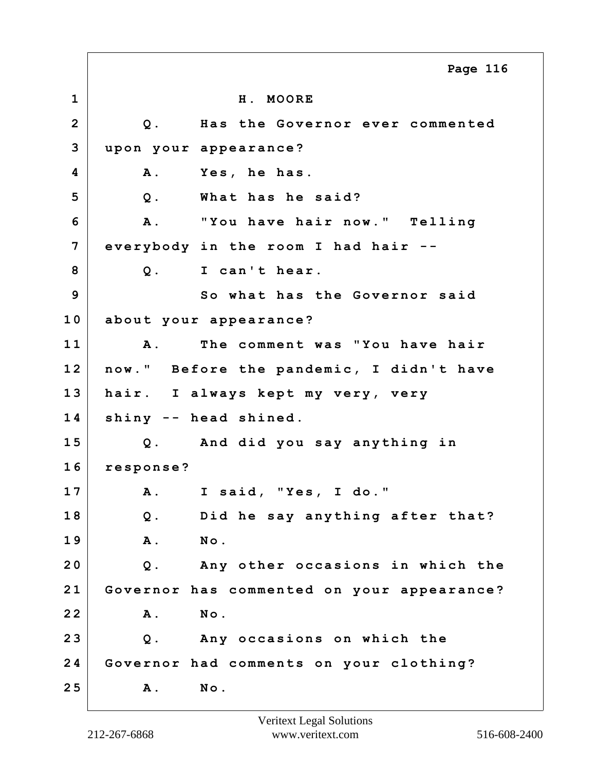H. MOORE

Q. Has the Governor ever commented upon your appearance?

A. Yes, he has.

Q. What has he said?

A. "You have hair now." Telling everybody in the room I had hair --

Q. I can't hear.

So what has the Governor said about your appearance?

A. The comment was "You have hair now." Before the pandemic, I didn't have hair. I always kept my very, very shiny -- head shined.

Q. And did you say anything in response?

A. I said, "Yes, I do."

Q. Did he say anything after that?

A. No.

Q. Any other occasions in which the Governor has commented on your appearance?

A. No.

Q. Any occasions on which the Governor had comments on your clothing?

A. No.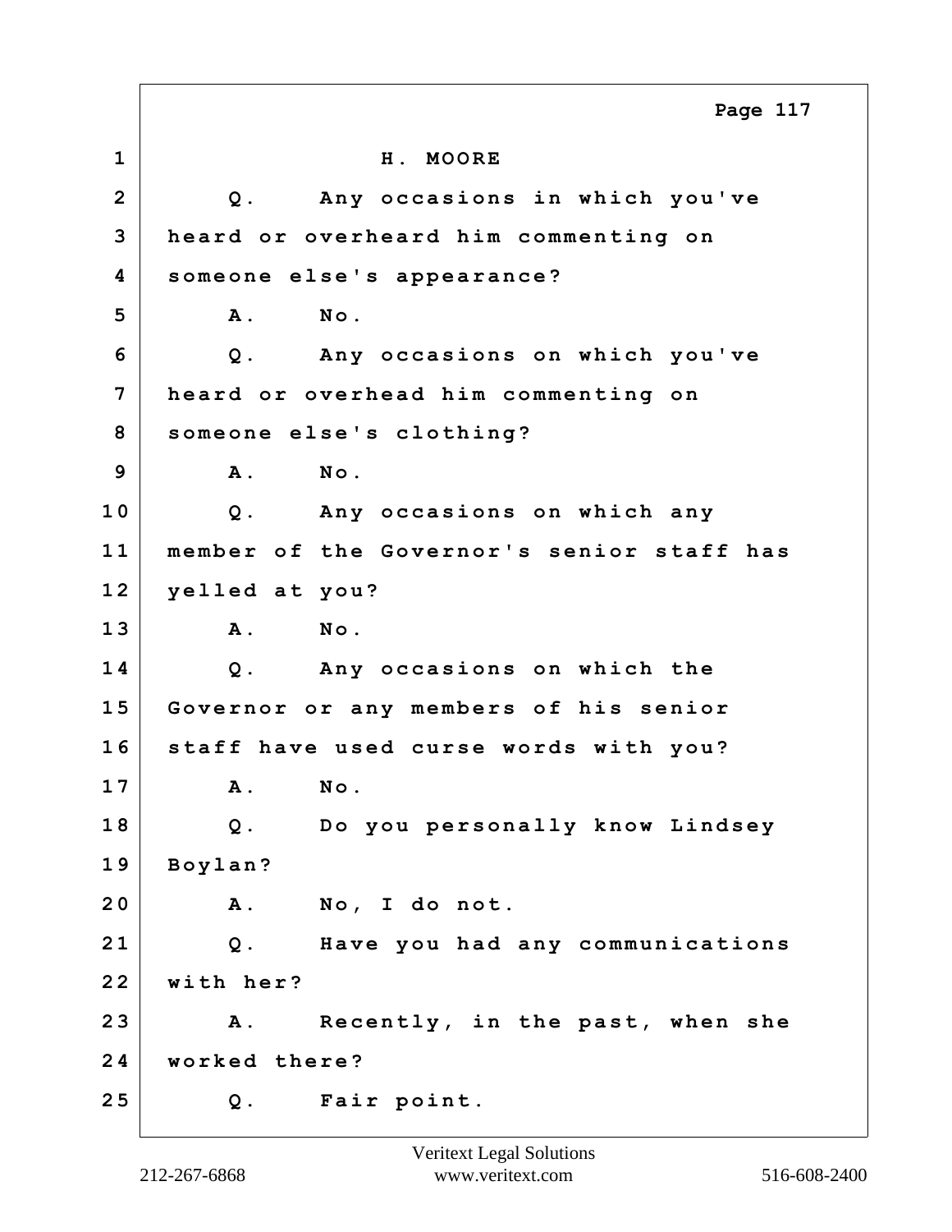H. MOORE

Q. Any occasions in which you've heard or overheard him commenting on someone else's appearance?

A. No.

Q. Any occasions on which you've heard or overhead him commenting on someone else's clothing?

A. No.

Q. Any occasions on which any member of the Governor's senior staff has yelled at you?

A. No.

Q. Any occasions on which the Governor or any members of his senior staff have used curse words with you?

A. No.

Q. Do you personally know Lindsey Boylan?

A. No, I do not.

Q. Have you had any communications with her?

A. Recently, in the past, when she worked there?

Q. Fair point.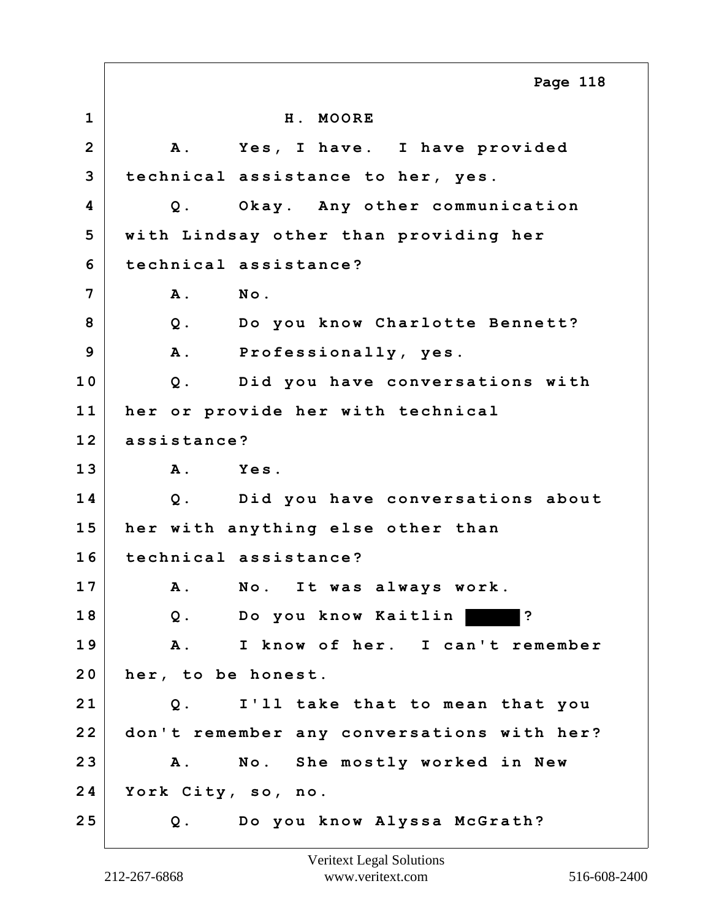1 H. MOORE

2 A. Yes, I have. I have provided

3 technical assistance to her, yes.

4 Q. Okay. Any other communication

5 with Lindsay other than providing her

6 technical assistance?

7 A. No.

8 Q. Do you know Charlotte Bennett?

9 A. Professionally, yes.

10 Q. Did you have conversations with

11 her or provide her with technical

12 assistance?

13 A. Yes.

14 Q. Did you have conversations about

15 her with anything else other than

16 technical assistance?

17 A. No. It was always work.

18 Q. Do you know Kaitlin ██████?

19 A. I know of her. I can't remember

20 her, to be honest.

21 Q. I'll take that to mean that you

22 don't remember any conversations with her?

23 A. No. She mostly worked in New

24 York City, so, no.

25 Q. Do you know Alyssa McGrath?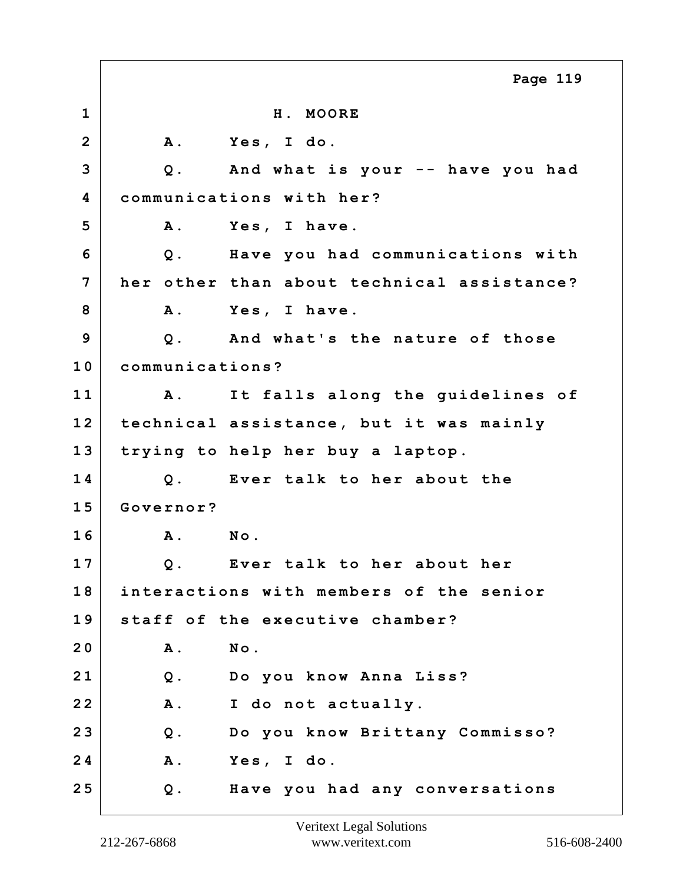H. MOORE

A. Yes, I do.

Q. And what is your -- have you had communications with her?

A. Yes, I have.

Q. Have you had communications with her other than about technical assistance?

A. Yes, I have.

Q. And what's the nature of those communications?

A. It falls along the guidelines of technical assistance, but it was mainly trying to help her buy a laptop.

Q. Ever talk to her about the Governor?

A. No.

Q. Ever talk to her about her interactions with members of the senior staff of the executive chamber?

A. No.

Q. Do you know Anna Liss?

A. I do not actually.

Q. Do you know Brittany Commisso?

A. Yes, I do.

Q. Have you had any conversations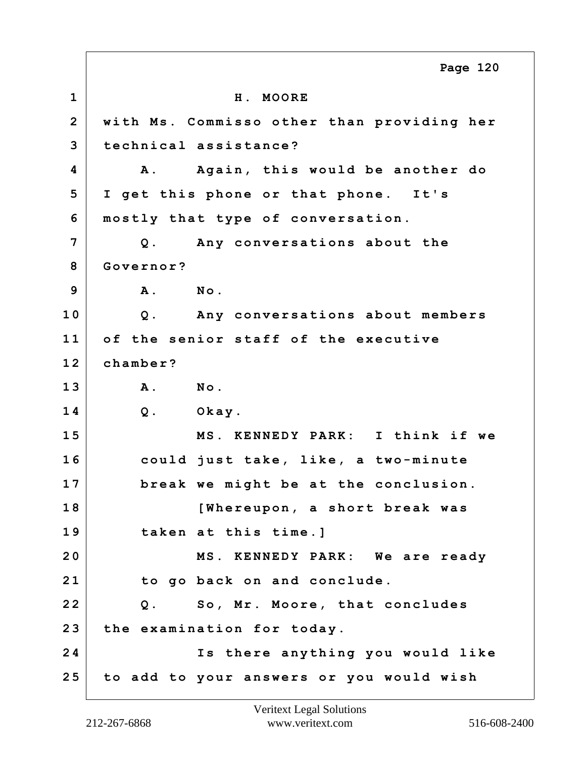H. MOORE

with Ms. Commisso other than providing her technical assistance?

A. Again, this would be another do I get this phone or that phone. It's mostly that type of conversation.

Q. Any conversations about the Governor?

A. No.

Q. Any conversations about members of the senior staff of the executive chamber?

A. No.

Q. Okay.

MS. KENNEDY PARK: I think if we could just take, like, a two-minute break we might be at the conclusion.

[Whereupon, a short break was taken at this time.]

MS. KENNEDY PARK: We are ready to go back on and conclude.

Q. So, Mr. Moore, that concludes the examination for today.

Is there anything you would like to add to your answers or you would wish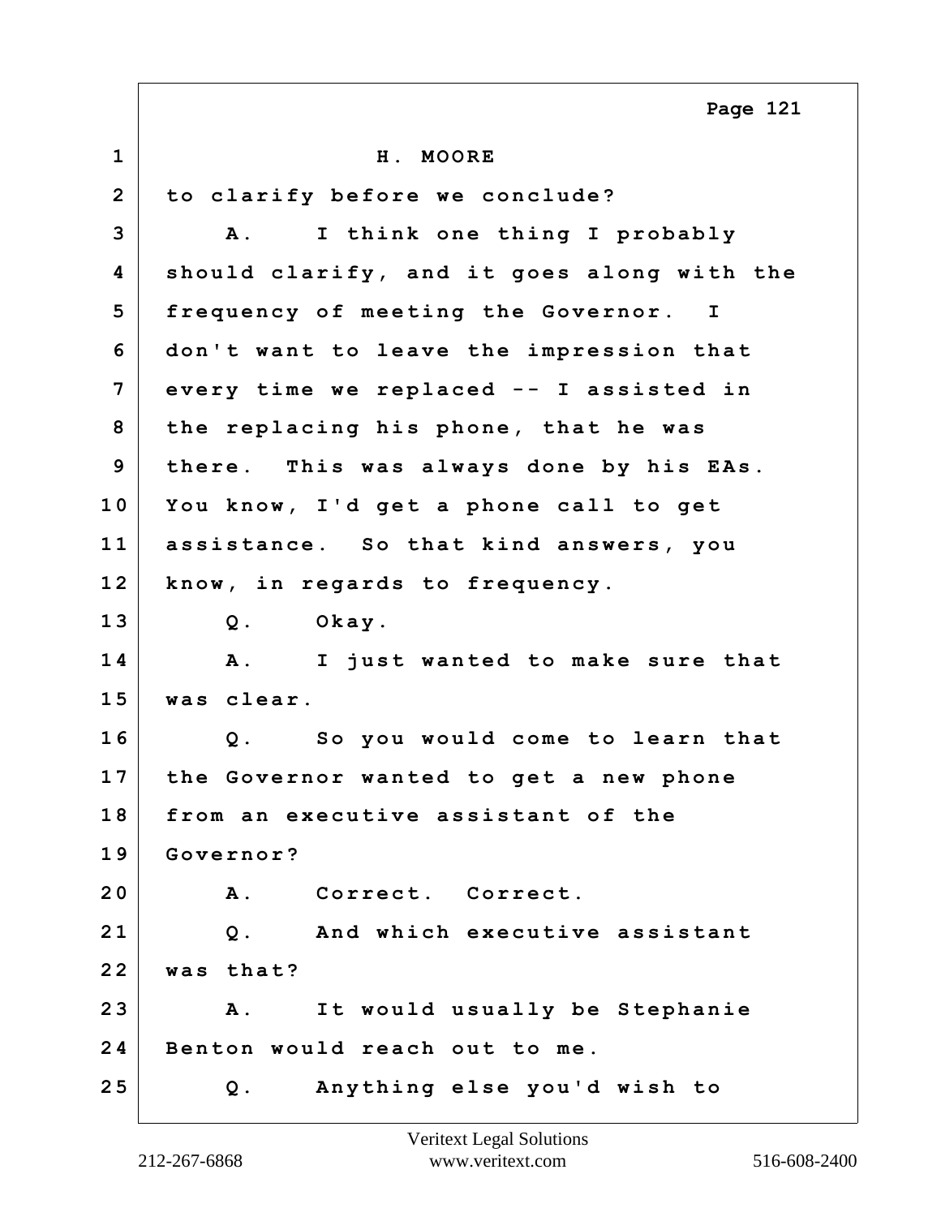H. MOORE

to clarify before we conclude?

A. I think one thing I probably should clarify, and it goes along with the frequency of meeting the Governor. I don't want to leave the impression that every time we replaced -- I assisted in the replacing his phone, that he was there. This was always done by his EAs. You know, I'd get a phone call to get assistance. So that kind answers, you know, in regards to frequency.

Q. Okay.

A. I just wanted to make sure that was clear.

Q. So you would come to learn that the Governor wanted to get a new phone from an executive assistant of the Governor?

A. Correct. Correct.

Q. And which executive assistant was that?

A. It would usually be Stephanie Benton would reach out to me.

Q. Anything else you'd wish to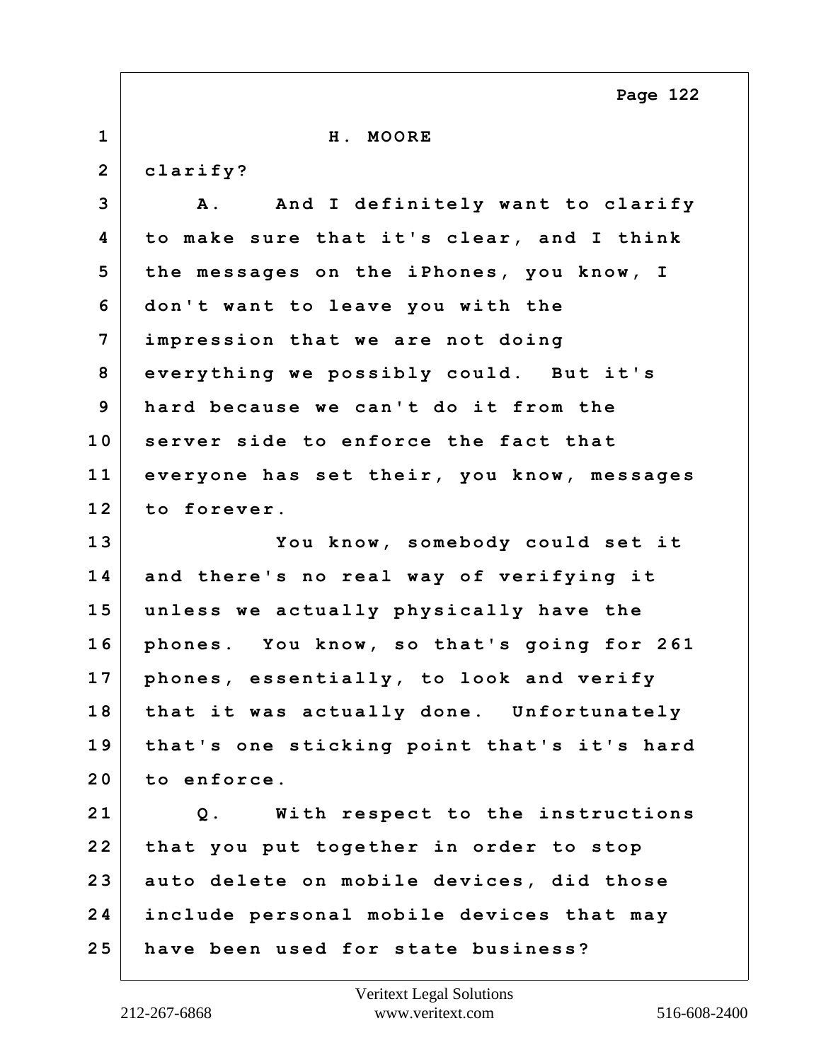H. MOORE

clarify?

A. And I definitely want to clarify to make sure that it's clear, and I think the messages on the iPhones, you know, I don't want to leave you with the impression that we are not doing everything we possibly could. But it's hard because we can't do it from the server side to enforce the fact that everyone has set their, you know, messages to forever.

You know, somebody could set it and there's no real way of verifying it unless we actually physically have the phones. You know, so that's going for 261 phones, essentially, to look and verify that it was actually done. Unfortunately that's one sticking point that's it's hard to enforce.

Q. With respect to the instructions that you put together in order to stop auto delete on mobile devices, did those include personal mobile devices that may have been used for state business?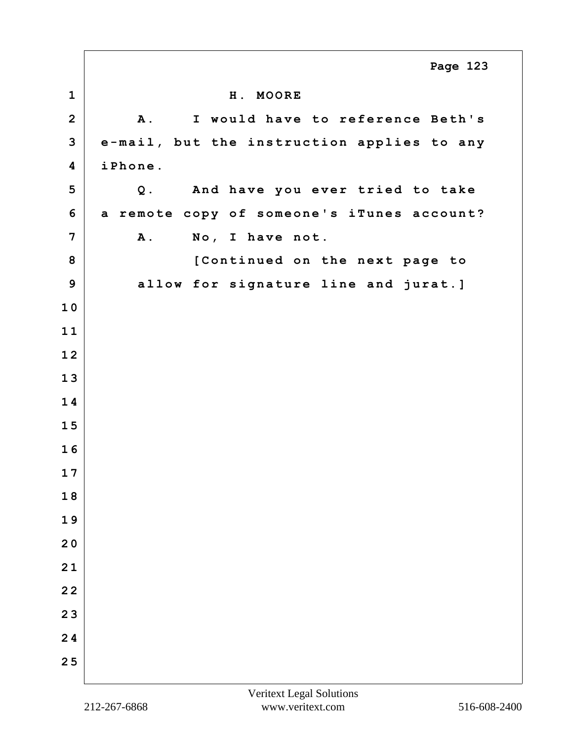H. MOORE

A. I would have to reference Beth's e-mail, but the instruction applies to any iPhone.

Q. And have you ever tried to take a remote copy of someone's iTunes account?

A. No, I have not.

[Continued on the next page to allow for signature line and jurat.]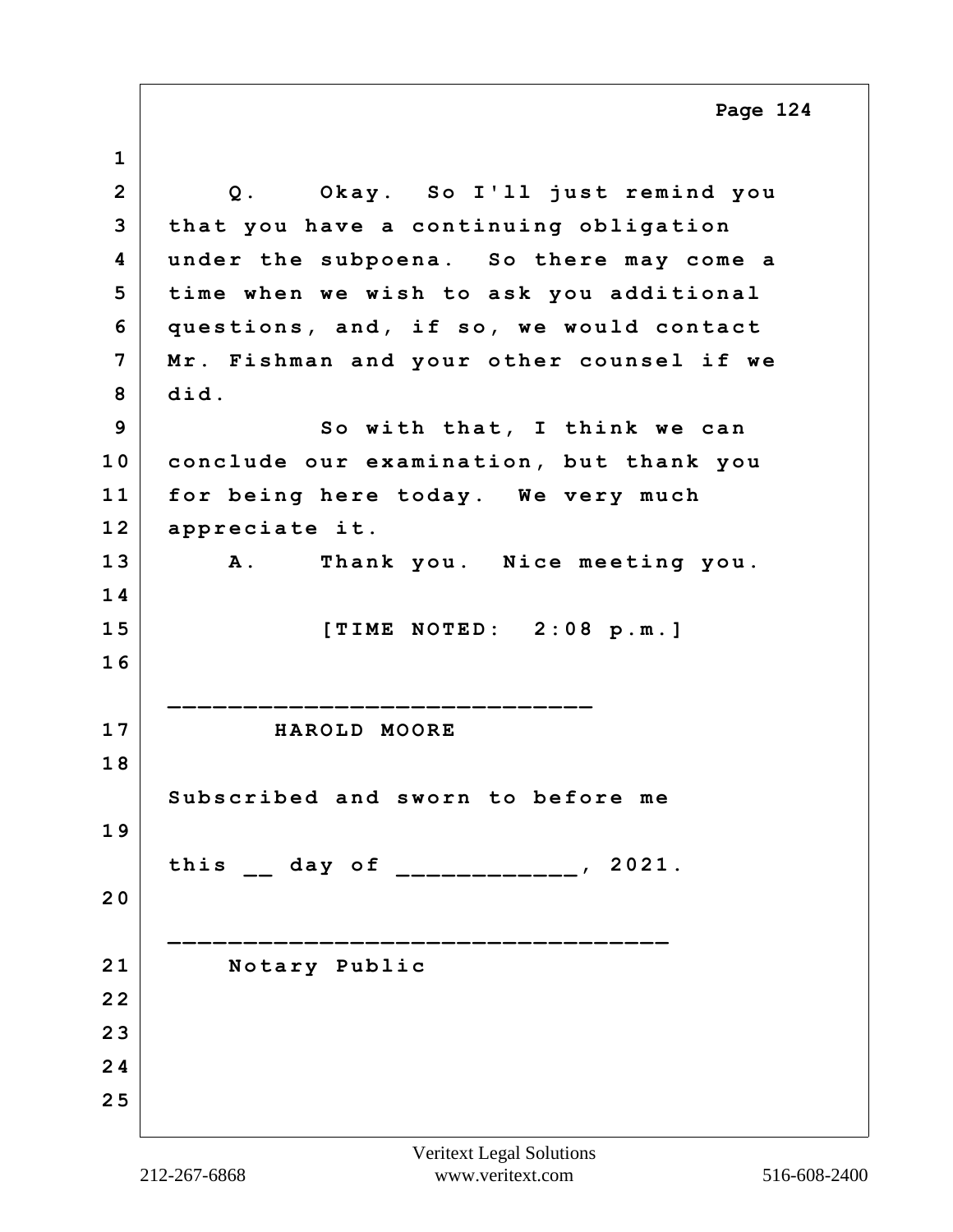Q. Okay. So I'll just remind you that you have a continuing obligation under the subpoena. So there may come a time when we wish to ask you additional questions, and, if so, we would contact Mr. Fishman and your other counsel if we did.

So with that, I think we can conclude our examination, but thank you for being here today. We very much appreciate it.

A. Thank you. Nice meeting you.

[TIME NOTED: 2:08 p.m.]

\_\_\_\_\_\_\_\_\_\_\_\_\_\_\_\_\_\_\_\_\_\_\_\_\_\_\_\_

HAROLD MOORE

Subscribed and sworn to before me

this __ day of ____________, 2021.

\_\_\_\_\_\_\_\_\_\_\_\_\_\_\_\_\_\_\_\_\_\_\_\_\_\_\_\_\_\_\_\_\_\_

Notary Public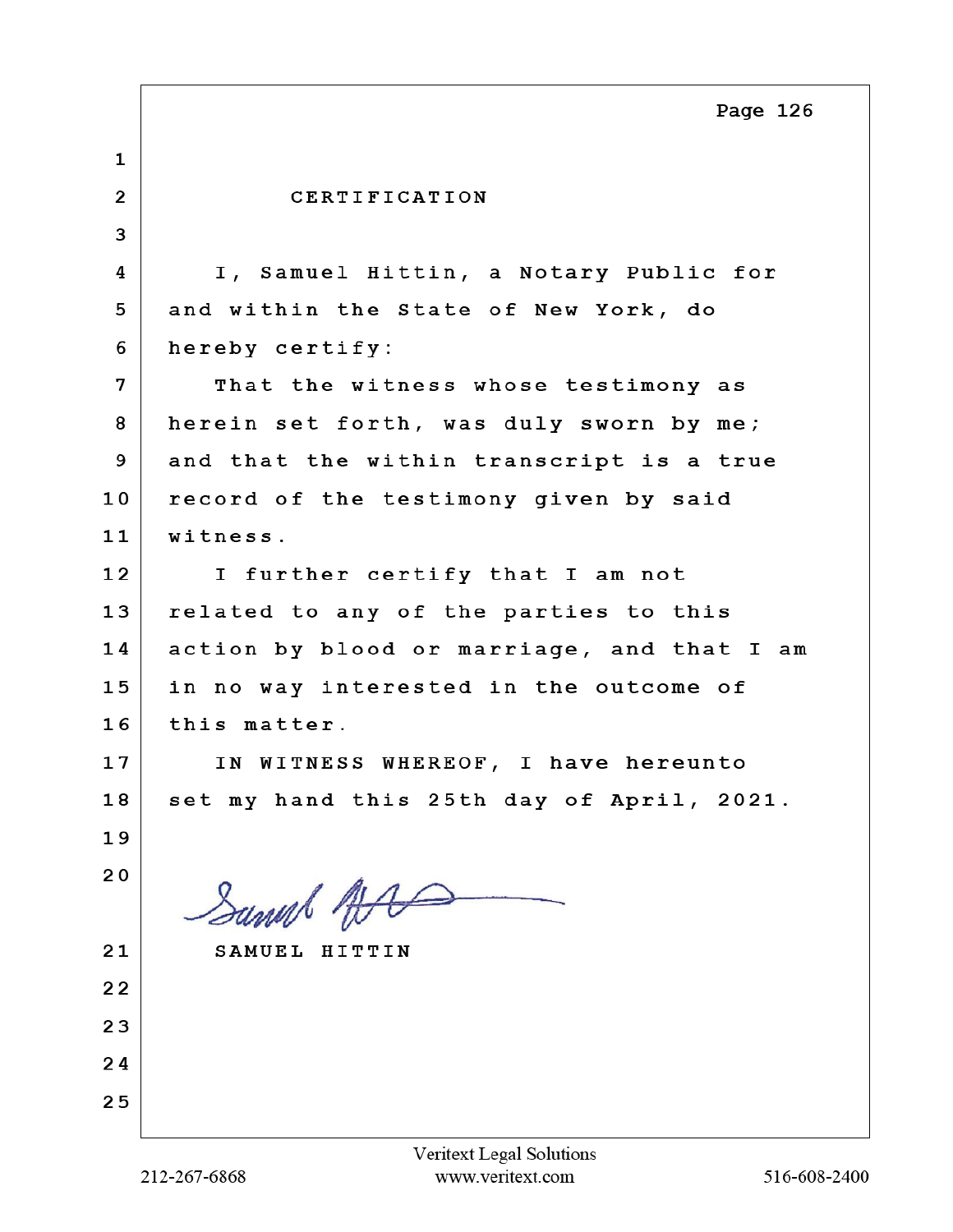## CERTIFICATION

I, Samuel Hittin, a Notary Public for and within the State of New York, do hereby certify:

That the witness whose testimony as herein set forth, was duly sworn by me; and that the within transcript is a true record of the testimony given by said witness.

I further certify that I am not related to any of the parties to this action by blood or marriage, and that I am in no way interested in the outcome of this matter.

IN WITNESS WHEREOF, I have hereunto set my hand this 25th day of April, 2021.

SAMUEL HITTIN